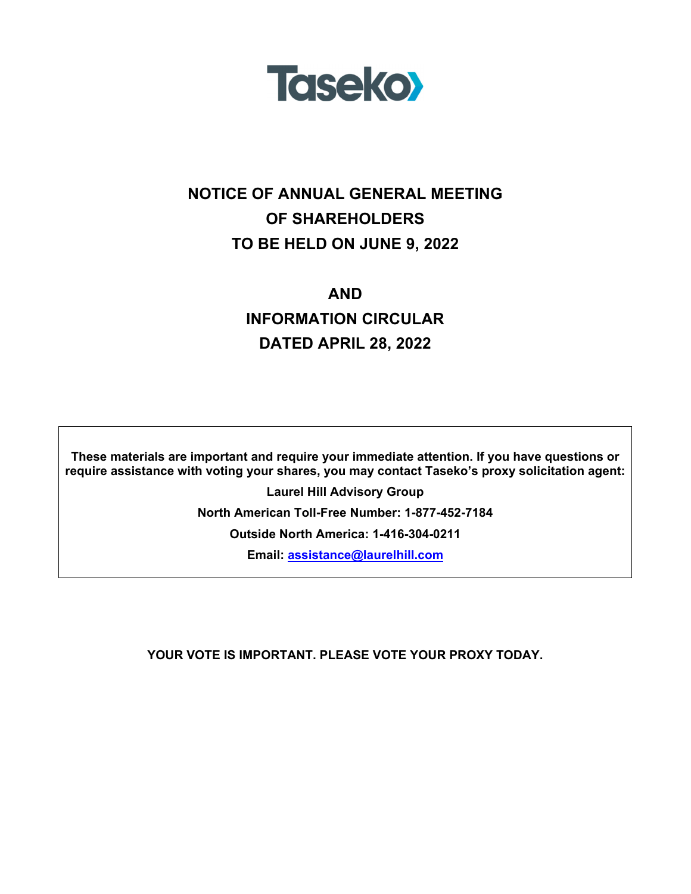Taseko

# NOTICE OF ANNUAL GENERAL MEETING OF SHAREHOLDERS TO BE HELD ON JUNE 9, 2022

# AND

# INFORMATION CIRCULAR DATED APRIL 28, 2022

**These materials are important and require your immediate attention. If you have questions or require assistance with voting your shares, you may contact Taseko's proxy solicitation agent:**

**Laurel Hill Advisory Group**

**North American Toll-Free Number: 1-877-452-7184**

**Outside North America: 1-416-304-0211**

**Email: assistance@laurelhill.com**

**YOUR VOTE IS IMPORTANT. PLEASE VOTE YOUR PROXY TODAY.**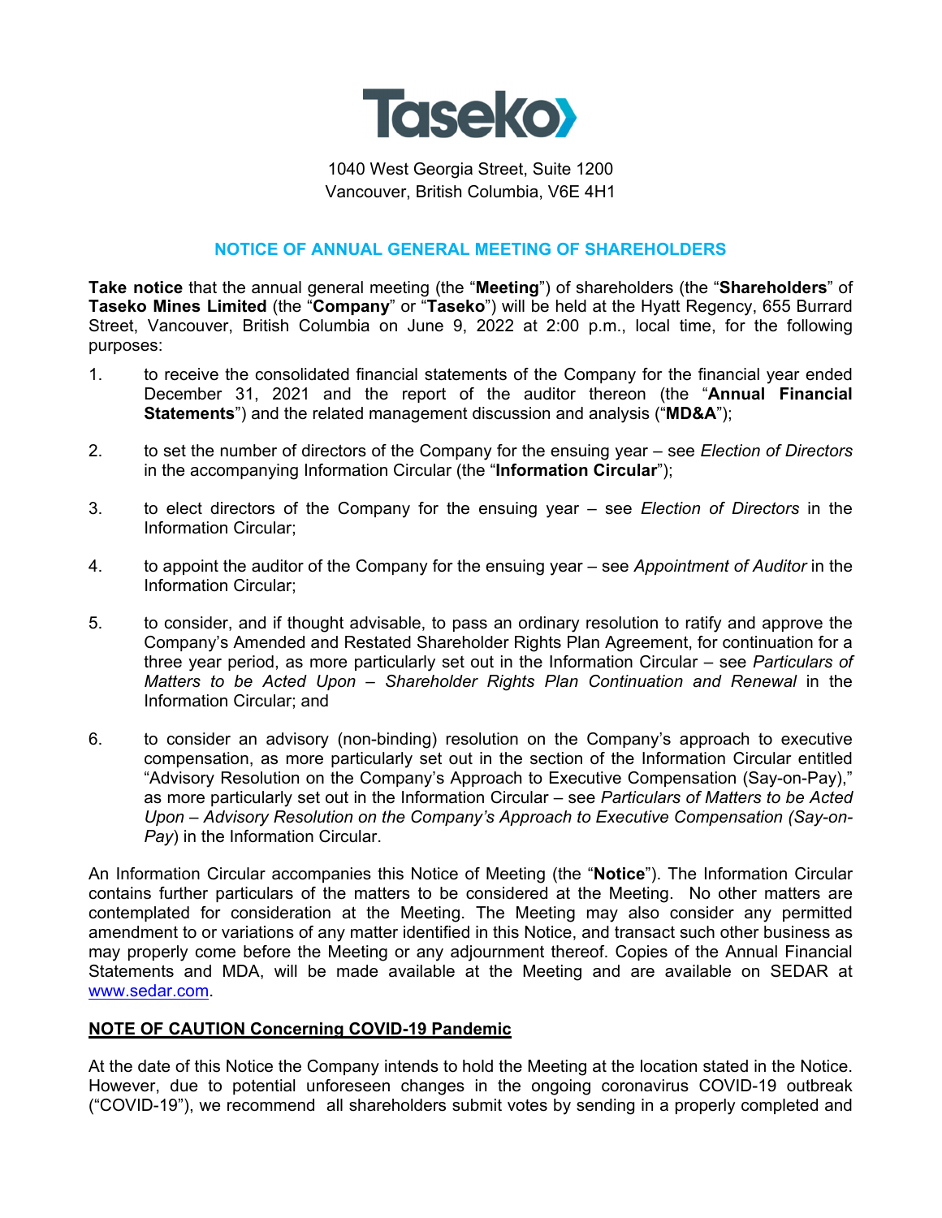Taseko

1040 West Georgia Street, Suite 1200
Vancouver, British Columbia, V6E 4H1

## NOTICE OF ANNUAL GENERAL MEETING OF SHAREHOLDERS

**Take notice** that the annual general meeting (the "**Meeting**") of shareholders (the "**Shareholders**" of **Taseko Mines Limited** (the "**Company**" or "**Taseko**") will be held at the Hyatt Regency, 655 Burrard Street, Vancouver, British Columbia on June 9, 2022 at 2:00 p.m., local time, for the following purposes:

1. to receive the consolidated financial statements of the Company for the financial year ended December 31, 2021 and the report of the auditor thereon (the "**Annual Financial Statements**") and the related management discussion and analysis ("**MD&A**");

2. to set the number of directors of the Company for the ensuing year – see *Election of Directors* in the accompanying Information Circular (the "**Information Circular**");

3. to elect directors of the Company for the ensuing year – see *Election of Directors* in the Information Circular;

4. to appoint the auditor of the Company for the ensuing year – see *Appointment of Auditor* in the Information Circular;

5. to consider, and if thought advisable, to pass an ordinary resolution to ratify and approve the Company's Amended and Restated Shareholder Rights Plan Agreement, for continuation for a three year period, as more particularly set out in the Information Circular – see *Particulars of Matters to be Acted Upon – Shareholder Rights Plan Continuation and Renewal* in the Information Circular; and

6. to consider an advisory (non-binding) resolution on the Company's approach to executive compensation, as more particularly set out in the section of the Information Circular entitled "Advisory Resolution on the Company's Approach to Executive Compensation (Say-on-Pay)," as more particularly set out in the Information Circular – see *Particulars of Matters to be Acted Upon – Advisory Resolution on the Company's Approach to Executive Compensation (Say-on-Pay)* in the Information Circular.

An Information Circular accompanies this Notice of Meeting (the "**Notice**"). The Information Circular contains further particulars of the matters to be considered at the Meeting. No other matters are contemplated for consideration at the Meeting. The Meeting may also consider any permitted amendment to or variations of any matter identified in this Notice, and transact such other business as may properly come before the Meeting or any adjournment thereof. Copies of the Annual Financial Statements and MDA, will be made available at the Meeting and are available on SEDAR at www.sedar.com.

**NOTE OF CAUTION Concerning COVID-19 Pandemic**

At the date of this Notice the Company intends to hold the Meeting at the location stated in the Notice. However, due to potential unforeseen changes in the ongoing coronavirus COVID-19 outbreak ("COVID-19"), we recommend all shareholders submit votes by sending in a properly completed and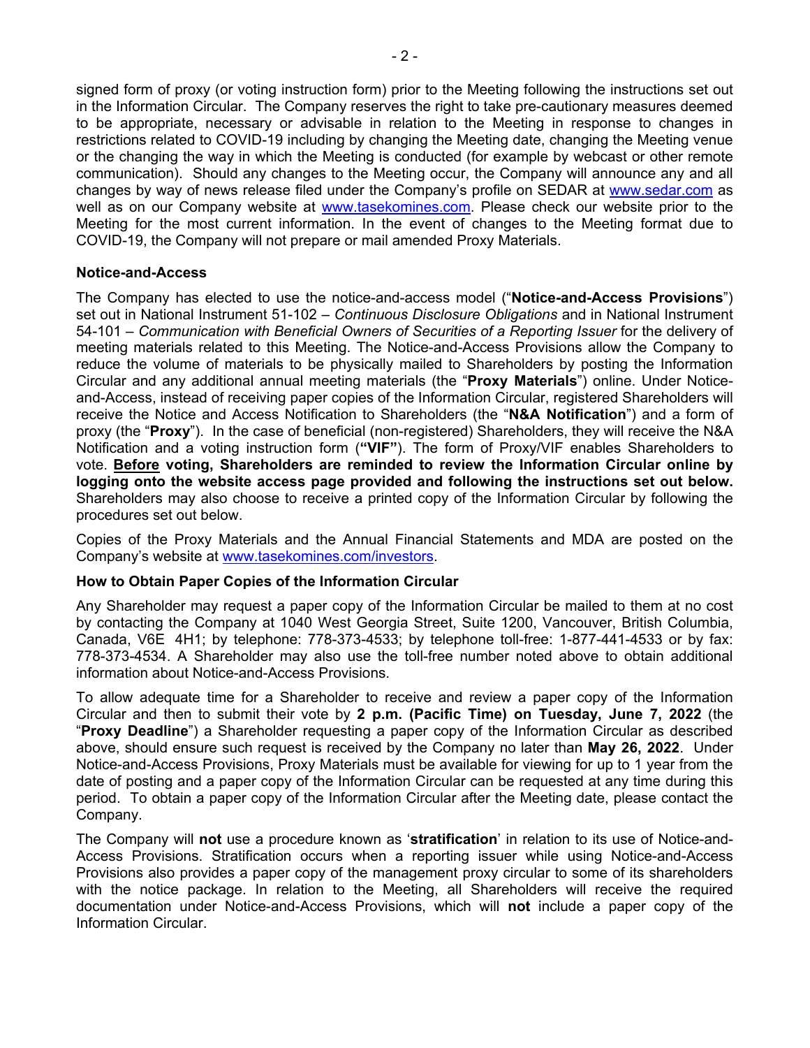signed form of proxy (or voting instruction form) prior to the Meeting following the instructions set out in the Information Circular. The Company reserves the right to take pre-cautionary measures deemed to be appropriate, necessary or advisable in relation to the Meeting in response to changes in restrictions related to COVID-19 including by changing the Meeting date, changing the Meeting venue or the changing the way in which the Meeting is conducted (for example by webcast or other remote communication). Should any changes to the Meeting occur, the Company will announce any and all changes by way of news release filed under the Company's profile on SEDAR at www.sedar.com as well as on our Company website at www.tasekomines.com. Please check our website prior to the Meeting for the most current information. In the event of changes to the Meeting format due to COVID-19, the Company will not prepare or mail amended Proxy Materials.

**Notice-and-Access**

The Company has elected to use the notice-and-access model ("**Notice-and-Access Provisions**") set out in National Instrument 51-102 – *Continuous Disclosure Obligations* and in National Instrument 54-101 – *Communication with Beneficial Owners of Securities of a Reporting Issuer* for the delivery of meeting materials related to this Meeting. The Notice-and-Access Provisions allow the Company to reduce the volume of materials to be physically mailed to Shareholders by posting the Information Circular and any additional annual meeting materials (the "**Proxy Materials**") online. Under Notice-and-Access, instead of receiving paper copies of the Information Circular, registered Shareholders will receive the Notice and Access Notification to Shareholders (the "**N&A Notification**") and a form of proxy (the "**Proxy**"). In the case of beneficial (non-registered) Shareholders, they will receive the N&A Notification and a voting instruction form (**"VIF"**). The form of Proxy/VIF enables Shareholders to vote. **Before voting, Shareholders are reminded to review the Information Circular online by logging onto the website access page provided and following the instructions set out below.** Shareholders may also choose to receive a printed copy of the Information Circular by following the procedures set out below.

Copies of the Proxy Materials and the Annual Financial Statements and MDA are posted on the Company's website at www.tasekomines.com/investors.

**How to Obtain Paper Copies of the Information Circular**

Any Shareholder may request a paper copy of the Information Circular be mailed to them at no cost by contacting the Company at 1040 West Georgia Street, Suite 1200, Vancouver, British Columbia, Canada, V6E 4H1; by telephone: 778-373-4533; by telephone toll-free: 1-877-441-4533 or by fax: 778-373-4534. A Shareholder may also use the toll-free number noted above to obtain additional information about Notice-and-Access Provisions.

To allow adequate time for a Shareholder to receive and review a paper copy of the Information Circular and then to submit their vote by **2 p.m. (Pacific Time) on Tuesday, June 7, 2022** (the "**Proxy Deadline**") a Shareholder requesting a paper copy of the Information Circular as described above, should ensure such request is received by the Company no later than **May 26, 2022**. Under Notice-and-Access Provisions, Proxy Materials must be available for viewing for up to 1 year from the date of posting and a paper copy of the Information Circular can be requested at any time during this period. To obtain a paper copy of the Information Circular after the Meeting date, please contact the Company.

The Company will **not** use a procedure known as '**stratification**' in relation to its use of Notice-and-Access Provisions. Stratification occurs when a reporting issuer while using Notice-and-Access Provisions also provides a paper copy of the management proxy circular to some of its shareholders with the notice package. In relation to the Meeting, all Shareholders will receive the required documentation under Notice-and-Access Provisions, which will **not** include a paper copy of the Information Circular.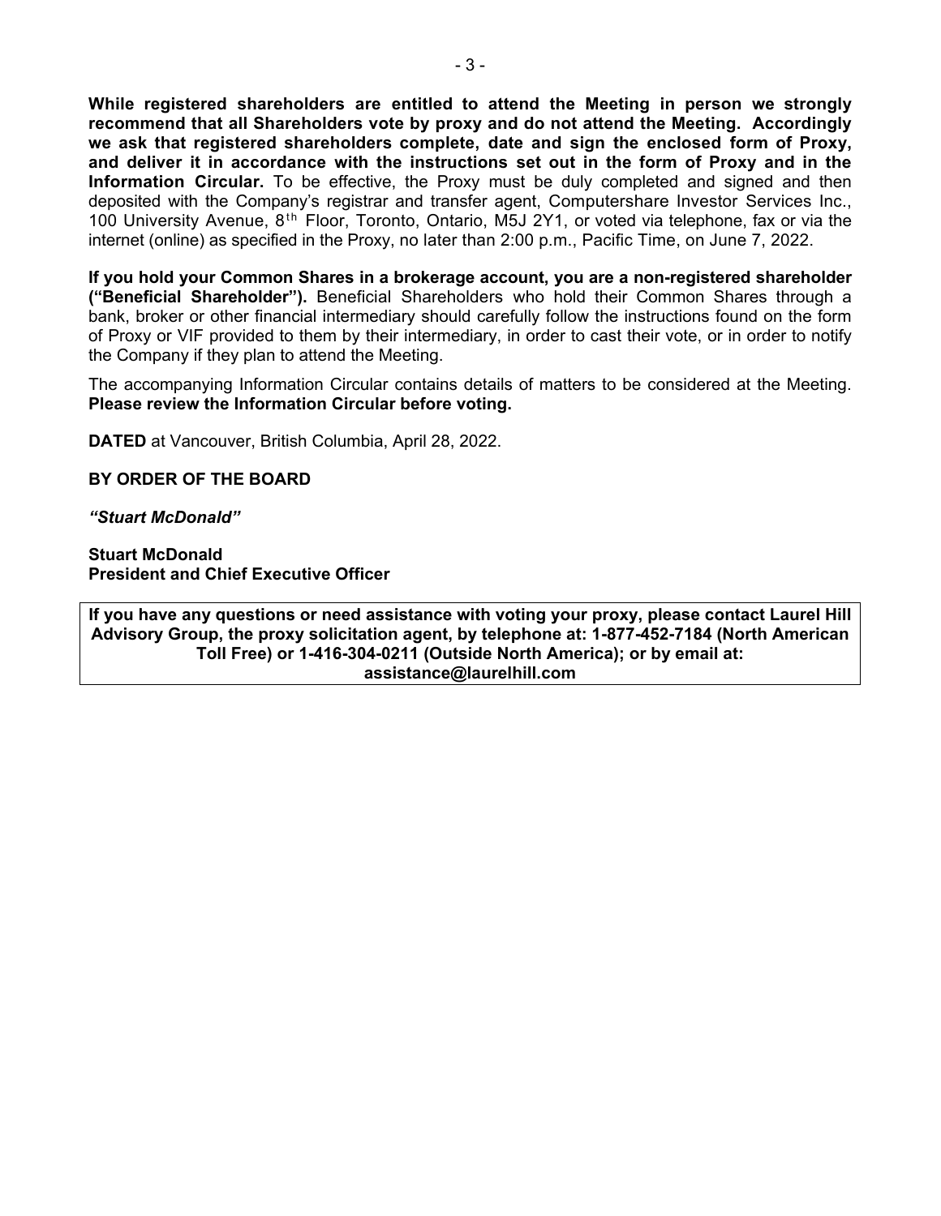**While registered shareholders are entitled to attend the Meeting in person we strongly recommend that all Shareholders vote by proxy and do not attend the Meeting. Accordingly we ask that registered shareholders complete, date and sign the enclosed form of Proxy, and deliver it in accordance with the instructions set out in the form of Proxy and in the Information Circular.** To be effective, the Proxy must be duly completed and signed and then deposited with the Company's registrar and transfer agent, Computershare Investor Services Inc., 100 University Avenue, 8th Floor, Toronto, Ontario, M5J 2Y1, or voted via telephone, fax or via the internet (online) as specified in the Proxy, no later than 2:00 p.m., Pacific Time, on June 7, 2022.

**If you hold your Common Shares in a brokerage account, you are a non-registered shareholder ("Beneficial Shareholder").** Beneficial Shareholders who hold their Common Shares through a bank, broker or other financial intermediary should carefully follow the instructions found on the form of Proxy or VIF provided to them by their intermediary, in order to cast their vote, or in order to notify the Company if they plan to attend the Meeting.

The accompanying Information Circular contains details of matters to be considered at the Meeting. **Please review the Information Circular before voting.**

**DATED** at Vancouver, British Columbia, April 28, 2022.

**BY ORDER OF THE BOARD**

***"Stuart McDonald"***

**Stuart McDonald**
**President and Chief Executive Officer**

**If you have any questions or need assistance with voting your proxy, please contact Laurel Hill Advisory Group, the proxy solicitation agent, by telephone at: 1-877-452-7184 (North American Toll Free) or 1-416-304-0211 (Outside North America); or by email at: assistance@laurelhill.com**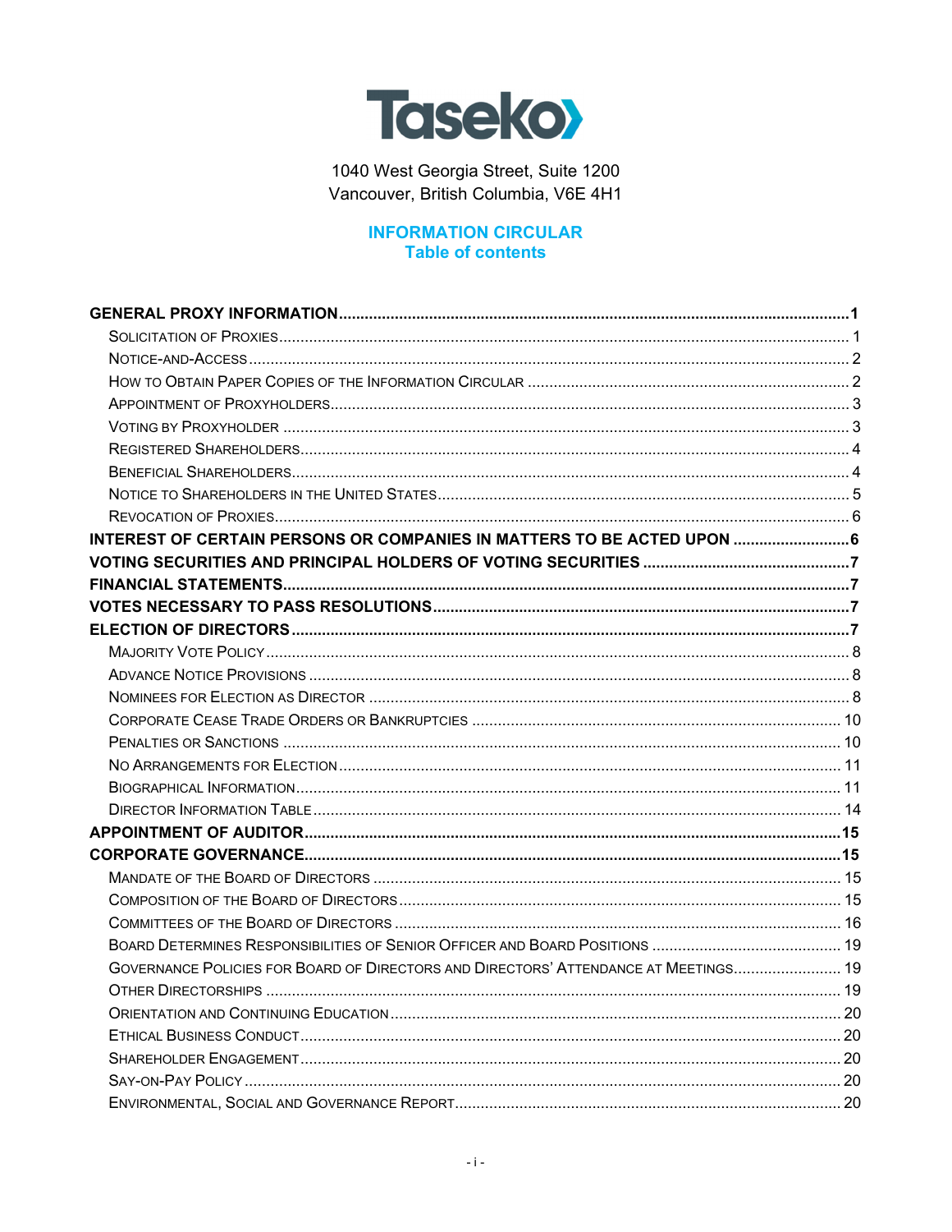Taseko

1040 West Georgia Street, Suite 1200
Vancouver, British Columbia, V6E 4H1

# INFORMATION CIRCULAR
## Table of contents

| | |
|---|---|
| **GENERAL PROXY INFORMATION** | **1** |
| Solicitation of Proxies | 1 |
| Notice-and-Access | 2 |
| How to Obtain Paper Copies of the Information Circular | 2 |
| Appointment of Proxyholders | 3 |
| Voting by Proxyholder | 3 |
| Registered Shareholders | 4 |
| Beneficial Shareholders | 4 |
| Notice to Shareholders in the United States | 5 |
| Revocation of Proxies | 6 |
| **INTEREST OF CERTAIN PERSONS OR COMPANIES IN MATTERS TO BE ACTED UPON** | **6** |
| **VOTING SECURITIES AND PRINCIPAL HOLDERS OF VOTING SECURITIES** | **7** |
| **FINANCIAL STATEMENTS** | **7** |
| **VOTES NECESSARY TO PASS RESOLUTIONS** | **7** |
| **ELECTION OF DIRECTORS** | **7** |
| Majority Vote Policy | 8 |
| Advance Notice Provisions | 8 |
| Nominees for Election as Director | 8 |
| Corporate Cease Trade Orders or Bankruptcies | 10 |
| Penalties or Sanctions | 10 |
| No Arrangements for Election | 11 |
| Biographical Information | 11 |
| Director Information Table | 14 |
| **APPOINTMENT OF AUDITOR** | **15** |
| **CORPORATE GOVERNANCE** | **15** |
| Mandate of the Board of Directors | 15 |
| Composition of the Board of Directors | 15 |
| Committees of the Board of Directors | 16 |
| Board Determines Responsibilities of Senior Officer and Board Positions | 19 |
| Governance Policies for Board of Directors and Directors' Attendance at Meetings | 19 |
| Other Directorships | 19 |
| Orientation and Continuing Education | 20 |
| Ethical Business Conduct | 20 |
| Shareholder Engagement | 20 |
| Say-on-Pay Policy | 20 |
| Environmental, Social and Governance Report | 20 |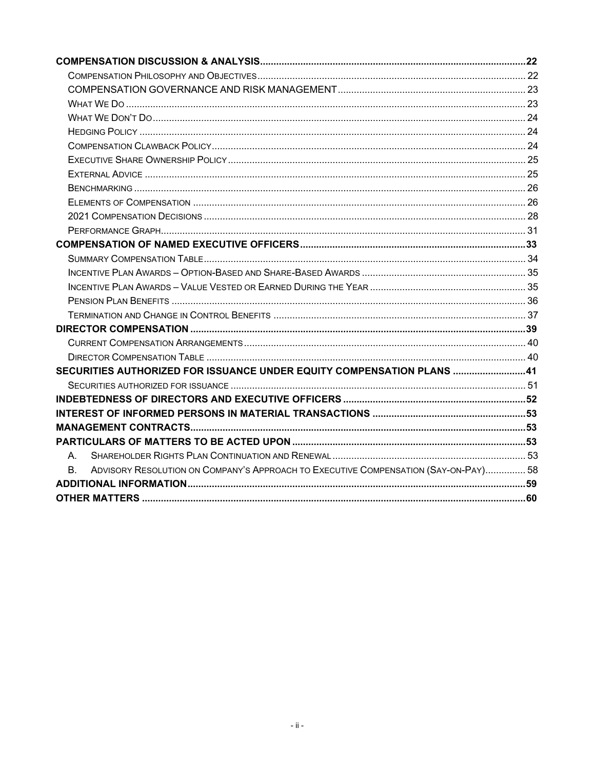| | |
|---|---|
| **COMPENSATION DISCUSSION & ANALYSIS** | **22** |
| COMPENSATION PHILOSOPHY AND OBJECTIVES | 22 |
| COMPENSATION GOVERNANCE AND RISK MANAGEMENT | 23 |
| WHAT WE DO | 23 |
| WHAT WE DON'T DO | 24 |
| HEDGING POLICY | 24 |
| COMPENSATION CLAWBACK POLICY | 24 |
| EXECUTIVE SHARE OWNERSHIP POLICY | 25 |
| EXTERNAL ADVICE | 25 |
| BENCHMARKING | 26 |
| ELEMENTS OF COMPENSATION | 26 |
| 2021 COMPENSATION DECISIONS | 28 |
| PERFORMANCE GRAPH | 31 |
| **COMPENSATION OF NAMED EXECUTIVE OFFICERS** | **33** |
| SUMMARY COMPENSATION TABLE | 34 |
| INCENTIVE PLAN AWARDS – OPTION-BASED AND SHARE-BASED AWARDS | 35 |
| INCENTIVE PLAN AWARDS – VALUE VESTED OR EARNED DURING THE YEAR | 35 |
| PENSION PLAN BENEFITS | 36 |
| TERMINATION AND CHANGE IN CONTROL BENEFITS | 37 |
| **DIRECTOR COMPENSATION** | **39** |
| CURRENT COMPENSATION ARRANGEMENTS | 40 |
| DIRECTOR COMPENSATION TABLE | 40 |
| **SECURITIES AUTHORIZED FOR ISSUANCE UNDER EQUITY COMPENSATION PLANS** | **41** |
| SECURITIES AUTHORIZED FOR ISSUANCE | 51 |
| **INDEBTEDNESS OF DIRECTORS AND EXECUTIVE OFFICERS** | **52** |
| **INTEREST OF INFORMED PERSONS IN MATERIAL TRANSACTIONS** | **53** |
| **MANAGEMENT CONTRACTS** | **53** |
| **PARTICULARS OF MATTERS TO BE ACTED UPON** | **53** |
| A. SHAREHOLDER RIGHTS PLAN CONTINUATION AND RENEWAL | 53 |
| B. ADVISORY RESOLUTION ON COMPANY'S APPROACH TO EXECUTIVE COMPENSATION (SAY-ON-PAY) | 58 |
| **ADDITIONAL INFORMATION** | **59** |
| **OTHER MATTERS** | **60** |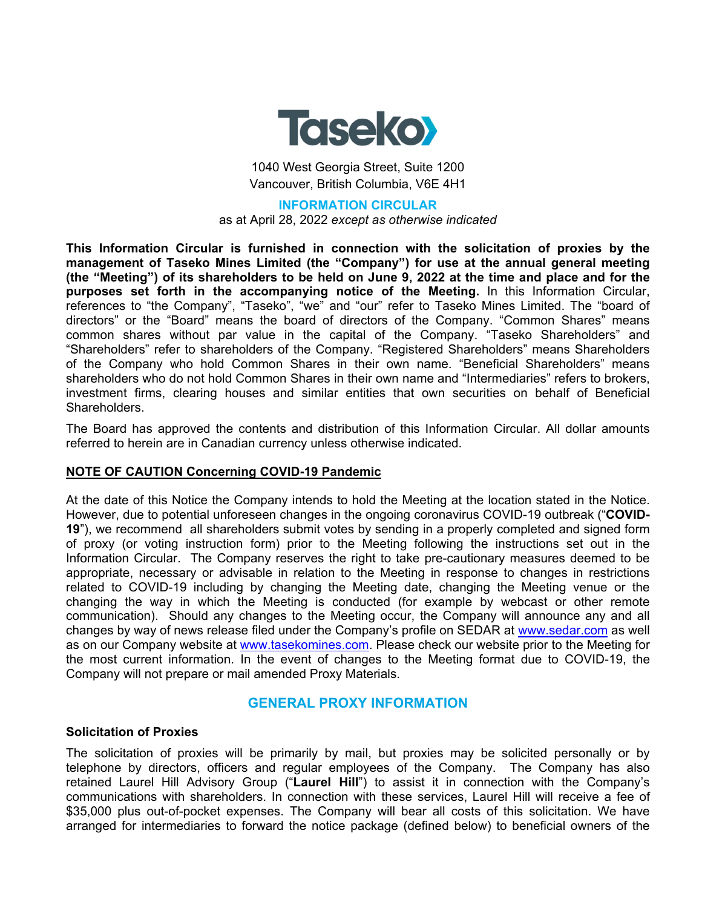Taseko

1040 West Georgia Street, Suite 1200
Vancouver, British Columbia, V6E 4H1

# INFORMATION CIRCULAR

as at April 28, 2022 *except as otherwise indicated*

**This Information Circular is furnished in connection with the solicitation of proxies by the management of Taseko Mines Limited (the "Company") for use at the annual general meeting (the "Meeting") of its shareholders to be held on June 9, 2022 at the time and place and for the purposes set forth in the accompanying notice of the Meeting.** In this Information Circular, references to "the Company", "Taseko", "we" and "our" refer to Taseko Mines Limited. The "board of directors" or the "Board" means the board of directors of the Company. "Common Shares" means common shares without par value in the capital of the Company. "Taseko Shareholders" and "Shareholders" refer to shareholders of the Company. "Registered Shareholders" means Shareholders of the Company who hold Common Shares in their own name. "Beneficial Shareholders" means shareholders who do not hold Common Shares in their own name and "Intermediaries" refers to brokers, investment firms, clearing houses and similar entities that own securities on behalf of Beneficial Shareholders.

The Board has approved the contents and distribution of this Information Circular. All dollar amounts referred to herein are in Canadian currency unless otherwise indicated.

**NOTE OF CAUTION Concerning COVID-19 Pandemic**

At the date of this Notice the Company intends to hold the Meeting at the location stated in the Notice. However, due to potential unforeseen changes in the ongoing coronavirus COVID-19 outbreak ("**COVID-19**"), we recommend all shareholders submit votes by sending in a properly completed and signed form of proxy (or voting instruction form) prior to the Meeting following the instructions set out in the Information Circular. The Company reserves the right to take pre-cautionary measures deemed to be appropriate, necessary or advisable in relation to the Meeting in response to changes in restrictions related to COVID-19 including by changing the Meeting date, changing the Meeting venue or the changing the way in which the Meeting is conducted (for example by webcast or other remote communication). Should any changes to the Meeting occur, the Company will announce any and all changes by way of news release filed under the Company's profile on SEDAR at www.sedar.com as well as on our Company website at www.tasekomines.com. Please check our website prior to the Meeting for the most current information. In the event of changes to the Meeting format due to COVID-19, the Company will not prepare or mail amended Proxy Materials.

## GENERAL PROXY INFORMATION

### Solicitation of Proxies

The solicitation of proxies will be primarily by mail, but proxies may be solicited personally or by telephone by directors, officers and regular employees of the Company. The Company has also retained Laurel Hill Advisory Group ("**Laurel Hill**") to assist it in connection with the Company's communications with shareholders. In connection with these services, Laurel Hill will receive a fee of $35,000 plus out-of-pocket expenses. The Company will bear all costs of this solicitation. We have arranged for intermediaries to forward the notice package (defined below) to beneficial owners of the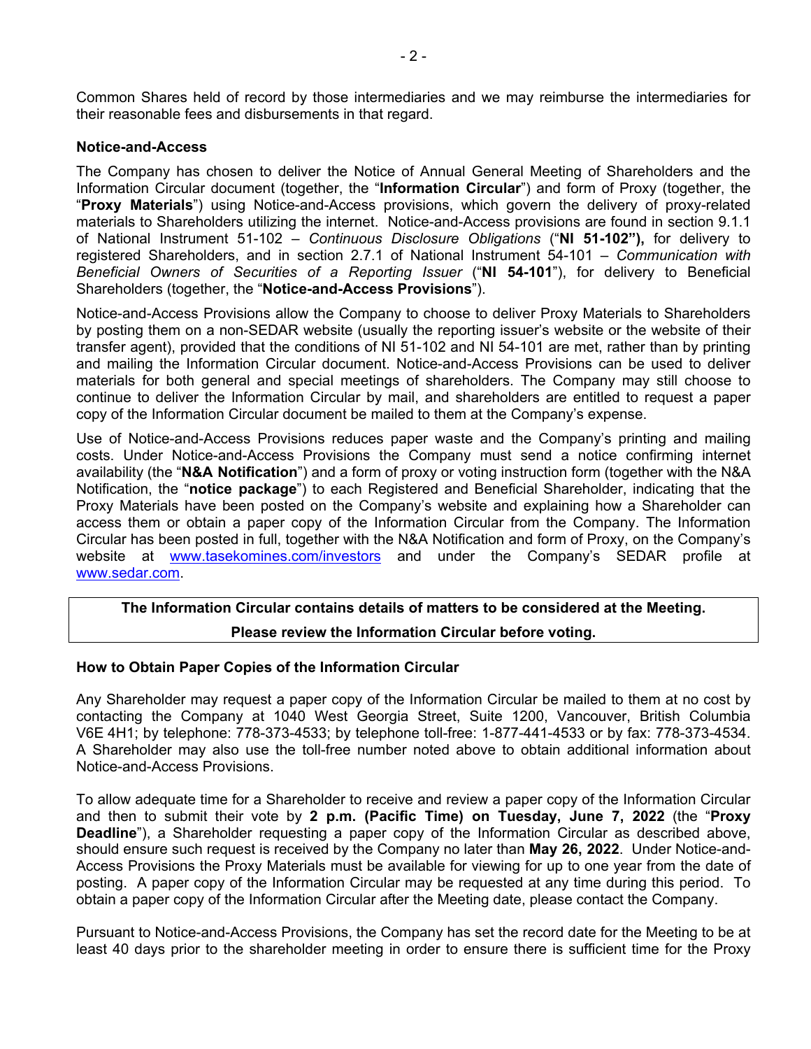Common Shares held of record by those intermediaries and we may reimburse the intermediaries for their reasonable fees and disbursements in that regard.

**Notice-and-Access**

The Company has chosen to deliver the Notice of Annual General Meeting of Shareholders and the Information Circular document (together, the "**Information Circular**") and form of Proxy (together, the "**Proxy Materials**") using Notice-and-Access provisions, which govern the delivery of proxy-related materials to Shareholders utilizing the internet. Notice-and-Access provisions are found in section 9.1.1 of National Instrument 51-102 – *Continuous Disclosure Obligations* ("**NI 51-102"),** for delivery to registered Shareholders, and in section 2.7.1 of National Instrument 54-101 – *Communication with Beneficial Owners of Securities of a Reporting Issuer* ("**NI 54-101**"), for delivery to Beneficial Shareholders (together, the "**Notice-and-Access Provisions**").

Notice-and-Access Provisions allow the Company to choose to deliver Proxy Materials to Shareholders by posting them on a non-SEDAR website (usually the reporting issuer's website or the website of their transfer agent), provided that the conditions of NI 51-102 and NI 54-101 are met, rather than by printing and mailing the Information Circular document. Notice-and-Access Provisions can be used to deliver materials for both general and special meetings of shareholders. The Company may still choose to continue to deliver the Information Circular by mail, and shareholders are entitled to request a paper copy of the Information Circular document be mailed to them at the Company's expense.

Use of Notice-and-Access Provisions reduces paper waste and the Company's printing and mailing costs. Under Notice-and-Access Provisions the Company must send a notice confirming internet availability (the "**N&A Notification**") and a form of proxy or voting instruction form (together with the N&A Notification, the "**notice package**") to each Registered and Beneficial Shareholder, indicating that the Proxy Materials have been posted on the Company's website and explaining how a Shareholder can access them or obtain a paper copy of the Information Circular from the Company. The Information Circular has been posted in full, together with the N&A Notification and form of Proxy, on the Company's website at www.tasekomines.com/investors and under the Company's SEDAR profile at www.sedar.com.

**The Information Circular contains details of matters to be considered at the Meeting.**

**Please review the Information Circular before voting.**

**How to Obtain Paper Copies of the Information Circular**

Any Shareholder may request a paper copy of the Information Circular be mailed to them at no cost by contacting the Company at 1040 West Georgia Street, Suite 1200, Vancouver, British Columbia V6E 4H1; by telephone: 778-373-4533; by telephone toll-free: 1-877-441-4533 or by fax: 778-373-4534. A Shareholder may also use the toll-free number noted above to obtain additional information about Notice-and-Access Provisions.

To allow adequate time for a Shareholder to receive and review a paper copy of the Information Circular and then to submit their vote by **2 p.m. (Pacific Time) on Tuesday, June 7, 2022** (the "**Proxy Deadline**"), a Shareholder requesting a paper copy of the Information Circular as described above, should ensure such request is received by the Company no later than **May 26, 2022**. Under Notice-and-Access Provisions the Proxy Materials must be available for viewing for up to one year from the date of posting. A paper copy of the Information Circular may be requested at any time during this period. To obtain a paper copy of the Information Circular after the Meeting date, please contact the Company.

Pursuant to Notice-and-Access Provisions, the Company has set the record date for the Meeting to be at least 40 days prior to the shareholder meeting in order to ensure there is sufficient time for the Proxy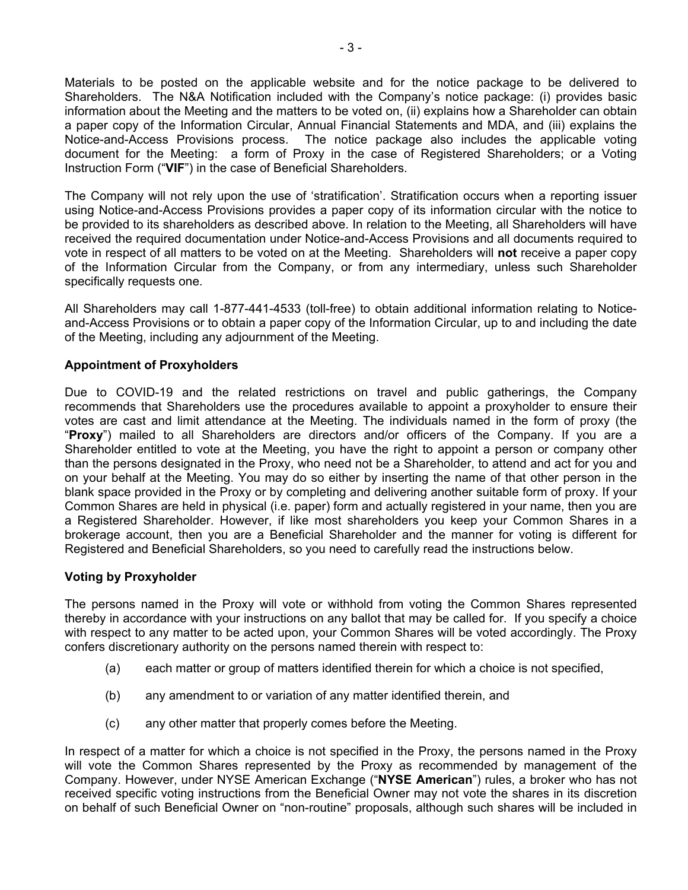Materials to be posted on the applicable website and for the notice package to be delivered to Shareholders. The N&A Notification included with the Company's notice package: (i) provides basic information about the Meeting and the matters to be voted on, (ii) explains how a Shareholder can obtain a paper copy of the Information Circular, Annual Financial Statements and MDA, and (iii) explains the Notice-and-Access Provisions process. The notice package also includes the applicable voting document for the Meeting: a form of Proxy in the case of Registered Shareholders; or a Voting Instruction Form ("**VIF**") in the case of Beneficial Shareholders.

The Company will not rely upon the use of 'stratification'. Stratification occurs when a reporting issuer using Notice-and-Access Provisions provides a paper copy of its information circular with the notice to be provided to its shareholders as described above. In relation to the Meeting, all Shareholders will have received the required documentation under Notice-and-Access Provisions and all documents required to vote in respect of all matters to be voted on at the Meeting. Shareholders will **not** receive a paper copy of the Information Circular from the Company, or from any intermediary, unless such Shareholder specifically requests one.

All Shareholders may call 1-877-441-4533 (toll-free) to obtain additional information relating to Notice-and-Access Provisions or to obtain a paper copy of the Information Circular, up to and including the date of the Meeting, including any adjournment of the Meeting.

**Appointment of Proxyholders**

Due to COVID-19 and the related restrictions on travel and public gatherings, the Company recommends that Shareholders use the procedures available to appoint a proxyholder to ensure their votes are cast and limit attendance at the Meeting. The individuals named in the form of proxy (the "**Proxy**") mailed to all Shareholders are directors and/or officers of the Company. If you are a Shareholder entitled to vote at the Meeting, you have the right to appoint a person or company other than the persons designated in the Proxy, who need not be a Shareholder, to attend and act for you and on your behalf at the Meeting. You may do so either by inserting the name of that other person in the blank space provided in the Proxy or by completing and delivering another suitable form of proxy. If your Common Shares are held in physical (i.e. paper) form and actually registered in your name, then you are a Registered Shareholder. However, if like most shareholders you keep your Common Shares in a brokerage account, then you are a Beneficial Shareholder and the manner for voting is different for Registered and Beneficial Shareholders, so you need to carefully read the instructions below.

**Voting by Proxyholder**

The persons named in the Proxy will vote or withhold from voting the Common Shares represented thereby in accordance with your instructions on any ballot that may be called for. If you specify a choice with respect to any matter to be acted upon, your Common Shares will be voted accordingly. The Proxy confers discretionary authority on the persons named therein with respect to:

(a) each matter or group of matters identified therein for which a choice is not specified,

(b) any amendment to or variation of any matter identified therein, and

(c) any other matter that properly comes before the Meeting.

In respect of a matter for which a choice is not specified in the Proxy, the persons named in the Proxy will vote the Common Shares represented by the Proxy as recommended by management of the Company. However, under NYSE American Exchange ("**NYSE American**") rules, a broker who has not received specific voting instructions from the Beneficial Owner may not vote the shares in its discretion on behalf of such Beneficial Owner on "non-routine" proposals, although such shares will be included in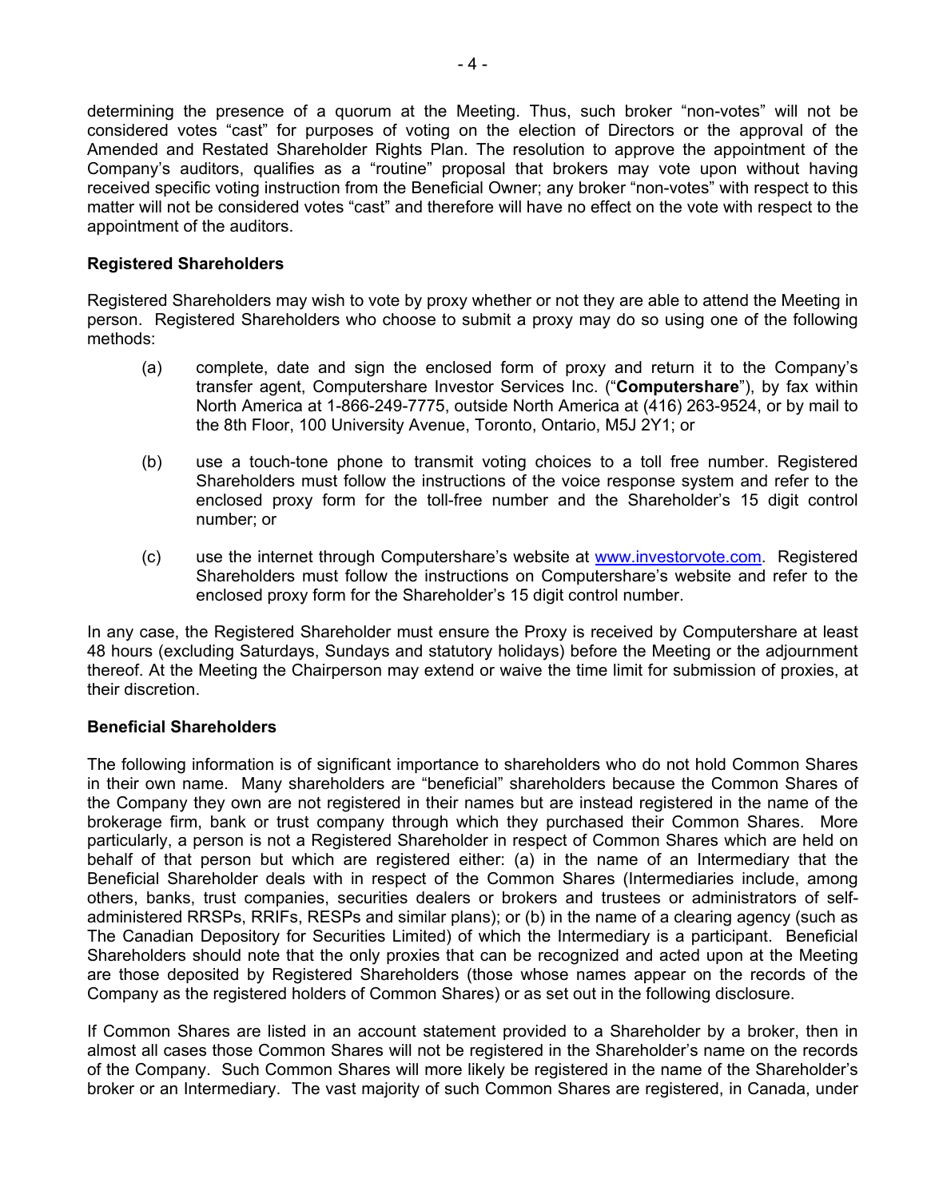determining the presence of a quorum at the Meeting. Thus, such broker "non-votes" will not be considered votes "cast" for purposes of voting on the election of Directors or the approval of the Amended and Restated Shareholder Rights Plan. The resolution to approve the appointment of the Company's auditors, qualifies as a "routine" proposal that brokers may vote upon without having received specific voting instruction from the Beneficial Owner; any broker "non-votes" with respect to this matter will not be considered votes "cast" and therefore will have no effect on the vote with respect to the appointment of the auditors.

**Registered Shareholders**

Registered Shareholders may wish to vote by proxy whether or not they are able to attend the Meeting in person. Registered Shareholders who choose to submit a proxy may do so using one of the following methods:

(a) complete, date and sign the enclosed form of proxy and return it to the Company's transfer agent, Computershare Investor Services Inc. ("**Computershare**"), by fax within North America at 1-866-249-7775, outside North America at (416) 263-9524, or by mail to the 8th Floor, 100 University Avenue, Toronto, Ontario, M5J 2Y1; or

(b) use a touch-tone phone to transmit voting choices to a toll free number. Registered Shareholders must follow the instructions of the voice response system and refer to the enclosed proxy form for the toll-free number and the Shareholder's 15 digit control number; or

(c) use the internet through Computershare's website at www.investorvote.com. Registered Shareholders must follow the instructions on Computershare's website and refer to the enclosed proxy form for the Shareholder's 15 digit control number.

In any case, the Registered Shareholder must ensure the Proxy is received by Computershare at least 48 hours (excluding Saturdays, Sundays and statutory holidays) before the Meeting or the adjournment thereof. At the Meeting the Chairperson may extend or waive the time limit for submission of proxies, at their discretion.

**Beneficial Shareholders**

The following information is of significant importance to shareholders who do not hold Common Shares in their own name. Many shareholders are "beneficial" shareholders because the Common Shares of the Company they own are not registered in their names but are instead registered in the name of the brokerage firm, bank or trust company through which they purchased their Common Shares. More particularly, a person is not a Registered Shareholder in respect of Common Shares which are held on behalf of that person but which are registered either: (a) in the name of an Intermediary that the Beneficial Shareholder deals with in respect of the Common Shares (Intermediaries include, among others, banks, trust companies, securities dealers or brokers and trustees or administrators of self-administered RRSPs, RRIFs, RESPs and similar plans); or (b) in the name of a clearing agency (such as The Canadian Depository for Securities Limited) of which the Intermediary is a participant. Beneficial Shareholders should note that the only proxies that can be recognized and acted upon at the Meeting are those deposited by Registered Shareholders (those whose names appear on the records of the Company as the registered holders of Common Shares) or as set out in the following disclosure.

If Common Shares are listed in an account statement provided to a Shareholder by a broker, then in almost all cases those Common Shares will not be registered in the Shareholder's name on the records of the Company. Such Common Shares will more likely be registered in the name of the Shareholder's broker or an Intermediary. The vast majority of such Common Shares are registered, in Canada, under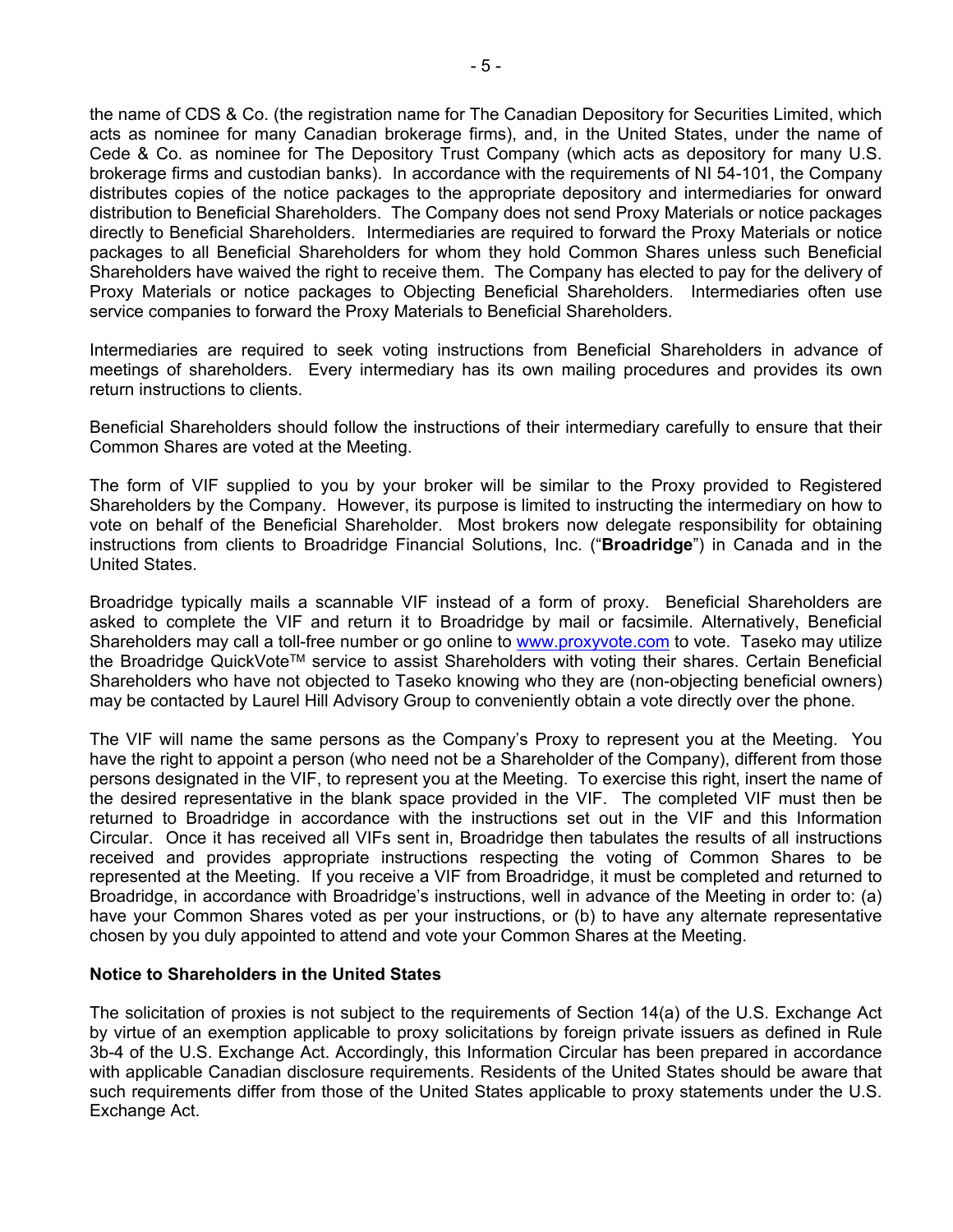the name of CDS & Co. (the registration name for The Canadian Depository for Securities Limited, which acts as nominee for many Canadian brokerage firms), and, in the United States, under the name of Cede & Co. as nominee for The Depository Trust Company (which acts as depository for many U.S. brokerage firms and custodian banks). In accordance with the requirements of NI 54-101, the Company distributes copies of the notice packages to the appropriate depository and intermediaries for onward distribution to Beneficial Shareholders. The Company does not send Proxy Materials or notice packages directly to Beneficial Shareholders. Intermediaries are required to forward the Proxy Materials or notice packages to all Beneficial Shareholders for whom they hold Common Shares unless such Beneficial Shareholders have waived the right to receive them. The Company has elected to pay for the delivery of Proxy Materials or notice packages to Objecting Beneficial Shareholders. Intermediaries often use service companies to forward the Proxy Materials to Beneficial Shareholders.

Intermediaries are required to seek voting instructions from Beneficial Shareholders in advance of meetings of shareholders. Every intermediary has its own mailing procedures and provides its own return instructions to clients.

Beneficial Shareholders should follow the instructions of their intermediary carefully to ensure that their Common Shares are voted at the Meeting.

The form of VIF supplied to you by your broker will be similar to the Proxy provided to Registered Shareholders by the Company. However, its purpose is limited to instructing the intermediary on how to vote on behalf of the Beneficial Shareholder. Most brokers now delegate responsibility for obtaining instructions from clients to Broadridge Financial Solutions, Inc. ("**Broadridge**") in Canada and in the United States.

Broadridge typically mails a scannable VIF instead of a form of proxy. Beneficial Shareholders are asked to complete the VIF and return it to Broadridge by mail or facsimile. Alternatively, Beneficial Shareholders may call a toll-free number or go online to www.proxyvote.com to vote. Taseko may utilize the Broadridge QuickVote™ service to assist Shareholders with voting their shares. Certain Beneficial Shareholders who have not objected to Taseko knowing who they are (non-objecting beneficial owners) may be contacted by Laurel Hill Advisory Group to conveniently obtain a vote directly over the phone.

The VIF will name the same persons as the Company's Proxy to represent you at the Meeting. You have the right to appoint a person (who need not be a Shareholder of the Company), different from those persons designated in the VIF, to represent you at the Meeting. To exercise this right, insert the name of the desired representative in the blank space provided in the VIF. The completed VIF must then be returned to Broadridge in accordance with the instructions set out in the VIF and this Information Circular. Once it has received all VIFs sent in, Broadridge then tabulates the results of all instructions received and provides appropriate instructions respecting the voting of Common Shares to be represented at the Meeting. If you receive a VIF from Broadridge, it must be completed and returned to Broadridge, in accordance with Broadridge's instructions, well in advance of the Meeting in order to: (a) have your Common Shares voted as per your instructions, or (b) to have any alternate representative chosen by you duly appointed to attend and vote your Common Shares at the Meeting.

**Notice to Shareholders in the United States**

The solicitation of proxies is not subject to the requirements of Section 14(a) of the U.S. Exchange Act by virtue of an exemption applicable to proxy solicitations by foreign private issuers as defined in Rule 3b-4 of the U.S. Exchange Act. Accordingly, this Information Circular has been prepared in accordance with applicable Canadian disclosure requirements. Residents of the United States should be aware that such requirements differ from those of the United States applicable to proxy statements under the U.S. Exchange Act.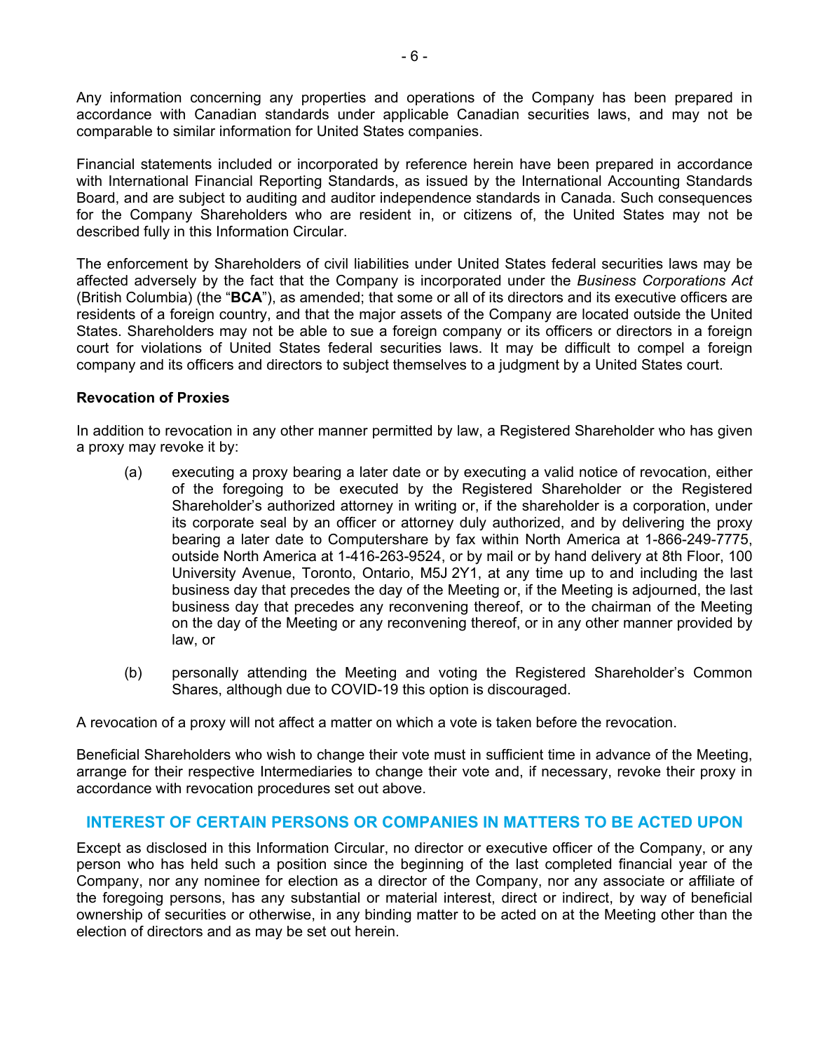Any information concerning any properties and operations of the Company has been prepared in accordance with Canadian standards under applicable Canadian securities laws, and may not be comparable to similar information for United States companies.

Financial statements included or incorporated by reference herein have been prepared in accordance with International Financial Reporting Standards, as issued by the International Accounting Standards Board, and are subject to auditing and auditor independence standards in Canada. Such consequences for the Company Shareholders who are resident in, or citizens of, the United States may not be described fully in this Information Circular.

The enforcement by Shareholders of civil liabilities under United States federal securities laws may be affected adversely by the fact that the Company is incorporated under the *Business Corporations Act* (British Columbia) (the "**BCA**"), as amended; that some or all of its directors and its executive officers are residents of a foreign country, and that the major assets of the Company are located outside the United States. Shareholders may not be able to sue a foreign company or its officers or directors in a foreign court for violations of United States federal securities laws. It may be difficult to compel a foreign company and its officers and directors to subject themselves to a judgment by a United States court.

### Revocation of Proxies

In addition to revocation in any other manner permitted by law, a Registered Shareholder who has given a proxy may revoke it by:

(a) executing a proxy bearing a later date or by executing a valid notice of revocation, either of the foregoing to be executed by the Registered Shareholder or the Registered Shareholder's authorized attorney in writing or, if the shareholder is a corporation, under its corporate seal by an officer or attorney duly authorized, and by delivering the proxy bearing a later date to Computershare by fax within North America at 1-866-249-7775, outside North America at 1-416-263-9524, or by mail or by hand delivery at 8th Floor, 100 University Avenue, Toronto, Ontario, M5J 2Y1, at any time up to and including the last business day that precedes the day of the Meeting or, if the Meeting is adjourned, the last business day that precedes any reconvening thereof, or to the chairman of the Meeting on the day of the Meeting or any reconvening thereof, or in any other manner provided by law, or

(b) personally attending the Meeting and voting the Registered Shareholder's Common Shares, although due to COVID-19 this option is discouraged.

A revocation of a proxy will not affect a matter on which a vote is taken before the revocation.

Beneficial Shareholders who wish to change their vote must in sufficient time in advance of the Meeting, arrange for their respective Intermediaries to change their vote and, if necessary, revoke their proxy in accordance with revocation procedures set out above.

## INTEREST OF CERTAIN PERSONS OR COMPANIES IN MATTERS TO BE ACTED UPON

Except as disclosed in this Information Circular, no director or executive officer of the Company, or any person who has held such a position since the beginning of the last completed financial year of the Company, nor any nominee for election as a director of the Company, nor any associate or affiliate of the foregoing persons, has any substantial or material interest, direct or indirect, by way of beneficial ownership of securities or otherwise, in any binding matter to be acted on at the Meeting other than the election of directors and as may be set out herein.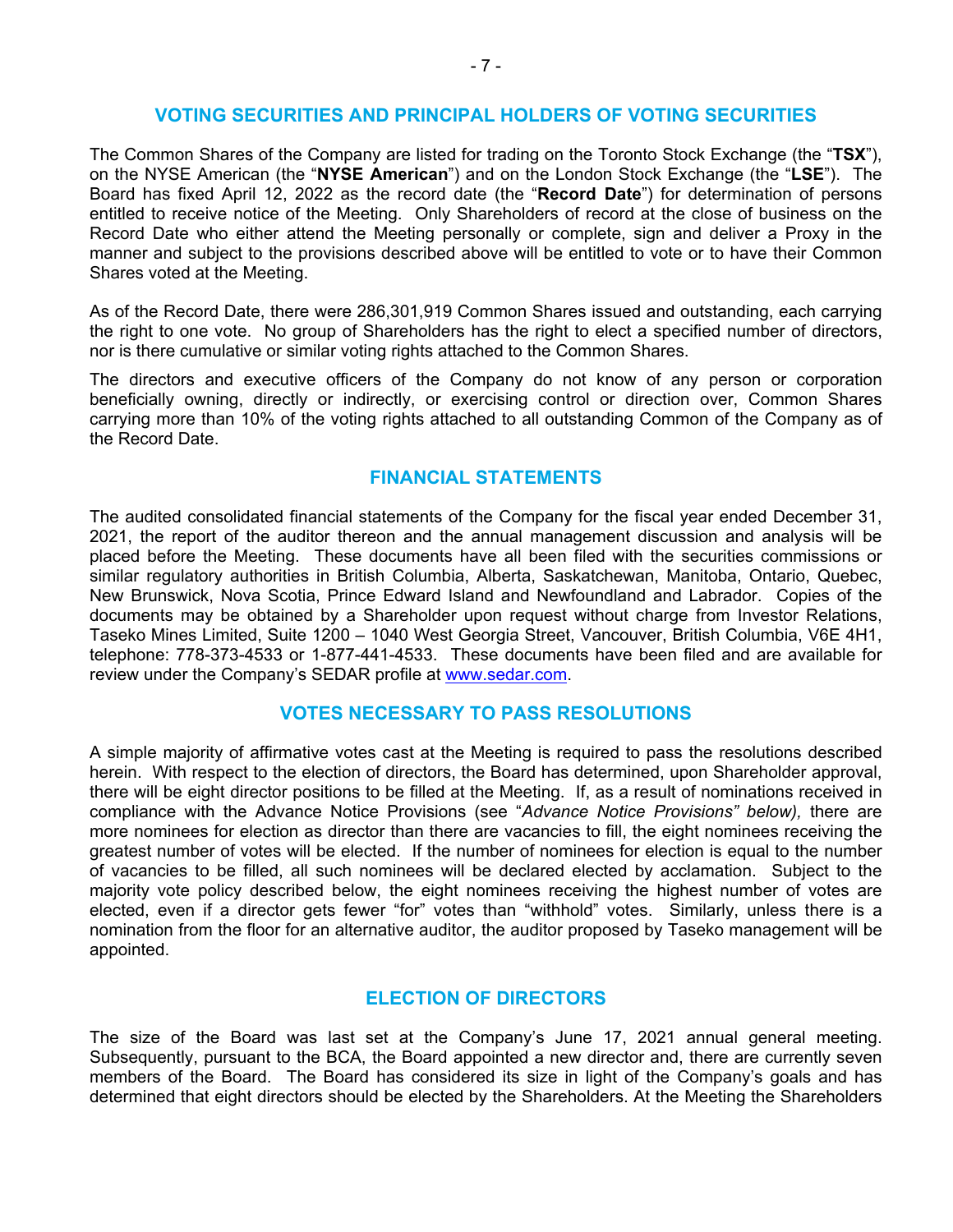## VOTING SECURITIES AND PRINCIPAL HOLDERS OF VOTING SECURITIES

The Common Shares of the Company are listed for trading on the Toronto Stock Exchange (the "**TSX**"), on the NYSE American (the "**NYSE American**") and on the London Stock Exchange (the "**LSE**"). The Board has fixed April 12, 2022 as the record date (the "**Record Date**") for determination of persons entitled to receive notice of the Meeting. Only Shareholders of record at the close of business on the Record Date who either attend the Meeting personally or complete, sign and deliver a Proxy in the manner and subject to the provisions described above will be entitled to vote or to have their Common Shares voted at the Meeting.

As of the Record Date, there were 286,301,919 Common Shares issued and outstanding, each carrying the right to one vote. No group of Shareholders has the right to elect a specified number of directors, nor is there cumulative or similar voting rights attached to the Common Shares.

The directors and executive officers of the Company do not know of any person or corporation beneficially owning, directly or indirectly, or exercising control or direction over, Common Shares carrying more than 10% of the voting rights attached to all outstanding Common of the Company as of the Record Date.

## FINANCIAL STATEMENTS

The audited consolidated financial statements of the Company for the fiscal year ended December 31, 2021, the report of the auditor thereon and the annual management discussion and analysis will be placed before the Meeting. These documents have all been filed with the securities commissions or similar regulatory authorities in British Columbia, Alberta, Saskatchewan, Manitoba, Ontario, Quebec, New Brunswick, Nova Scotia, Prince Edward Island and Newfoundland and Labrador. Copies of the documents may be obtained by a Shareholder upon request without charge from Investor Relations, Taseko Mines Limited, Suite 1200 – 1040 West Georgia Street, Vancouver, British Columbia, V6E 4H1, telephone: 778-373-4533 or 1-877-441-4533. These documents have been filed and are available for review under the Company's SEDAR profile at www.sedar.com.

## VOTES NECESSARY TO PASS RESOLUTIONS

A simple majority of affirmative votes cast at the Meeting is required to pass the resolutions described herein. With respect to the election of directors, the Board has determined, upon Shareholder approval, there will be eight director positions to be filled at the Meeting. If, as a result of nominations received in compliance with the Advance Notice Provisions (see "*Advance Notice Provisions" below),* there are more nominees for election as director than there are vacancies to fill, the eight nominees receiving the greatest number of votes will be elected. If the number of nominees for election is equal to the number of vacancies to be filled, all such nominees will be declared elected by acclamation. Subject to the majority vote policy described below, the eight nominees receiving the highest number of votes are elected, even if a director gets fewer "for" votes than "withhold" votes. Similarly, unless there is a nomination from the floor for an alternative auditor, the auditor proposed by Taseko management will be appointed.

## ELECTION OF DIRECTORS

The size of the Board was last set at the Company's June 17, 2021 annual general meeting. Subsequently, pursuant to the BCA, the Board appointed a new director and, there are currently seven members of the Board. The Board has considered its size in light of the Company's goals and has determined that eight directors should be elected by the Shareholders. At the Meeting the Shareholders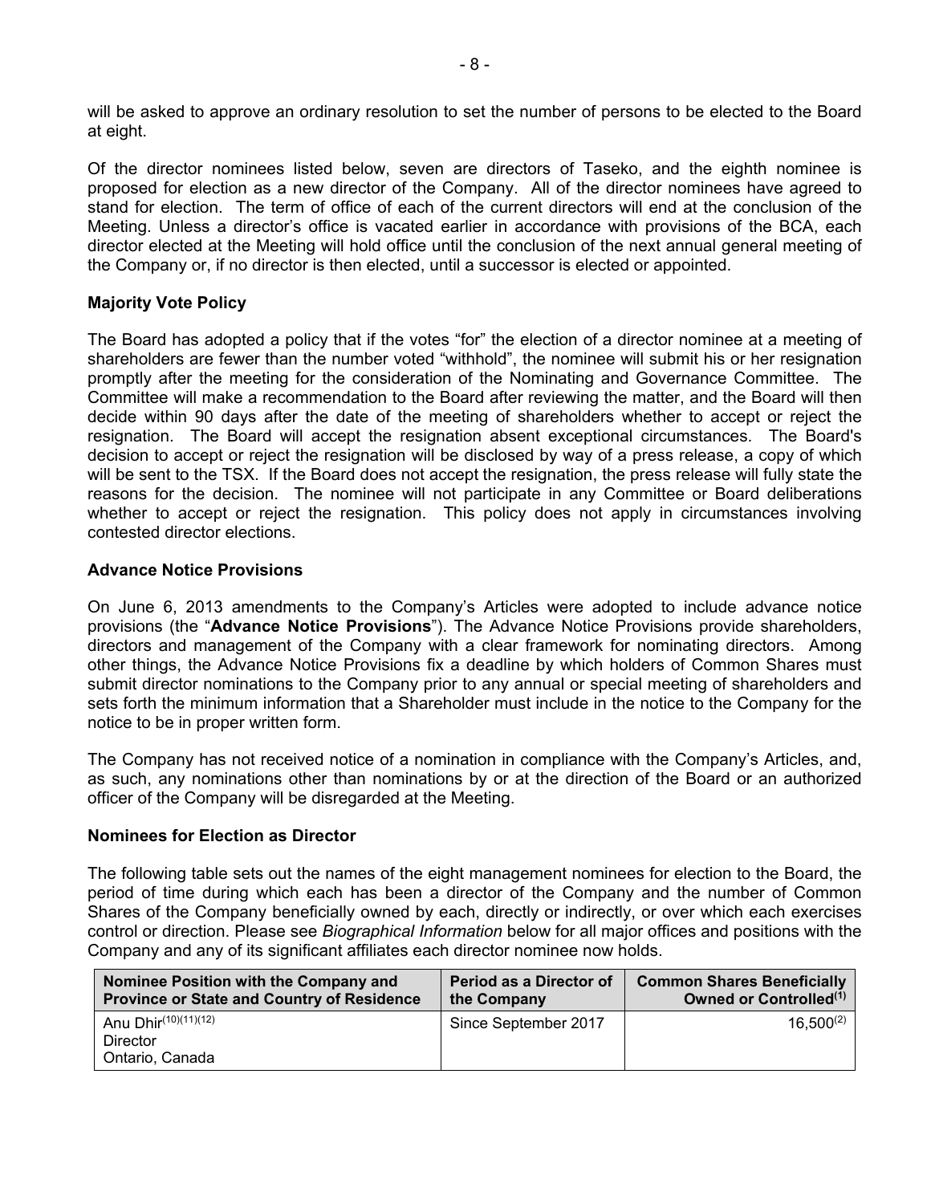will be asked to approve an ordinary resolution to set the number of persons to be elected to the Board at eight.

Of the director nominees listed below, seven are directors of Taseko, and the eighth nominee is proposed for election as a new director of the Company. All of the director nominees have agreed to stand for election. The term of office of each of the current directors will end at the conclusion of the Meeting. Unless a director's office is vacated earlier in accordance with provisions of the BCA, each director elected at the Meeting will hold office until the conclusion of the next annual general meeting of the Company or, if no director is then elected, until a successor is elected or appointed.

**Majority Vote Policy**

The Board has adopted a policy that if the votes "for" the election of a director nominee at a meeting of shareholders are fewer than the number voted "withhold", the nominee will submit his or her resignation promptly after the meeting for the consideration of the Nominating and Governance Committee. The Committee will make a recommendation to the Board after reviewing the matter, and the Board will then decide within 90 days after the date of the meeting of shareholders whether to accept or reject the resignation. The Board will accept the resignation absent exceptional circumstances. The Board's decision to accept or reject the resignation will be disclosed by way of a press release, a copy of which will be sent to the TSX. If the Board does not accept the resignation, the press release will fully state the reasons for the decision. The nominee will not participate in any Committee or Board deliberations whether to accept or reject the resignation. This policy does not apply in circumstances involving contested director elections.

**Advance Notice Provisions**

On June 6, 2013 amendments to the Company's Articles were adopted to include advance notice provisions (the "**Advance Notice Provisions**"). The Advance Notice Provisions provide shareholders, directors and management of the Company with a clear framework for nominating directors. Among other things, the Advance Notice Provisions fix a deadline by which holders of Common Shares must submit director nominations to the Company prior to any annual or special meeting of shareholders and sets forth the minimum information that a Shareholder must include in the notice to the Company for the notice to be in proper written form.

The Company has not received notice of a nomination in compliance with the Company's Articles, and, as such, any nominations other than nominations by or at the direction of the Board or an authorized officer of the Company will be disregarded at the Meeting.

**Nominees for Election as Director**

The following table sets out the names of the eight management nominees for election to the Board, the period of time during which each has been a director of the Company and the number of Common Shares of the Company beneficially owned by each, directly or indirectly, or over which each exercises control or direction. Please see *Biographical Information* below for all major offices and positions with the Company and any of its significant affiliates each director nominee now holds.

| Nominee Position with the Company and Province or State and Country of Residence | Period as a Director of the Company | Common Shares Beneficially Owned or Controlled[1] |
|---|---|---|
| Anu Dhir[10][11][12]<br>Director<br>Ontario, Canada | Since September 2017 | 16,500[2] |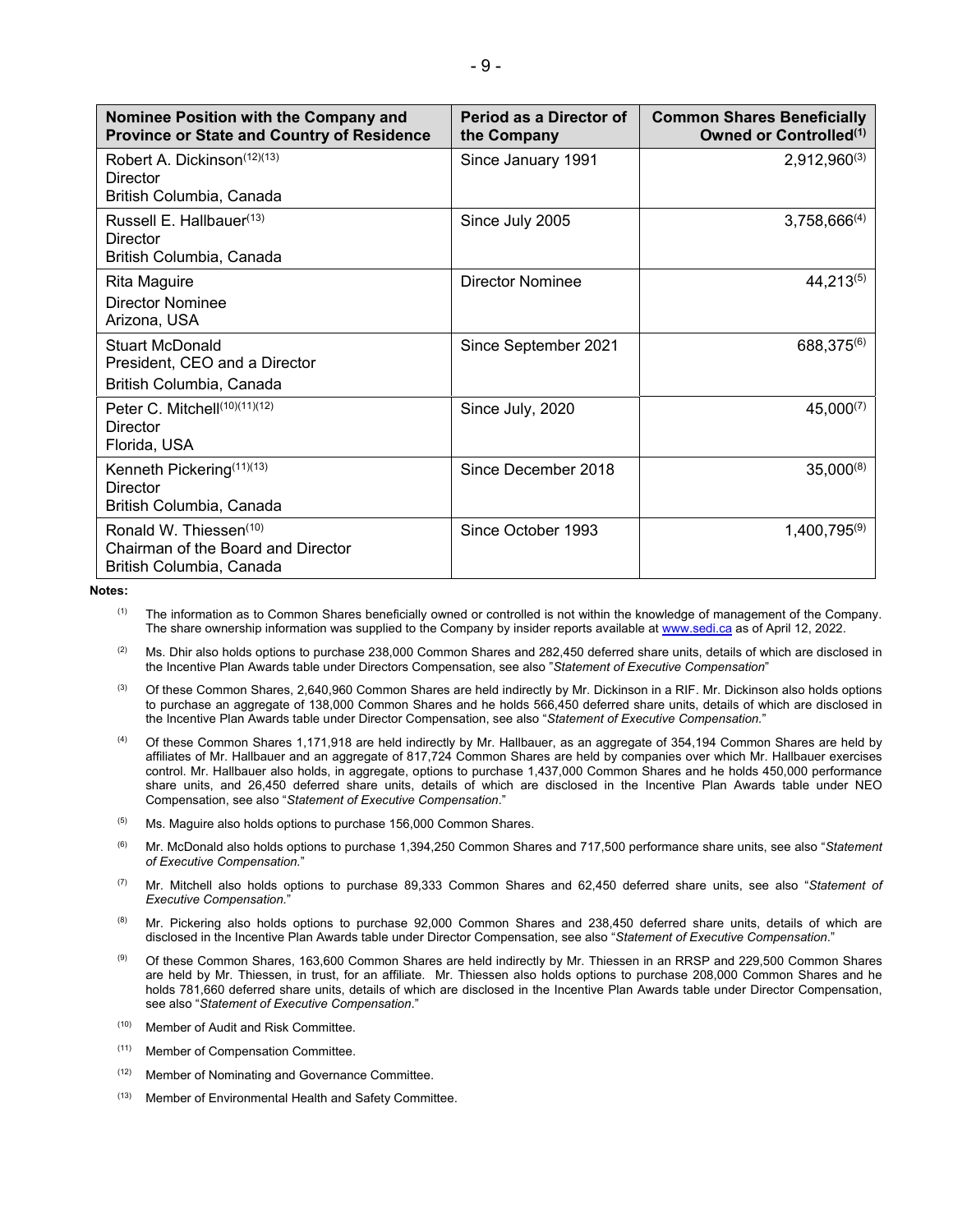| Nominee Position with the Company and Province or State and Country of Residence | Period as a Director of the Company | Common Shares Beneficially Owned or Controlled[(1)] |
|---|---|---|
| Robert A. Dickinson[(12)(13)]<br>Director<br>British Columbia, Canada | Since January 1991 | 2,912,960[(3)] |
| Russell E. Hallbauer[(13)]<br>Director<br>British Columbia, Canada | Since July 2005 | 3,758,666[(4)] |
| Rita Maguire<br>Director Nominee<br>Arizona, USA | Director Nominee | 44,213[(5)] |
| Stuart McDonald<br>President, CEO and a Director<br>British Columbia, Canada | Since September 2021 | 688,375[(6)] |
| Peter C. Mitchell[(10)(11)(12)]<br>Director<br>Florida, USA | Since July, 2020 | 45,000[(7)] |
| Kenneth Pickering[(11)(13)]<br>Director<br>British Columbia, Canada | Since December 2018 | 35,000[(8)] |
| Ronald W. Thiessen[(10)]<br>Chairman of the Board and Director<br>British Columbia, Canada | Since October 1993 | 1,400,795[(9)] |

**Notes:**

(1) The information as to Common Shares beneficially owned or controlled is not within the knowledge of management of the Company. The share ownership information was supplied to the Company by insider reports available at www.sedi.ca as of April 12, 2022.

(2) Ms. Dhir also holds options to purchase 238,000 Common Shares and 282,450 deferred share units, details of which are disclosed in the Incentive Plan Awards table under Directors Compensation, see also "*Statement of Executive Compensation*"

(3) Of these Common Shares, 2,640,960 Common Shares are held indirectly by Mr. Dickinson in a RIF. Mr. Dickinson also holds options to purchase an aggregate of 138,000 Common Shares and he holds 566,450 deferred share units, details of which are disclosed in the Incentive Plan Awards table under Director Compensation, see also "*Statement of Executive Compensation.*"

(4) Of these Common Shares 1,171,918 are held indirectly by Mr. Hallbauer, as an aggregate of 354,194 Common Shares are held by affiliates of Mr. Hallbauer and an aggregate of 817,724 Common Shares are held by companies over which Mr. Hallbauer exercises control. Mr. Hallbauer also holds, in aggregate, options to purchase 1,437,000 Common Shares and he holds 450,000 performance share units, and 26,450 deferred share units, details of which are disclosed in the Incentive Plan Awards table under NEO Compensation, see also "*Statement of Executive Compensation*."

(5) Ms. Maguire also holds options to purchase 156,000 Common Shares.

(6) Mr. McDonald also holds options to purchase 1,394,250 Common Shares and 717,500 performance share units, see also "*Statement of Executive Compensation.*"

(7) Mr. Mitchell also holds options to purchase 89,333 Common Shares and 62,450 deferred share units, see also "*Statement of Executive Compensation.*"

(8) Mr. Pickering also holds options to purchase 92,000 Common Shares and 238,450 deferred share units, details of which are disclosed in the Incentive Plan Awards table under Director Compensation, see also "*Statement of Executive Compensation*."

(9) Of these Common Shares, 163,600 Common Shares are held indirectly by Mr. Thiessen in an RRSP and 229,500 Common Shares are held by Mr. Thiessen, in trust, for an affiliate. Mr. Thiessen also holds options to purchase 208,000 Common Shares and he holds 781,660 deferred share units, details of which are disclosed in the Incentive Plan Awards table under Director Compensation, see also "*Statement of Executive Compensation*."

(10) Member of Audit and Risk Committee.

(11) Member of Compensation Committee.

(12) Member of Nominating and Governance Committee.

(13) Member of Environmental Health and Safety Committee.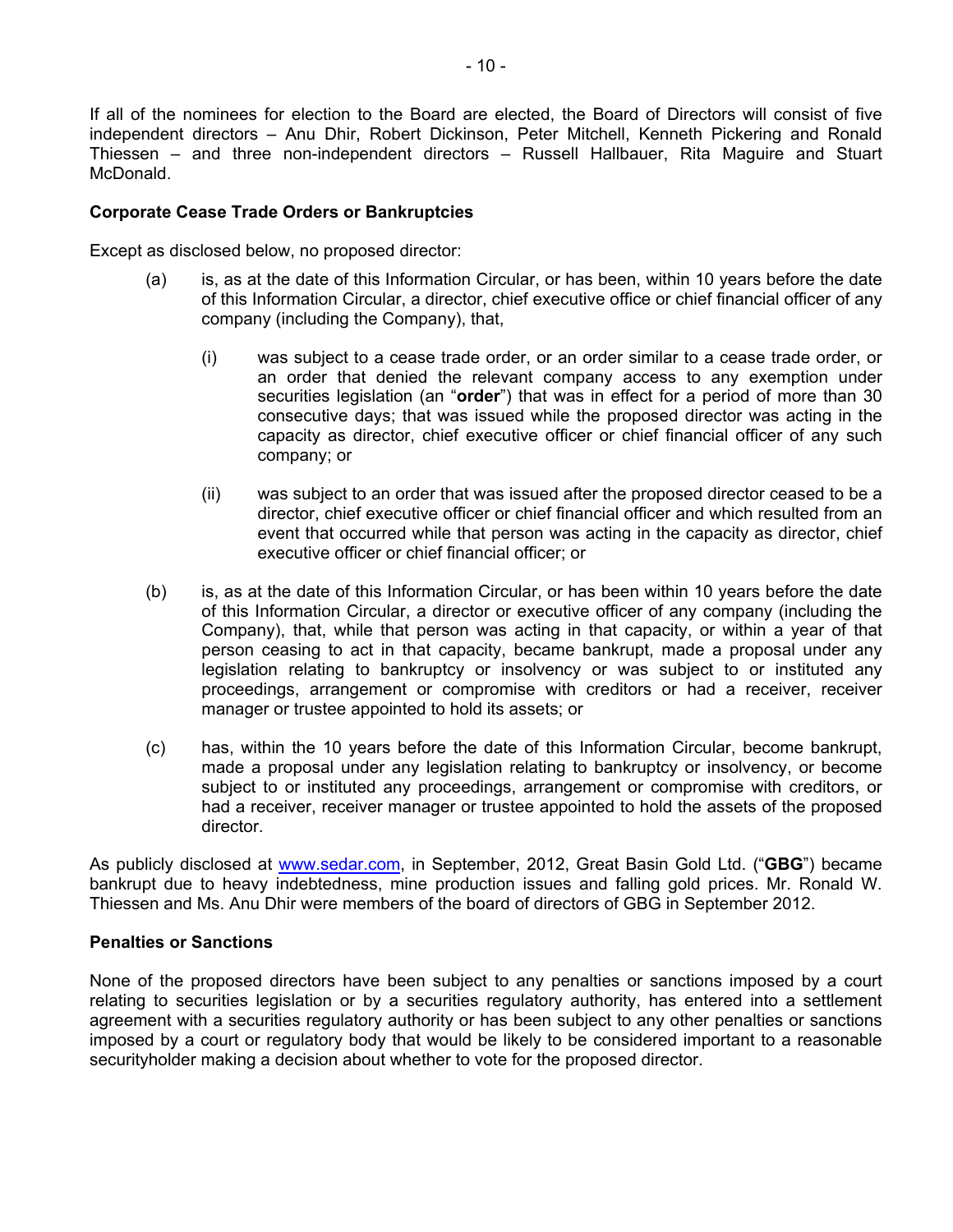If all of the nominees for election to the Board are elected, the Board of Directors will consist of five independent directors – Anu Dhir, Robert Dickinson, Peter Mitchell, Kenneth Pickering and Ronald Thiessen – and three non-independent directors – Russell Hallbauer, Rita Maguire and Stuart McDonald.

**Corporate Cease Trade Orders or Bankruptcies**

Except as disclosed below, no proposed director:

(a) is, as at the date of this Information Circular, or has been, within 10 years before the date of this Information Circular, a director, chief executive office or chief financial officer of any company (including the Company), that,

  (i) was subject to a cease trade order, or an order similar to a cease trade order, or an order that denied the relevant company access to any exemption under securities legislation (an "**order**") that was in effect for a period of more than 30 consecutive days; that was issued while the proposed director was acting in the capacity as director, chief executive officer or chief financial officer of any such company; or

  (ii) was subject to an order that was issued after the proposed director ceased to be a director, chief executive officer or chief financial officer and which resulted from an event that occurred while that person was acting in the capacity as director, chief executive officer or chief financial officer; or

(b) is, as at the date of this Information Circular, or has been within 10 years before the date of this Information Circular, a director or executive officer of any company (including the Company), that, while that person was acting in that capacity, or within a year of that person ceasing to act in that capacity, became bankrupt, made a proposal under any legislation relating to bankruptcy or insolvency or was subject to or instituted any proceedings, arrangement or compromise with creditors or had a receiver, receiver manager or trustee appointed to hold its assets; or

(c) has, within the 10 years before the date of this Information Circular, become bankrupt, made a proposal under any legislation relating to bankruptcy or insolvency, or become subject to or instituted any proceedings, arrangement or compromise with creditors, or had a receiver, receiver manager or trustee appointed to hold the assets of the proposed director.

As publicly disclosed at www.sedar.com, in September, 2012, Great Basin Gold Ltd. ("**GBG**") became bankrupt due to heavy indebtedness, mine production issues and falling gold prices. Mr. Ronald W. Thiessen and Ms. Anu Dhir were members of the board of directors of GBG in September 2012.

**Penalties or Sanctions**

None of the proposed directors have been subject to any penalties or sanctions imposed by a court relating to securities legislation or by a securities regulatory authority, has entered into a settlement agreement with a securities regulatory authority or has been subject to any other penalties or sanctions imposed by a court or regulatory body that would be likely to be considered important to a reasonable securityholder making a decision about whether to vote for the proposed director.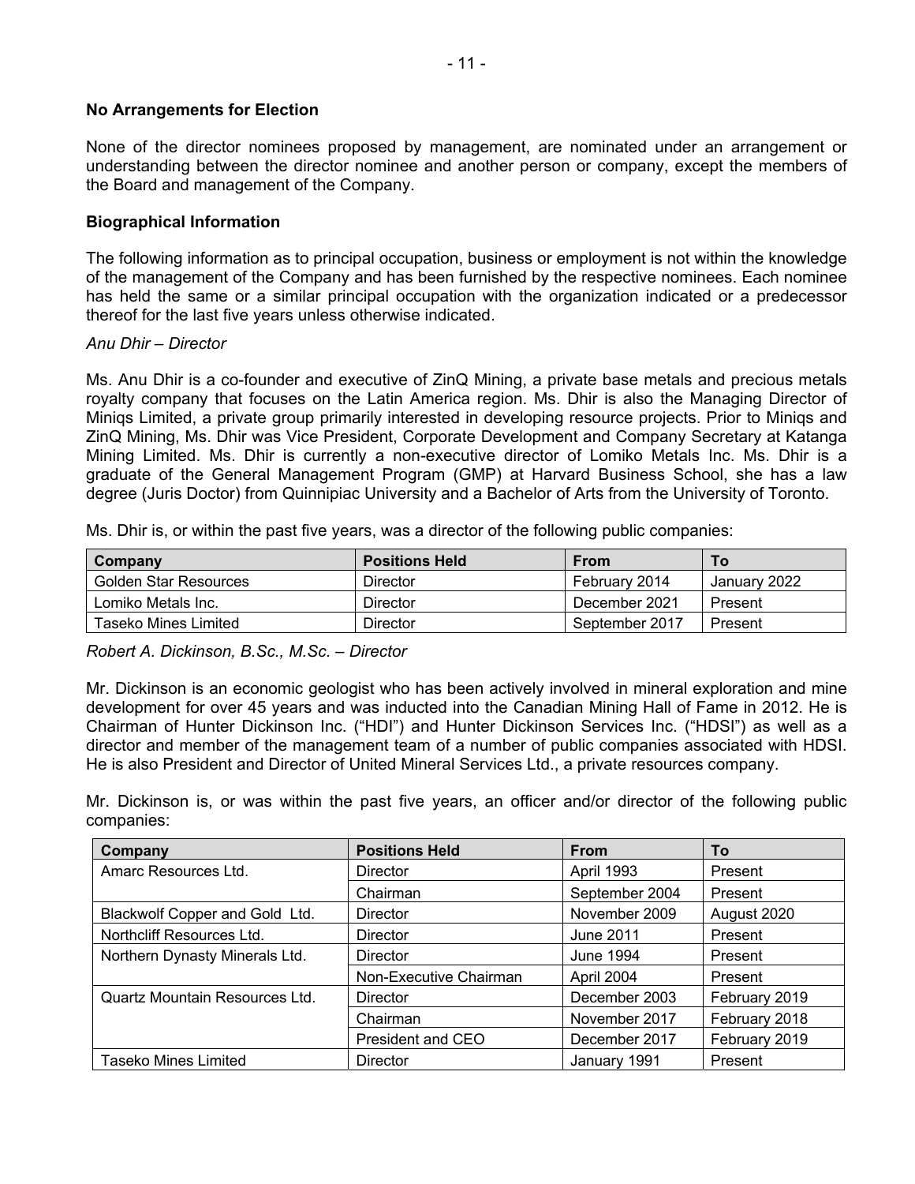**No Arrangements for Election**

None of the director nominees proposed by management, are nominated under an arrangement or understanding between the director nominee and another person or company, except the members of the Board and management of the Company.

**Biographical Information**

The following information as to principal occupation, business or employment is not within the knowledge of the management of the Company and has been furnished by the respective nominees. Each nominee has held the same or a similar principal occupation with the organization indicated or a predecessor thereof for the last five years unless otherwise indicated.

*Anu Dhir – Director*

Ms. Anu Dhir is a co-founder and executive of ZinQ Mining, a private base metals and precious metals royalty company that focuses on the Latin America region. Ms. Dhir is also the Managing Director of Miniqs Limited, a private group primarily interested in developing resource projects. Prior to Miniqs and ZinQ Mining, Ms. Dhir was Vice President, Corporate Development and Company Secretary at Katanga Mining Limited. Ms. Dhir is currently a non-executive director of Lomiko Metals Inc. Ms. Dhir is a graduate of the General Management Program (GMP) at Harvard Business School, she has a law degree (Juris Doctor) from Quinnipiac University and a Bachelor of Arts from the University of Toronto.

Ms. Dhir is, or within the past five years, was a director of the following public companies:

| Company | Positions Held | From | To |
|---|---|---|---|
| Golden Star Resources | Director | February 2014 | January 2022 |
| Lomiko Metals Inc. | Director | December 2021 | Present |
| Taseko Mines Limited | Director | September 2017 | Present |

*Robert A. Dickinson, B.Sc., M.Sc. – Director*

Mr. Dickinson is an economic geologist who has been actively involved in mineral exploration and mine development for over 45 years and was inducted into the Canadian Mining Hall of Fame in 2012. He is Chairman of Hunter Dickinson Inc. ("HDI") and Hunter Dickinson Services Inc. ("HDSI") as well as a director and member of the management team of a number of public companies associated with HDSI. He is also President and Director of United Mineral Services Ltd., a private resources company.

Mr. Dickinson is, or was within the past five years, an officer and/or director of the following public companies:

| Company | Positions Held | From | To |
|---|---|---|---|
| Amarc Resources Ltd. | Director | April 1993 | Present |
| | Chairman | September 2004 | Present |
| Blackwolf Copper and Gold Ltd. | Director | November 2009 | August 2020 |
| Northcliff Resources Ltd. | Director | June 2011 | Present |
| Northern Dynasty Minerals Ltd. | Director | June 1994 | Present |
| | Non-Executive Chairman | April 2004 | Present |
| Quartz Mountain Resources Ltd. | Director | December 2003 | February 2019 |
| | Chairman | November 2017 | February 2018 |
| | President and CEO | December 2017 | February 2019 |
| Taseko Mines Limited | Director | January 1991 | Present |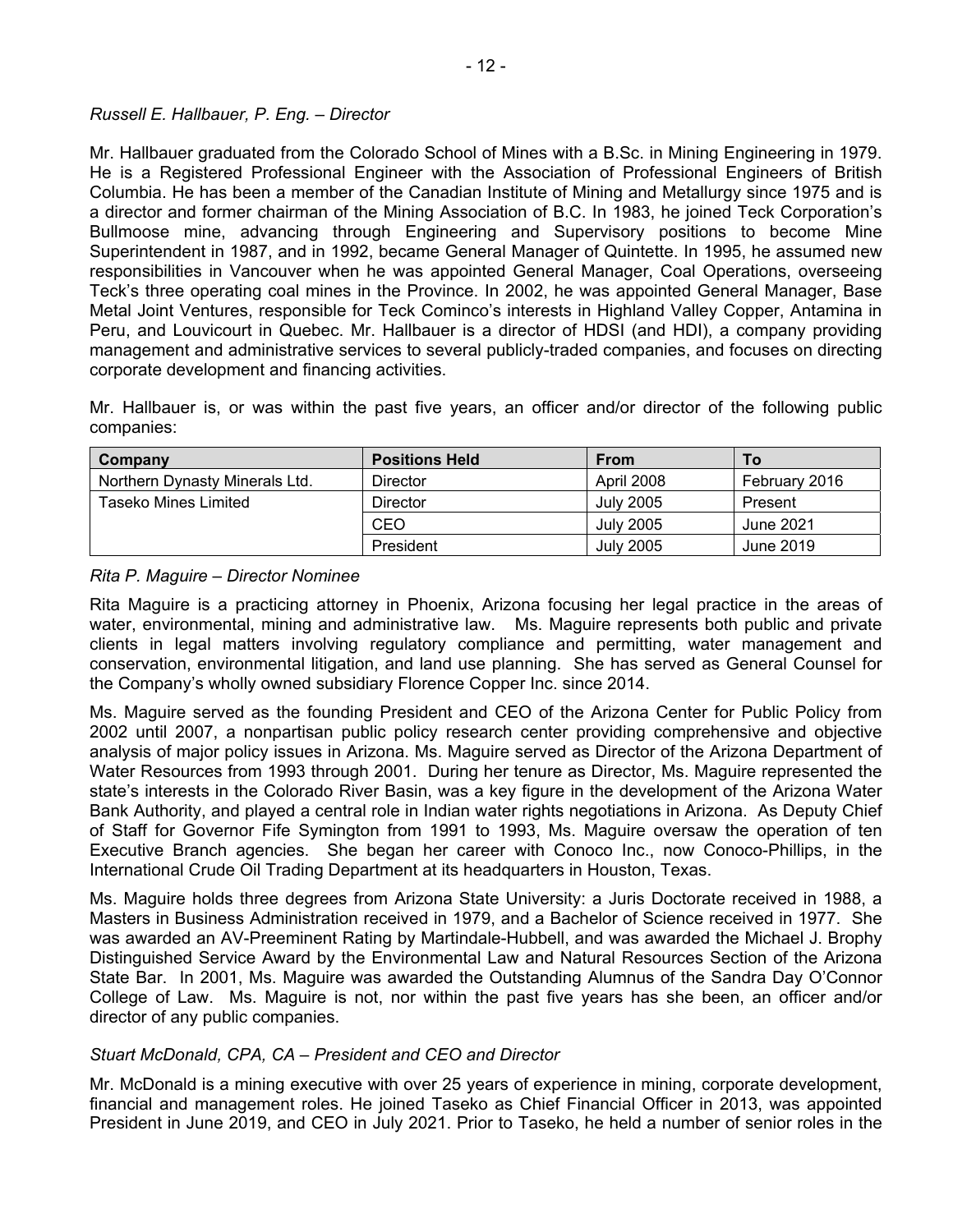*Russell E. Hallbauer, P. Eng. – Director*

Mr. Hallbauer graduated from the Colorado School of Mines with a B.Sc. in Mining Engineering in 1979. He is a Registered Professional Engineer with the Association of Professional Engineers of British Columbia. He has been a member of the Canadian Institute of Mining and Metallurgy since 1975 and is a director and former chairman of the Mining Association of B.C. In 1983, he joined Teck Corporation's Bullmoose mine, advancing through Engineering and Supervisory positions to become Mine Superintendent in 1987, and in 1992, became General Manager of Quintette. In 1995, he assumed new responsibilities in Vancouver when he was appointed General Manager, Coal Operations, overseeing Teck's three operating coal mines in the Province. In 2002, he was appointed General Manager, Base Metal Joint Ventures, responsible for Teck Cominco's interests in Highland Valley Copper, Antamina in Peru, and Louvicourt in Quebec. Mr. Hallbauer is a director of HDSI (and HDI), a company providing management and administrative services to several publicly-traded companies, and focuses on directing corporate development and financing activities.

Mr. Hallbauer is, or was within the past five years, an officer and/or director of the following public companies:

| Company | Positions Held | From | To |
|---|---|---|---|
| Northern Dynasty Minerals Ltd. | Director | April 2008 | February 2016 |
| Taseko Mines Limited | Director | July 2005 | Present |
| | CEO | July 2005 | June 2021 |
| | President | July 2005 | June 2019 |

*Rita P. Maguire – Director Nominee*

Rita Maguire is a practicing attorney in Phoenix, Arizona focusing her legal practice in the areas of water, environmental, mining and administrative law. Ms. Maguire represents both public and private clients in legal matters involving regulatory compliance and permitting, water management and conservation, environmental litigation, and land use planning. She has served as General Counsel for the Company's wholly owned subsidiary Florence Copper Inc. since 2014.

Ms. Maguire served as the founding President and CEO of the Arizona Center for Public Policy from 2002 until 2007, a nonpartisan public policy research center providing comprehensive and objective analysis of major policy issues in Arizona. Ms. Maguire served as Director of the Arizona Department of Water Resources from 1993 through 2001. During her tenure as Director, Ms. Maguire represented the state's interests in the Colorado River Basin, was a key figure in the development of the Arizona Water Bank Authority, and played a central role in Indian water rights negotiations in Arizona. As Deputy Chief of Staff for Governor Fife Symington from 1991 to 1993, Ms. Maguire oversaw the operation of ten Executive Branch agencies. She began her career with Conoco Inc., now Conoco-Phillips, in the International Crude Oil Trading Department at its headquarters in Houston, Texas.

Ms. Maguire holds three degrees from Arizona State University: a Juris Doctorate received in 1988, a Masters in Business Administration received in 1979, and a Bachelor of Science received in 1977. She was awarded an AV-Preeminent Rating by Martindale-Hubbell, and was awarded the Michael J. Brophy Distinguished Service Award by the Environmental Law and Natural Resources Section of the Arizona State Bar. In 2001, Ms. Maguire was awarded the Outstanding Alumnus of the Sandra Day O'Connor College of Law. Ms. Maguire is not, nor within the past five years has she been, an officer and/or director of any public companies.

*Stuart McDonald, CPA, CA – President and CEO and Director*

Mr. McDonald is a mining executive with over 25 years of experience in mining, corporate development, financial and management roles. He joined Taseko as Chief Financial Officer in 2013, was appointed President in June 2019, and CEO in July 2021. Prior to Taseko, he held a number of senior roles in the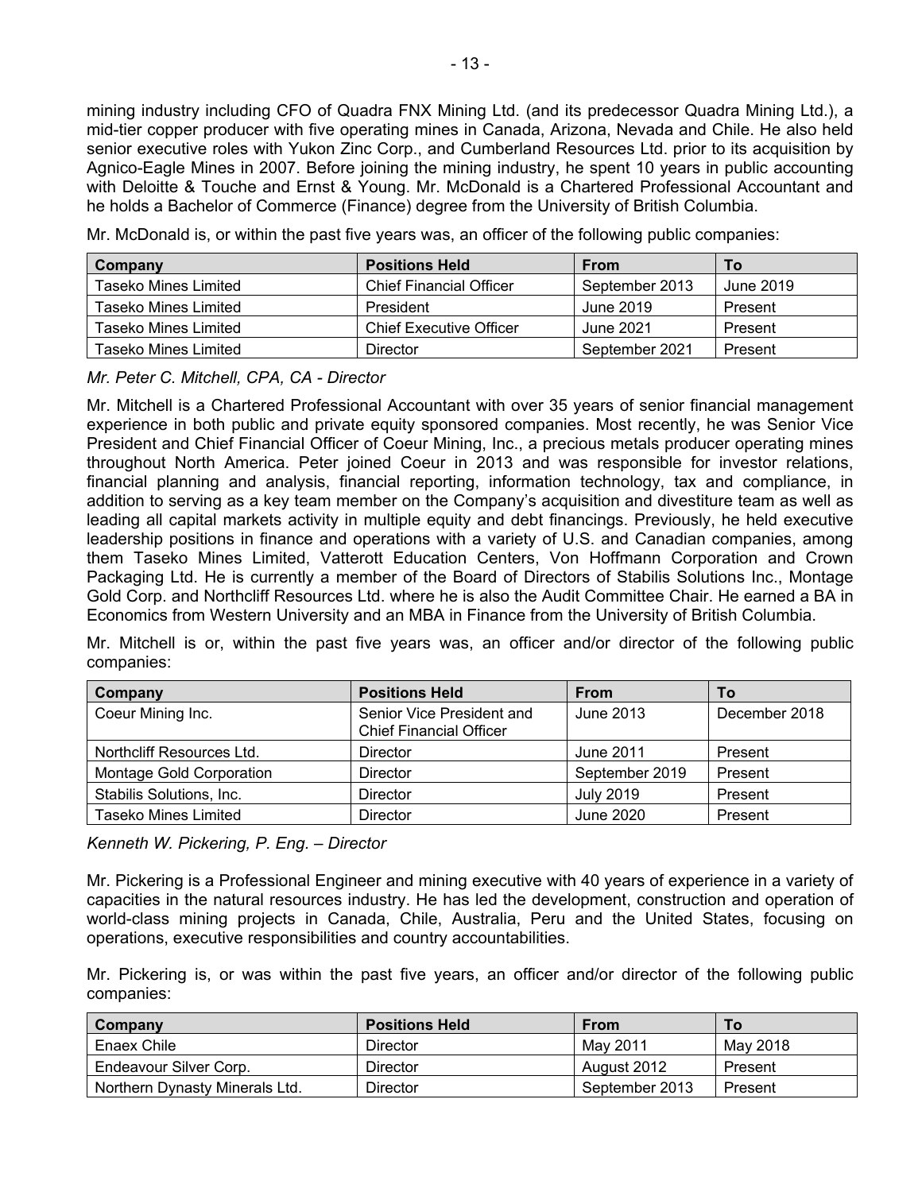mining industry including CFO of Quadra FNX Mining Ltd. (and its predecessor Quadra Mining Ltd.), a mid-tier copper producer with five operating mines in Canada, Arizona, Nevada and Chile. He also held senior executive roles with Yukon Zinc Corp., and Cumberland Resources Ltd. prior to its acquisition by Agnico-Eagle Mines in 2007. Before joining the mining industry, he spent 10 years in public accounting with Deloitte & Touche and Ernst & Young. Mr. McDonald is a Chartered Professional Accountant and he holds a Bachelor of Commerce (Finance) degree from the University of British Columbia.

Mr. McDonald is, or within the past five years was, an officer of the following public companies:

| Company | Positions Held | From | To |
|---|---|---|---|
| Taseko Mines Limited | Chief Financial Officer | September 2013 | June 2019 |
| Taseko Mines Limited | President | June 2019 | Present |
| Taseko Mines Limited | Chief Executive Officer | June 2021 | Present |
| Taseko Mines Limited | Director | September 2021 | Present |

*Mr. Peter C. Mitchell, CPA, CA - Director*

Mr. Mitchell is a Chartered Professional Accountant with over 35 years of senior financial management experience in both public and private equity sponsored companies. Most recently, he was Senior Vice President and Chief Financial Officer of Coeur Mining, Inc., a precious metals producer operating mines throughout North America. Peter joined Coeur in 2013 and was responsible for investor relations, financial planning and analysis, financial reporting, information technology, tax and compliance, in addition to serving as a key team member on the Company's acquisition and divestiture team as well as leading all capital markets activity in multiple equity and debt financings. Previously, he held executive leadership positions in finance and operations with a variety of U.S. and Canadian companies, among them Taseko Mines Limited, Vatterott Education Centers, Von Hoffmann Corporation and Crown Packaging Ltd. He is currently a member of the Board of Directors of Stabilis Solutions Inc., Montage Gold Corp. and Northcliff Resources Ltd. where he is also the Audit Committee Chair. He earned a BA in Economics from Western University and an MBA in Finance from the University of British Columbia.

Mr. Mitchell is or, within the past five years was, an officer and/or director of the following public companies:

| Company | Positions Held | From | To |
|---|---|---|---|
| Coeur Mining Inc. | Senior Vice President and Chief Financial Officer | June 2013 | December 2018 |
| Northcliff Resources Ltd. | Director | June 2011 | Present |
| Montage Gold Corporation | Director | September 2019 | Present |
| Stabilis Solutions, Inc. | Director | July 2019 | Present |
| Taseko Mines Limited | Director | June 2020 | Present |

*Kenneth W. Pickering, P. Eng. – Director*

Mr. Pickering is a Professional Engineer and mining executive with 40 years of experience in a variety of capacities in the natural resources industry. He has led the development, construction and operation of world-class mining projects in Canada, Chile, Australia, Peru and the United States, focusing on operations, executive responsibilities and country accountabilities.

Mr. Pickering is, or was within the past five years, an officer and/or director of the following public companies:

| Company | Positions Held | From | To |
|---|---|---|---|
| Enaex Chile | Director | May 2011 | May 2018 |
| Endeavour Silver Corp. | Director | August 2012 | Present |
| Northern Dynasty Minerals Ltd. | Director | September 2013 | Present |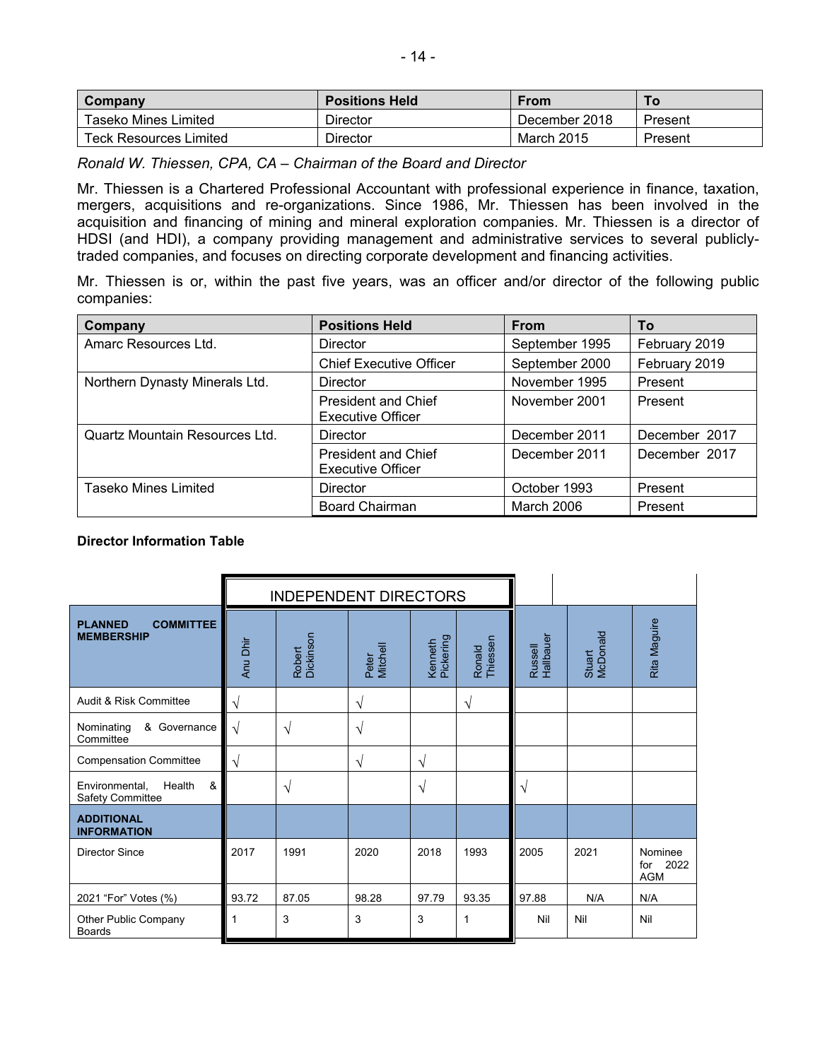| Company | Positions Held | From | To |
|---|---|---|---|
| Taseko Mines Limited | Director | December 2018 | Present |
| Teck Resources Limited | Director | March 2015 | Present |

*Ronald W. Thiessen, CPA, CA – Chairman of the Board and Director*

Mr. Thiessen is a Chartered Professional Accountant with professional experience in finance, taxation, mergers, acquisitions and re-organizations. Since 1986, Mr. Thiessen has been involved in the acquisition and financing of mining and mineral exploration companies. Mr. Thiessen is a director of HDSI (and HDI), a company providing management and administrative services to several publicly-traded companies, and focuses on directing corporate development and financing activities.

Mr. Thiessen is or, within the past five years, was an officer and/or director of the following public companies:

| Company | Positions Held | From | To |
|---|---|---|---|
| Amarc Resources Ltd. | Director | September 1995 | February 2019 |
| | Chief Executive Officer | September 2000 | February 2019 |
| Northern Dynasty Minerals Ltd. | Director | November 1995 | Present |
| | President and Chief Executive Officer | November 2001 | Present |
| Quartz Mountain Resources Ltd. | Director | December 2011 | December 2017 |
| | President and Chief Executive Officer | December 2011 | December 2017 |
| Taseko Mines Limited | Director | October 1993 | Present |
| | Board Chairman | March 2006 | Present |

**Director Information Table**

| | INDEPENDENT DIRECTORS | | | | | | | |
|---|---|---|---|---|---|---|---|---|
| **PLANNED COMMITTEE MEMBERSHIP** | Anu Dhir | Robert Dickinson | Peter Mitchell | Kenneth Pickering | Ronald Thiessen | Russell Hallbauer | Stuart McDonald | Rita Maguire |
| Audit & Risk Committee | √ | | √ | | √ | | | |
| Nominating & Governance Committee | √ | √ | √ | | | | | |
| Compensation Committee | √ | | √ | √ | | | | |
| Environmental, Health & Safety Committee | | √ | | √ | | √ | | |
| **ADDITIONAL INFORMATION** | | | | | | | | |
| Director Since | 2017 | 1991 | 2020 | 2018 | 1993 | 2005 | 2021 | Nominee for 2022 AGM |
| 2021 "For" Votes (%) | 93.72 | 87.05 | 98.28 | 97.79 | 93.35 | 97.88 | N/A | N/A |
| Other Public Company Boards | 1 | 3 | 3 | 3 | 1 | Nil | Nil | Nil |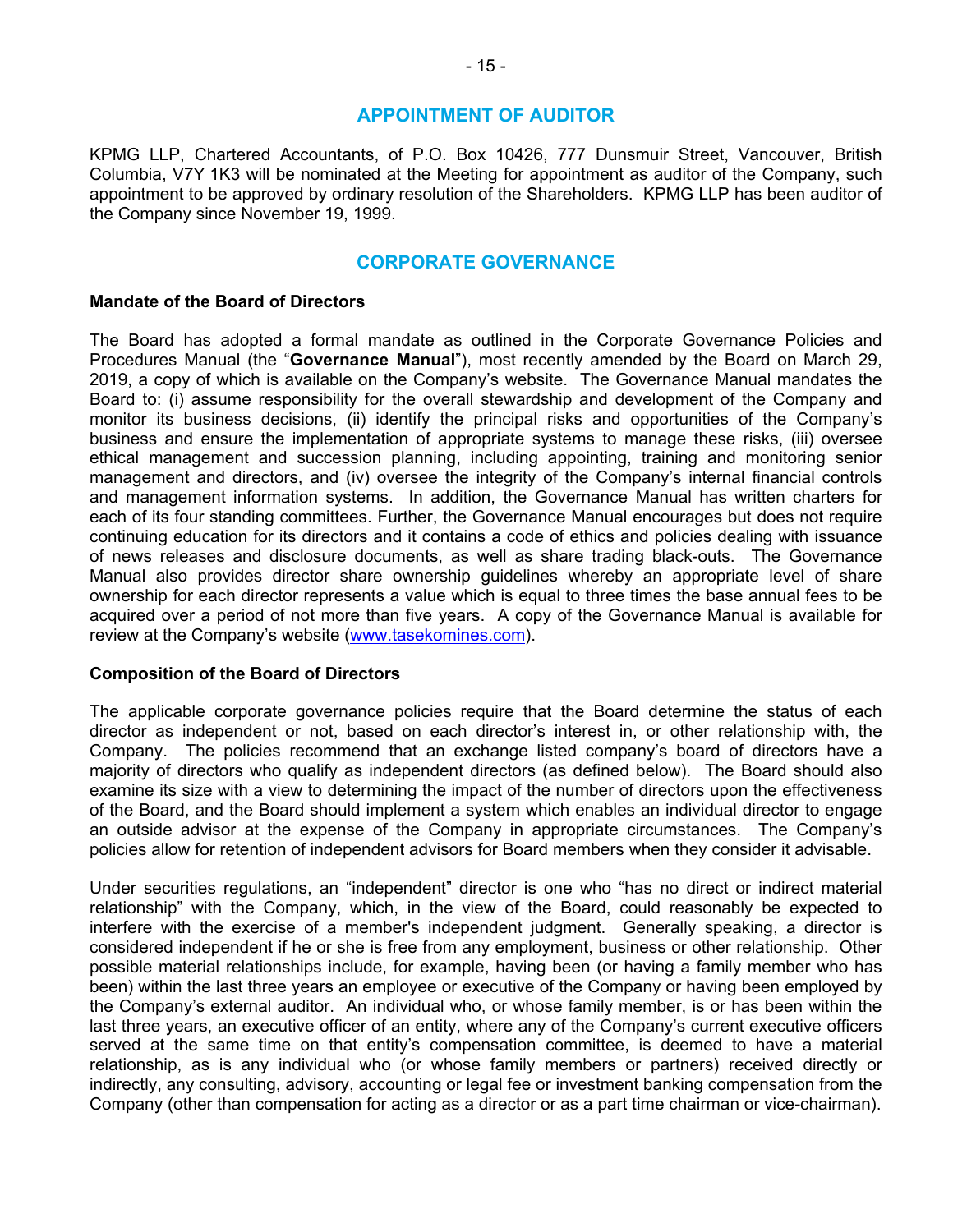## APPOINTMENT OF AUDITOR

KPMG LLP, Chartered Accountants, of P.O. Box 10426, 777 Dunsmuir Street, Vancouver, British Columbia, V7Y 1K3 will be nominated at the Meeting for appointment as auditor of the Company, such appointment to be approved by ordinary resolution of the Shareholders. KPMG LLP has been auditor of the Company since November 19, 1999.

## CORPORATE GOVERNANCE

### Mandate of the Board of Directors

The Board has adopted a formal mandate as outlined in the Corporate Governance Policies and Procedures Manual (the "**Governance Manual**"), most recently amended by the Board on March 29, 2019, a copy of which is available on the Company's website. The Governance Manual mandates the Board to: (i) assume responsibility for the overall stewardship and development of the Company and monitor its business decisions, (ii) identify the principal risks and opportunities of the Company's business and ensure the implementation of appropriate systems to manage these risks, (iii) oversee ethical management and succession planning, including appointing, training and monitoring senior management and directors, and (iv) oversee the integrity of the Company's internal financial controls and management information systems. In addition, the Governance Manual has written charters for each of its four standing committees. Further, the Governance Manual encourages but does not require continuing education for its directors and it contains a code of ethics and policies dealing with issuance of news releases and disclosure documents, as well as share trading black-outs. The Governance Manual also provides director share ownership guidelines whereby an appropriate level of share ownership for each director represents a value which is equal to three times the base annual fees to be acquired over a period of not more than five years. A copy of the Governance Manual is available for review at the Company's website (www.tasekomines.com).

### Composition of the Board of Directors

The applicable corporate governance policies require that the Board determine the status of each director as independent or not, based on each director's interest in, or other relationship with, the Company. The policies recommend that an exchange listed company's board of directors have a majority of directors who qualify as independent directors (as defined below). The Board should also examine its size with a view to determining the impact of the number of directors upon the effectiveness of the Board, and the Board should implement a system which enables an individual director to engage an outside advisor at the expense of the Company in appropriate circumstances. The Company's policies allow for retention of independent advisors for Board members when they consider it advisable.

Under securities regulations, an "independent" director is one who "has no direct or indirect material relationship" with the Company, which, in the view of the Board, could reasonably be expected to interfere with the exercise of a member's independent judgment. Generally speaking, a director is considered independent if he or she is free from any employment, business or other relationship. Other possible material relationships include, for example, having been (or having a family member who has been) within the last three years an employee or executive of the Company or having been employed by the Company's external auditor. An individual who, or whose family member, is or has been within the last three years, an executive officer of an entity, where any of the Company's current executive officers served at the same time on that entity's compensation committee, is deemed to have a material relationship, as is any individual who (or whose family members or partners) received directly or indirectly, any consulting, advisory, accounting or legal fee or investment banking compensation from the Company (other than compensation for acting as a director or as a part time chairman or vice-chairman).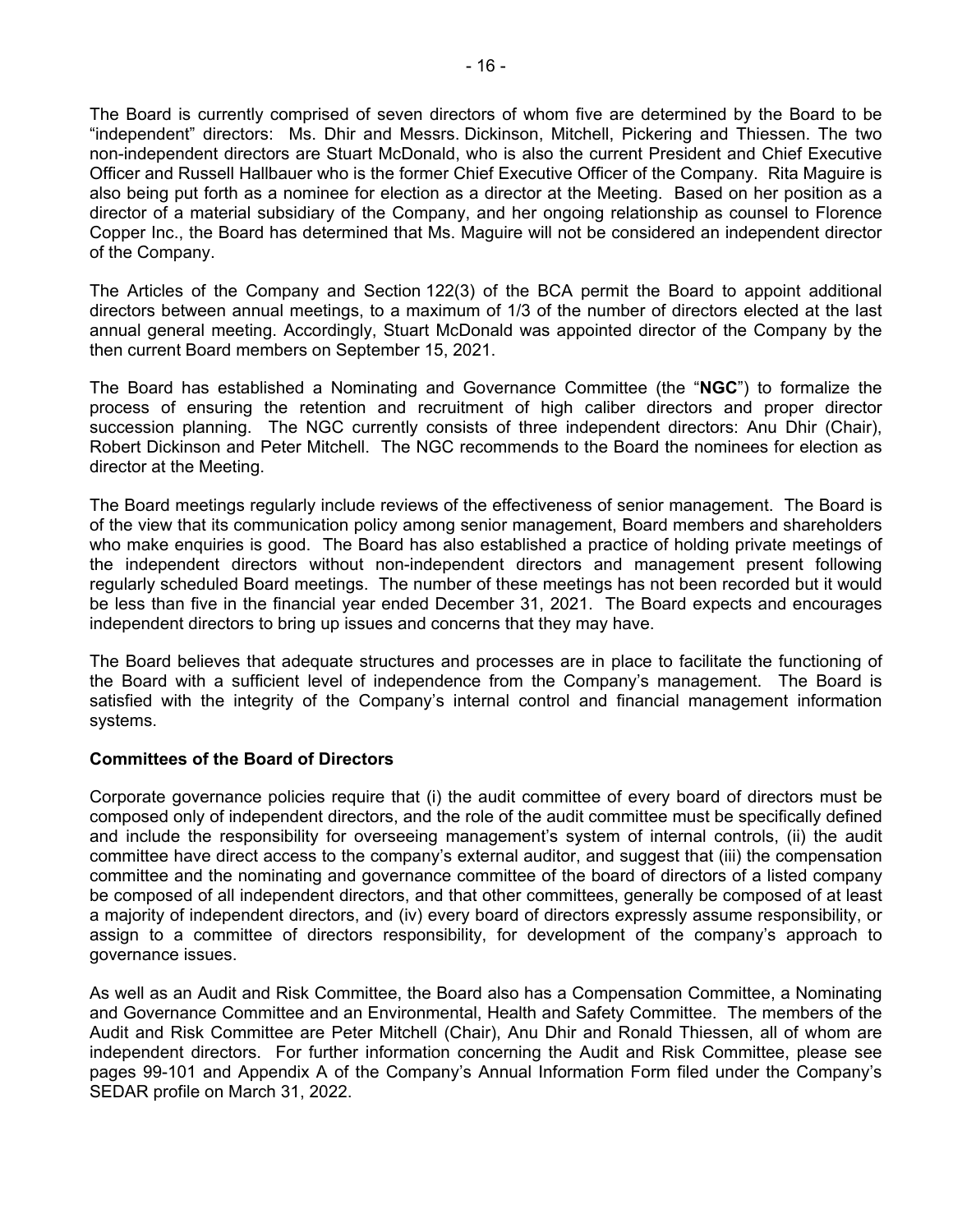The Board is currently comprised of seven directors of whom five are determined by the Board to be "independent" directors: Ms. Dhir and Messrs. Dickinson, Mitchell, Pickering and Thiessen. The two non-independent directors are Stuart McDonald, who is also the current President and Chief Executive Officer and Russell Hallbauer who is the former Chief Executive Officer of the Company. Rita Maguire is also being put forth as a nominee for election as a director at the Meeting. Based on her position as a director of a material subsidiary of the Company, and her ongoing relationship as counsel to Florence Copper Inc., the Board has determined that Ms. Maguire will not be considered an independent director of the Company.

The Articles of the Company and Section 122(3) of the BCA permit the Board to appoint additional directors between annual meetings, to a maximum of 1/3 of the number of directors elected at the last annual general meeting. Accordingly, Stuart McDonald was appointed director of the Company by the then current Board members on September 15, 2021.

The Board has established a Nominating and Governance Committee (the "**NGC**") to formalize the process of ensuring the retention and recruitment of high caliber directors and proper director succession planning. The NGC currently consists of three independent directors: Anu Dhir (Chair), Robert Dickinson and Peter Mitchell. The NGC recommends to the Board the nominees for election as director at the Meeting.

The Board meetings regularly include reviews of the effectiveness of senior management. The Board is of the view that its communication policy among senior management, Board members and shareholders who make enquiries is good. The Board has also established a practice of holding private meetings of the independent directors without non-independent directors and management present following regularly scheduled Board meetings. The number of these meetings has not been recorded but it would be less than five in the financial year ended December 31, 2021. The Board expects and encourages independent directors to bring up issues and concerns that they may have.

The Board believes that adequate structures and processes are in place to facilitate the functioning of the Board with a sufficient level of independence from the Company's management. The Board is satisfied with the integrity of the Company's internal control and financial management information systems.

## Committees of the Board of Directors

Corporate governance policies require that (i) the audit committee of every board of directors must be composed only of independent directors, and the role of the audit committee must be specifically defined and include the responsibility for overseeing management's system of internal controls, (ii) the audit committee have direct access to the company's external auditor, and suggest that (iii) the compensation committee and the nominating and governance committee of the board of directors of a listed company be composed of all independent directors, and that other committees, generally be composed of at least a majority of independent directors, and (iv) every board of directors expressly assume responsibility, or assign to a committee of directors responsibility, for development of the company's approach to governance issues.

As well as an Audit and Risk Committee, the Board also has a Compensation Committee, a Nominating and Governance Committee and an Environmental, Health and Safety Committee. The members of the Audit and Risk Committee are Peter Mitchell (Chair), Anu Dhir and Ronald Thiessen, all of whom are independent directors. For further information concerning the Audit and Risk Committee, please see pages 99-101 and Appendix A of the Company's Annual Information Form filed under the Company's SEDAR profile on March 31, 2022.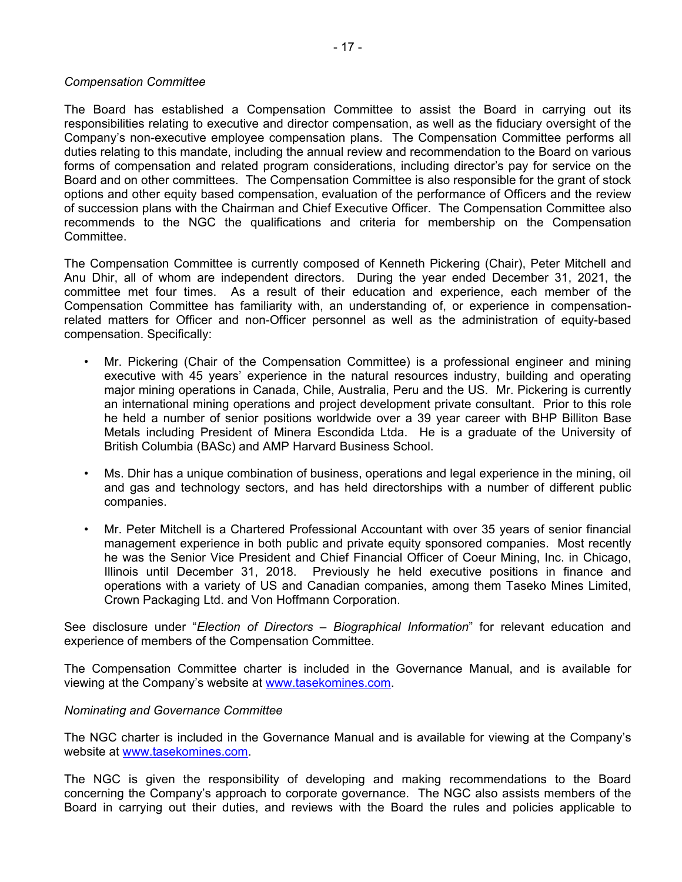*Compensation Committee*

The Board has established a Compensation Committee to assist the Board in carrying out its responsibilities relating to executive and director compensation, as well as the fiduciary oversight of the Company's non-executive employee compensation plans. The Compensation Committee performs all duties relating to this mandate, including the annual review and recommendation to the Board on various forms of compensation and related program considerations, including director's pay for service on the Board and on other committees. The Compensation Committee is also responsible for the grant of stock options and other equity based compensation, evaluation of the performance of Officers and the review of succession plans with the Chairman and Chief Executive Officer. The Compensation Committee also recommends to the NGC the qualifications and criteria for membership on the Compensation Committee.

The Compensation Committee is currently composed of Kenneth Pickering (Chair), Peter Mitchell and Anu Dhir, all of whom are independent directors. During the year ended December 31, 2021, the committee met four times. As a result of their education and experience, each member of the Compensation Committee has familiarity with, an understanding of, or experience in compensation-related matters for Officer and non-Officer personnel as well as the administration of equity-based compensation. Specifically:

- Mr. Pickering (Chair of the Compensation Committee) is a professional engineer and mining executive with 45 years' experience in the natural resources industry, building and operating major mining operations in Canada, Chile, Australia, Peru and the US. Mr. Pickering is currently an international mining operations and project development private consultant. Prior to this role he held a number of senior positions worldwide over a 39 year career with BHP Billiton Base Metals including President of Minera Escondida Ltda. He is a graduate of the University of British Columbia (BASc) and AMP Harvard Business School.

- Ms. Dhir has a unique combination of business, operations and legal experience in the mining, oil and gas and technology sectors, and has held directorships with a number of different public companies.

- Mr. Peter Mitchell is a Chartered Professional Accountant with over 35 years of senior financial management experience in both public and private equity sponsored companies. Most recently he was the Senior Vice President and Chief Financial Officer of Coeur Mining, Inc. in Chicago, Illinois until December 31, 2018. Previously he held executive positions in finance and operations with a variety of US and Canadian companies, among them Taseko Mines Limited, Crown Packaging Ltd. and Von Hoffmann Corporation.

See disclosure under "*Election of Directors – Biographical Information*" for relevant education and experience of members of the Compensation Committee.

The Compensation Committee charter is included in the Governance Manual, and is available for viewing at the Company's website at www.tasekomines.com.

*Nominating and Governance Committee*

The NGC charter is included in the Governance Manual and is available for viewing at the Company's website at www.tasekomines.com.

The NGC is given the responsibility of developing and making recommendations to the Board concerning the Company's approach to corporate governance. The NGC also assists members of the Board in carrying out their duties, and reviews with the Board the rules and policies applicable to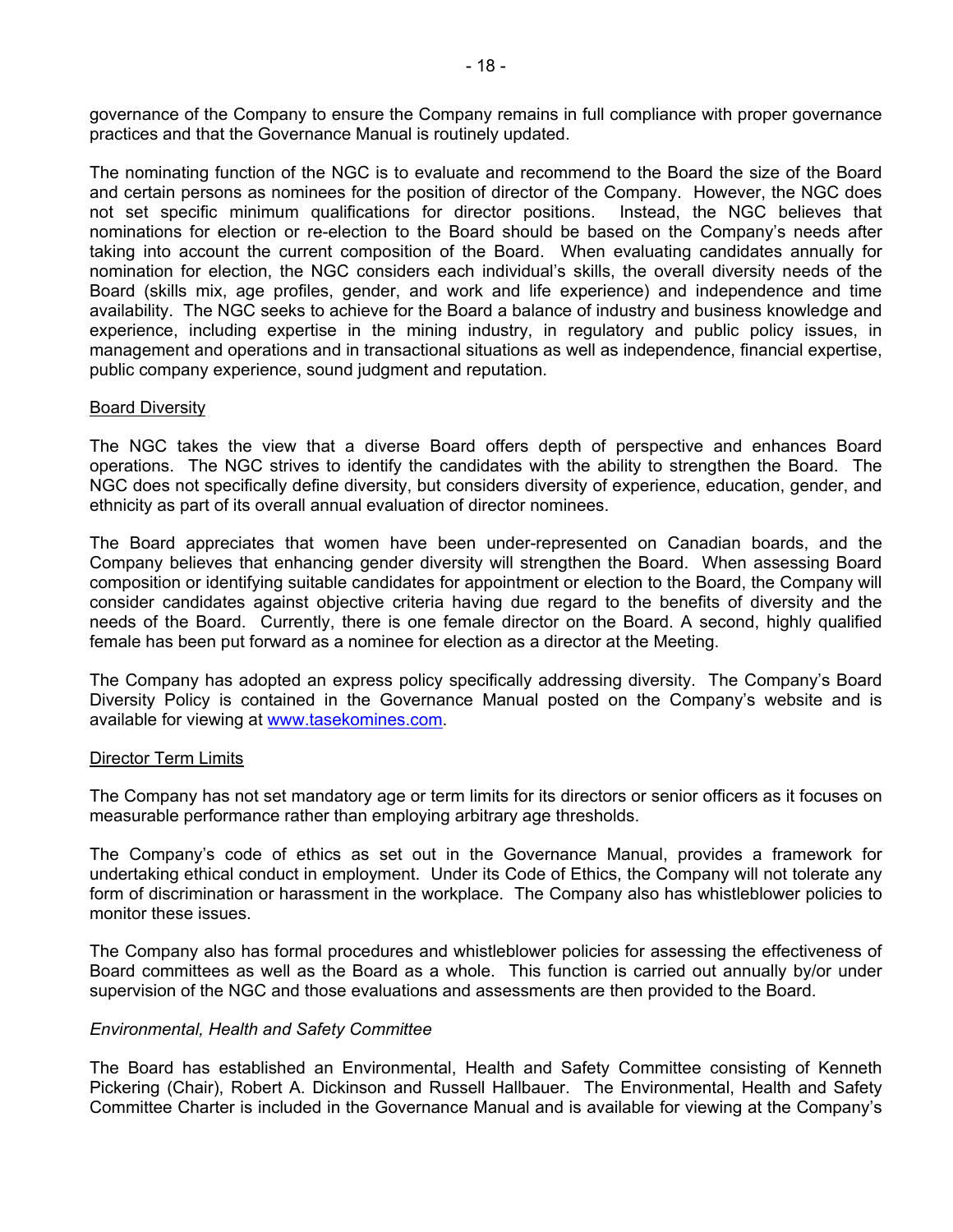governance of the Company to ensure the Company remains in full compliance with proper governance practices and that the Governance Manual is routinely updated.

The nominating function of the NGC is to evaluate and recommend to the Board the size of the Board and certain persons as nominees for the position of director of the Company. However, the NGC does not set specific minimum qualifications for director positions. Instead, the NGC believes that nominations for election or re-election to the Board should be based on the Company's needs after taking into account the current composition of the Board. When evaluating candidates annually for nomination for election, the NGC considers each individual's skills, the overall diversity needs of the Board (skills mix, age profiles, gender, and work and life experience) and independence and time availability. The NGC seeks to achieve for the Board a balance of industry and business knowledge and experience, including expertise in the mining industry, in regulatory and public policy issues, in management and operations and in transactional situations as well as independence, financial expertise, public company experience, sound judgment and reputation.

Board Diversity

The NGC takes the view that a diverse Board offers depth of perspective and enhances Board operations. The NGC strives to identify the candidates with the ability to strengthen the Board. The NGC does not specifically define diversity, but considers diversity of experience, education, gender, and ethnicity as part of its overall annual evaluation of director nominees.

The Board appreciates that women have been under-represented on Canadian boards, and the Company believes that enhancing gender diversity will strengthen the Board. When assessing Board composition or identifying suitable candidates for appointment or election to the Board, the Company will consider candidates against objective criteria having due regard to the benefits of diversity and the needs of the Board. Currently, there is one female director on the Board. A second, highly qualified female has been put forward as a nominee for election as a director at the Meeting.

The Company has adopted an express policy specifically addressing diversity. The Company's Board Diversity Policy is contained in the Governance Manual posted on the Company's website and is available for viewing at www.tasekomines.com.

Director Term Limits

The Company has not set mandatory age or term limits for its directors or senior officers as it focuses on measurable performance rather than employing arbitrary age thresholds.

The Company's code of ethics as set out in the Governance Manual, provides a framework for undertaking ethical conduct in employment. Under its Code of Ethics, the Company will not tolerate any form of discrimination or harassment in the workplace. The Company also has whistleblower policies to monitor these issues.

The Company also has formal procedures and whistleblower policies for assessing the effectiveness of Board committees as well as the Board as a whole. This function is carried out annually by/or under supervision of the NGC and those evaluations and assessments are then provided to the Board.

*Environmental, Health and Safety Committee*

The Board has established an Environmental, Health and Safety Committee consisting of Kenneth Pickering (Chair), Robert A. Dickinson and Russell Hallbauer. The Environmental, Health and Safety Committee Charter is included in the Governance Manual and is available for viewing at the Company's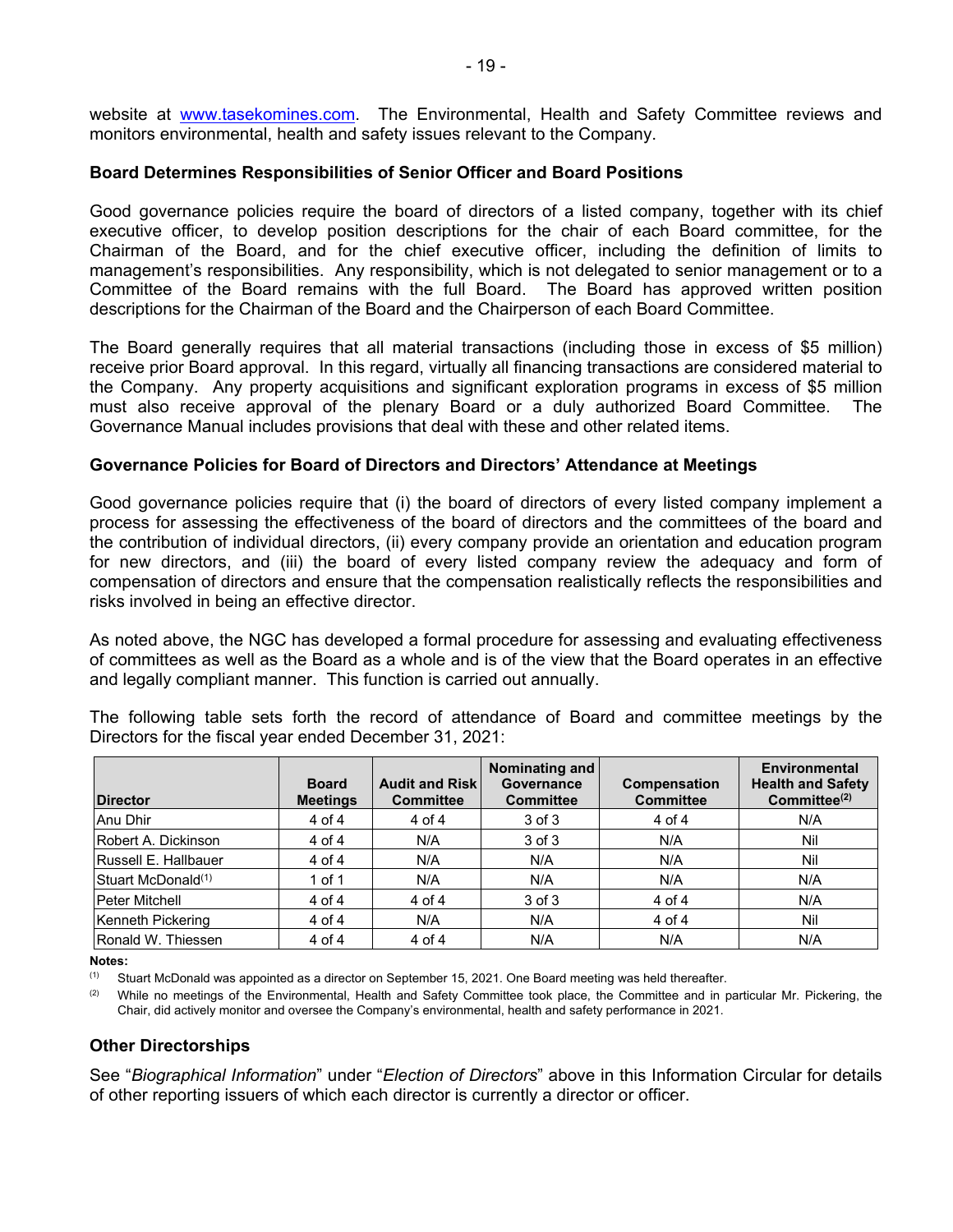website at www.tasekomines.com. The Environmental, Health and Safety Committee reviews and monitors environmental, health and safety issues relevant to the Company.

**Board Determines Responsibilities of Senior Officer and Board Positions**

Good governance policies require the board of directors of a listed company, together with its chief executive officer, to develop position descriptions for the chair of each Board committee, for the Chairman of the Board, and for the chief executive officer, including the definition of limits to management's responsibilities. Any responsibility, which is not delegated to senior management or to a Committee of the Board remains with the full Board. The Board has approved written position descriptions for the Chairman of the Board and the Chairperson of each Board Committee.

The Board generally requires that all material transactions (including those in excess of $5 million) receive prior Board approval. In this regard, virtually all financing transactions are considered material to the Company. Any property acquisitions and significant exploration programs in excess of $5 million must also receive approval of the plenary Board or a duly authorized Board Committee. The Governance Manual includes provisions that deal with these and other related items.

**Governance Policies for Board of Directors and Directors' Attendance at Meetings**

Good governance policies require that (i) the board of directors of every listed company implement a process for assessing the effectiveness of the board of directors and the committees of the board and the contribution of individual directors, (ii) every company provide an orientation and education program for new directors, and (iii) the board of every listed company review the adequacy and form of compensation of directors and ensure that the compensation realistically reflects the responsibilities and risks involved in being an effective director.

As noted above, the NGC has developed a formal procedure for assessing and evaluating effectiveness of committees as well as the Board as a whole and is of the view that the Board operates in an effective and legally compliant manner. This function is carried out annually.

The following table sets forth the record of attendance of Board and committee meetings by the Directors for the fiscal year ended December 31, 2021:

| Director | Board Meetings | Audit and Risk Committee | Nominating and Governance Committee | Compensation Committee | Environmental Health and Safety Committee[(2)] |
|---|---|---|---|---|---|
| Anu Dhir | 4 of 4 | 4 of 4 | 3 of 3 | 4 of 4 | N/A |
| Robert A. Dickinson | 4 of 4 | N/A | 3 of 3 | N/A | Nil |
| Russell E. Hallbauer | 4 of 4 | N/A | N/A | N/A | Nil |
| Stuart McDonald[(1)] | 1 of 1 | N/A | N/A | N/A | N/A |
| Peter Mitchell | 4 of 4 | 4 of 4 | 3 of 3 | 4 of 4 | N/A |
| Kenneth Pickering | 4 of 4 | N/A | N/A | 4 of 4 | Nil |
| Ronald W. Thiessen | 4 of 4 | 4 of 4 | N/A | N/A | N/A |

**Notes:**

(1) Stuart McDonald was appointed as a director on September 15, 2021. One Board meeting was held thereafter.

(2) While no meetings of the Environmental, Health and Safety Committee took place, the Committee and in particular Mr. Pickering, the Chair, did actively monitor and oversee the Company's environmental, health and safety performance in 2021.

**Other Directorships**

See "*Biographical Information*" under "*Election of Directors*" above in this Information Circular for details of other reporting issuers of which each director is currently a director or officer.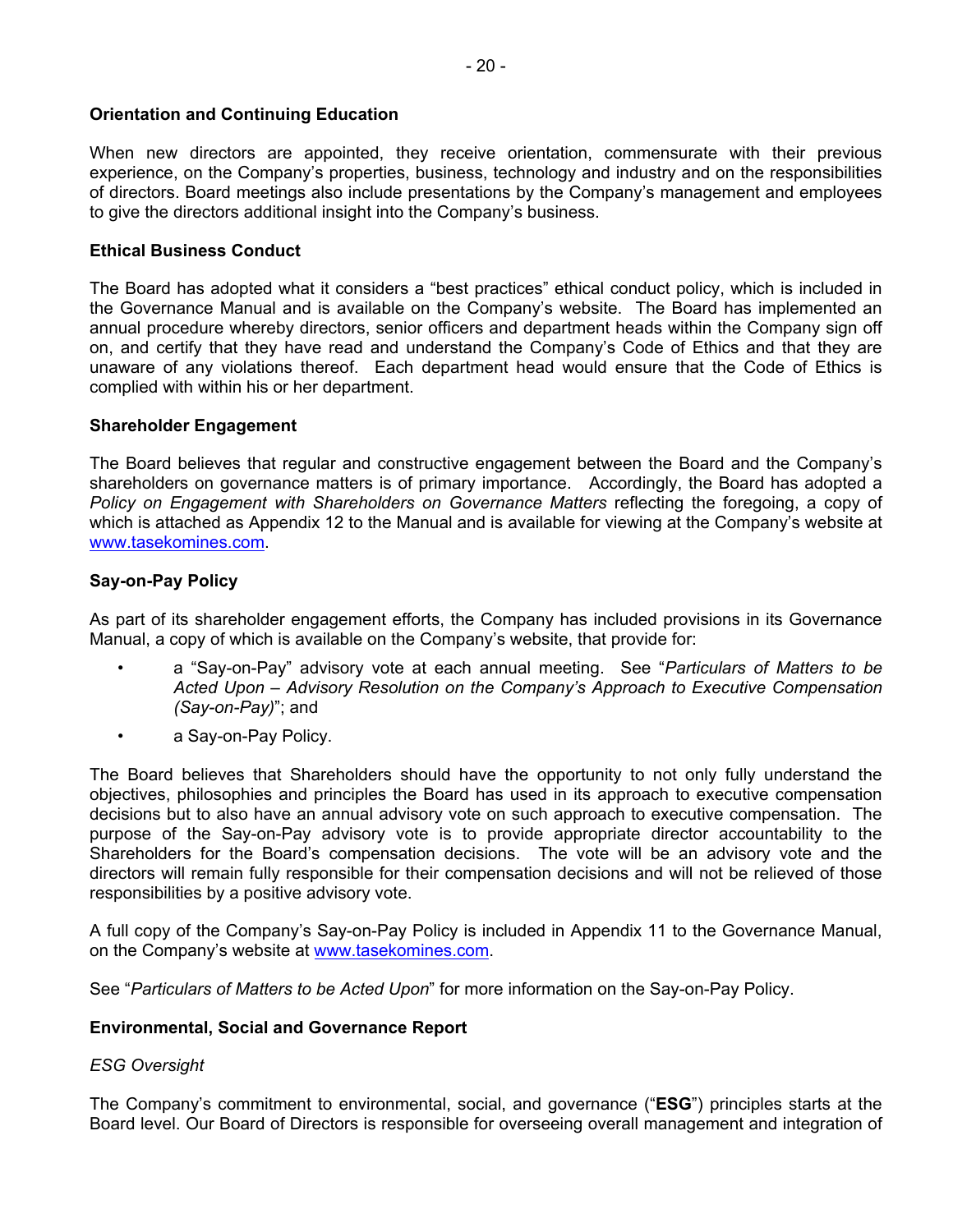**Orientation and Continuing Education**

When new directors are appointed, they receive orientation, commensurate with their previous experience, on the Company's properties, business, technology and industry and on the responsibilities of directors. Board meetings also include presentations by the Company's management and employees to give the directors additional insight into the Company's business.

**Ethical Business Conduct**

The Board has adopted what it considers a "best practices" ethical conduct policy, which is included in the Governance Manual and is available on the Company's website. The Board has implemented an annual procedure whereby directors, senior officers and department heads within the Company sign off on, and certify that they have read and understand the Company's Code of Ethics and that they are unaware of any violations thereof. Each department head would ensure that the Code of Ethics is complied with within his or her department.

**Shareholder Engagement**

The Board believes that regular and constructive engagement between the Board and the Company's shareholders on governance matters is of primary importance. Accordingly, the Board has adopted a *Policy on Engagement with Shareholders on Governance Matters* reflecting the foregoing, a copy of which is attached as Appendix 12 to the Manual and is available for viewing at the Company's website at www.tasekomines.com.

**Say-on-Pay Policy**

As part of its shareholder engagement efforts, the Company has included provisions in its Governance Manual, a copy of which is available on the Company's website, that provide for:

- a "Say-on-Pay" advisory vote at each annual meeting. See "*Particulars of Matters to be Acted Upon – Advisory Resolution on the Company's Approach to Executive Compensation (Say-on-Pay)*"; and
- a Say-on-Pay Policy.

The Board believes that Shareholders should have the opportunity to not only fully understand the objectives, philosophies and principles the Board has used in its approach to executive compensation decisions but to also have an annual advisory vote on such approach to executive compensation. The purpose of the Say-on-Pay advisory vote is to provide appropriate director accountability to the Shareholders for the Board's compensation decisions. The vote will be an advisory vote and the directors will remain fully responsible for their compensation decisions and will not be relieved of those responsibilities by a positive advisory vote.

A full copy of the Company's Say-on-Pay Policy is included in Appendix 11 to the Governance Manual, on the Company's website at www.tasekomines.com.

See "*Particulars of Matters to be Acted Upon*" for more information on the Say-on-Pay Policy.

**Environmental, Social and Governance Report**

*ESG Oversight*

The Company's commitment to environmental, social, and governance ("**ESG**") principles starts at the Board level. Our Board of Directors is responsible for overseeing overall management and integration of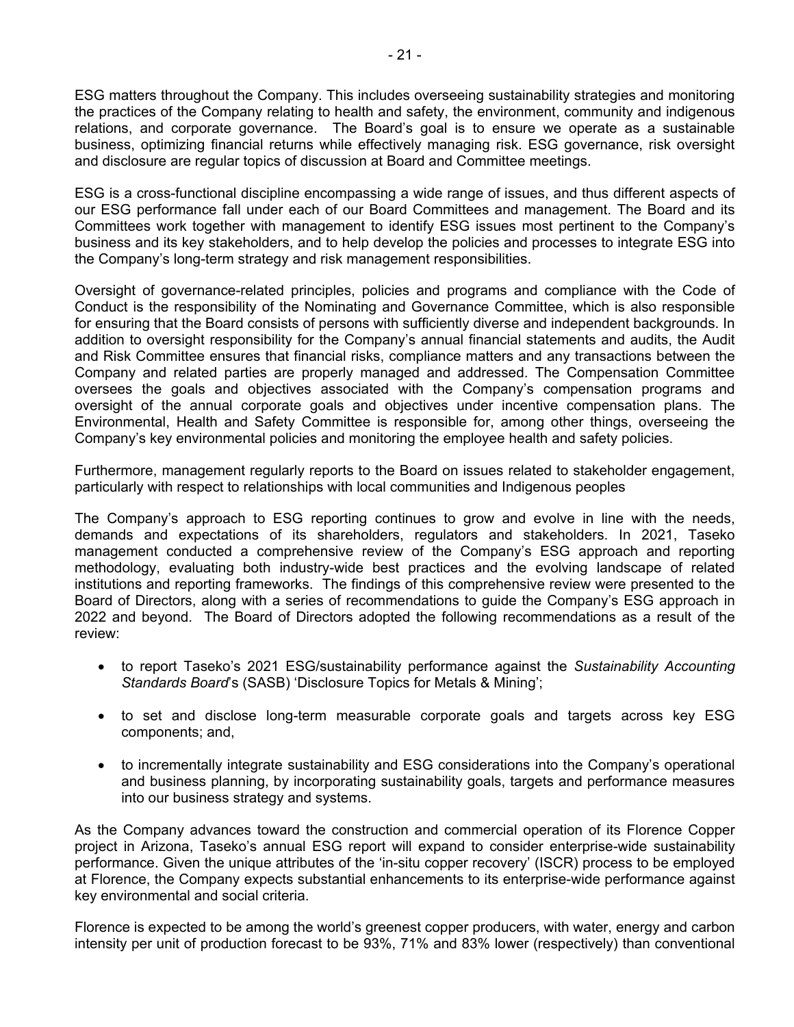ESG matters throughout the Company. This includes overseeing sustainability strategies and monitoring the practices of the Company relating to health and safety, the environment, community and indigenous relations, and corporate governance. The Board's goal is to ensure we operate as a sustainable business, optimizing financial returns while effectively managing risk. ESG governance, risk oversight and disclosure are regular topics of discussion at Board and Committee meetings.

ESG is a cross-functional discipline encompassing a wide range of issues, and thus different aspects of our ESG performance fall under each of our Board Committees and management. The Board and its Committees work together with management to identify ESG issues most pertinent to the Company's business and its key stakeholders, and to help develop the policies and processes to integrate ESG into the Company's long-term strategy and risk management responsibilities.

Oversight of governance-related principles, policies and programs and compliance with the Code of Conduct is the responsibility of the Nominating and Governance Committee, which is also responsible for ensuring that the Board consists of persons with sufficiently diverse and independent backgrounds. In addition to oversight responsibility for the Company's annual financial statements and audits, the Audit and Risk Committee ensures that financial risks, compliance matters and any transactions between the Company and related parties are properly managed and addressed. The Compensation Committee oversees the goals and objectives associated with the Company's compensation programs and oversight of the annual corporate goals and objectives under incentive compensation plans. The Environmental, Health and Safety Committee is responsible for, among other things, overseeing the Company's key environmental policies and monitoring the employee health and safety policies.

Furthermore, management regularly reports to the Board on issues related to stakeholder engagement, particularly with respect to relationships with local communities and Indigenous peoples

The Company's approach to ESG reporting continues to grow and evolve in line with the needs, demands and expectations of its shareholders, regulators and stakeholders. In 2021, Taseko management conducted a comprehensive review of the Company's ESG approach and reporting methodology, evaluating both industry-wide best practices and the evolving landscape of related institutions and reporting frameworks. The findings of this comprehensive review were presented to the Board of Directors, along with a series of recommendations to guide the Company's ESG approach in 2022 and beyond. The Board of Directors adopted the following recommendations as a result of the review:

- to report Taseko's 2021 ESG/sustainability performance against the *Sustainability Accounting Standards Board*'s (SASB) 'Disclosure Topics for Metals & Mining';
- to set and disclose long-term measurable corporate goals and targets across key ESG components; and,
- to incrementally integrate sustainability and ESG considerations into the Company's operational and business planning, by incorporating sustainability goals, targets and performance measures into our business strategy and systems.

As the Company advances toward the construction and commercial operation of its Florence Copper project in Arizona, Taseko's annual ESG report will expand to consider enterprise-wide sustainability performance. Given the unique attributes of the 'in-situ copper recovery' (ISCR) process to be employed at Florence, the Company expects substantial enhancements to its enterprise-wide performance against key environmental and social criteria.

Florence is expected to be among the world's greenest copper producers, with water, energy and carbon intensity per unit of production forecast to be 93%, 71% and 83% lower (respectively) than conventional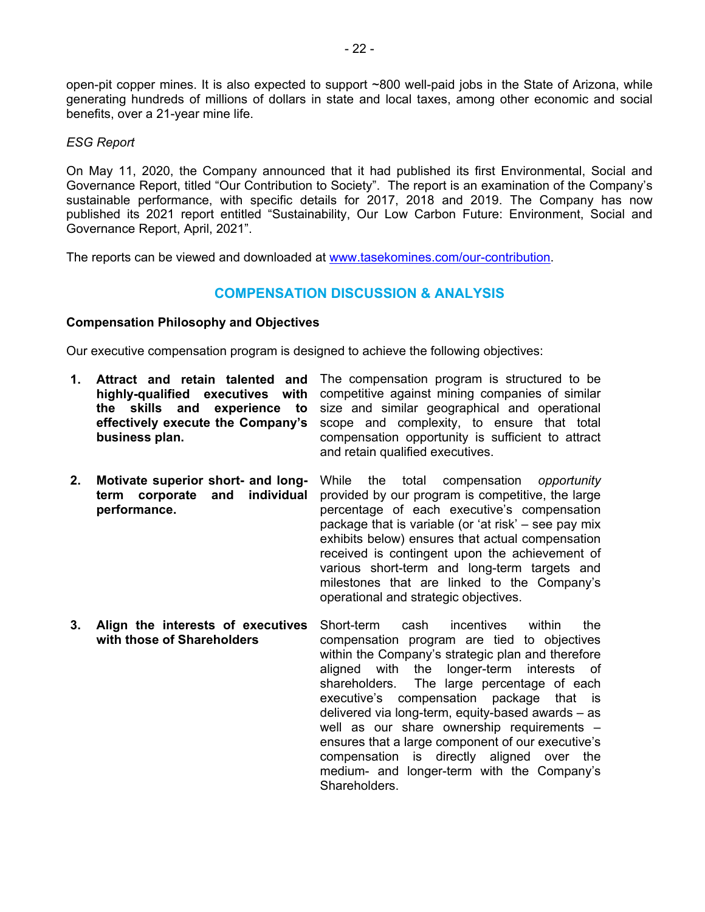open-pit copper mines. It is also expected to support ~800 well-paid jobs in the State of Arizona, while generating hundreds of millions of dollars in state and local taxes, among other economic and social benefits, over a 21-year mine life.

*ESG Report*

On May 11, 2020, the Company announced that it had published its first Environmental, Social and Governance Report, titled "Our Contribution to Society". The report is an examination of the Company's sustainable performance, with specific details for 2017, 2018 and 2019. The Company has now published its 2021 report entitled "Sustainability, Our Low Carbon Future: Environment, Social and Governance Report, April, 2021".

The reports can be viewed and downloaded at www.tasekomines.com/our-contribution.

## COMPENSATION DISCUSSION & ANALYSIS

### Compensation Philosophy and Objectives

Our executive compensation program is designed to achieve the following objectives:

| Objective | Description |
|---|---|
| **1. Attract and retain talented and highly-qualified executives with the skills and experience to effectively execute the Company's business plan.** | The compensation program is structured to be competitive against mining companies of similar size and similar geographical and operational scope and complexity, to ensure that total compensation opportunity is sufficient to attract and retain qualified executives. |
| **2. Motivate superior short- and long-term corporate and individual performance.** | While the total compensation *opportunity* provided by our program is competitive, the large percentage of each executive's compensation package that is variable (or 'at risk' – see pay mix exhibits below) ensures that actual compensation received is contingent upon the achievement of various short-term and long-term targets and milestones that are linked to the Company's operational and strategic objectives. |
| **3. Align the interests of executives with those of Shareholders** | Short-term cash incentives within the compensation program are tied to objectives within the Company's strategic plan and therefore aligned with the longer-term interests of shareholders. The large percentage of each executive's compensation package that is delivered via long-term, equity-based awards – as well as our share ownership requirements – ensures that a large component of our executive's compensation is directly aligned over the medium- and longer-term with the Company's Shareholders. |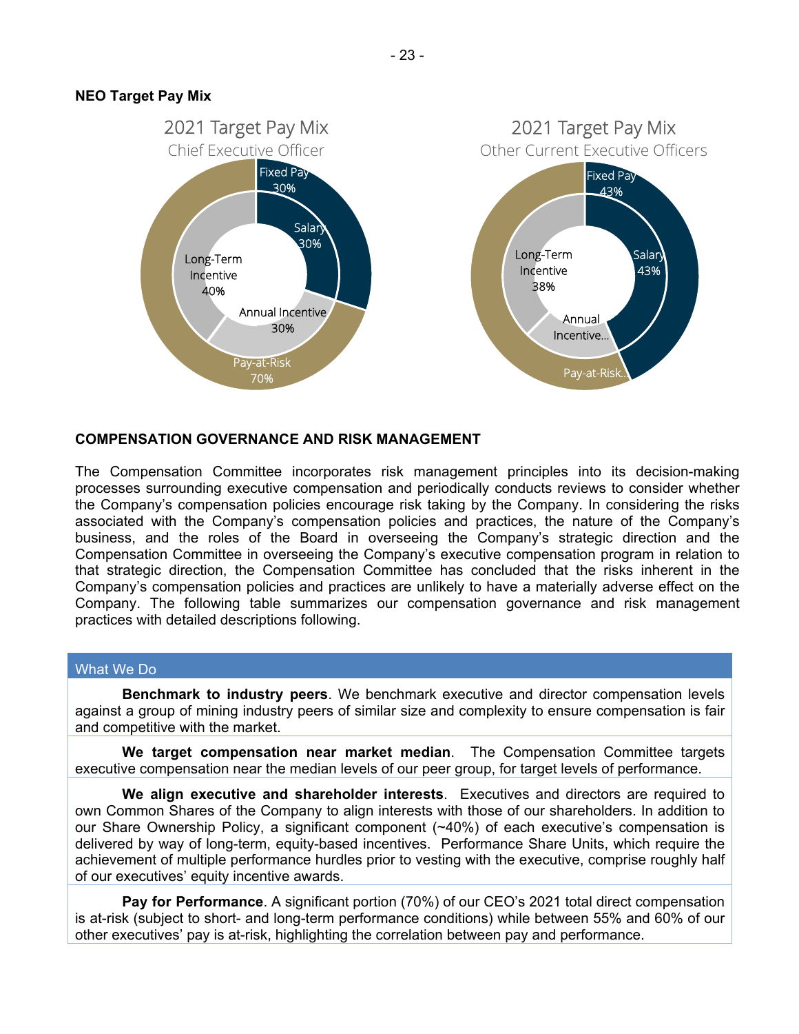**NEO Target Pay Mix**

2021 Target Pay Mix
Chief Executive Officer

- Fixed Pay 30%
  - Salary 30%
- Pay-at-Risk 70%
  - Annual Incentive 30%
  - Long-Term Incentive 40%

2021 Target Pay Mix
Other Current Executive Officers

- Fixed Pay 43%
  - Salary 43%
- Pay-at-Risk...
  - Annual Incentive...
  - Long-Term Incentive 38%

**COMPENSATION GOVERNANCE AND RISK MANAGEMENT**

The Compensation Committee incorporates risk management principles into its decision-making processes surrounding executive compensation and periodically conducts reviews to consider whether the Company's compensation policies encourage risk taking by the Company. In considering the risks associated with the Company's compensation policies and practices, the nature of the Company's business, and the roles of the Board in overseeing the Company's strategic direction and the Compensation Committee in overseeing the Company's executive compensation program in relation to that strategic direction, the Compensation Committee has concluded that the risks inherent in the Company's compensation policies and practices are unlikely to have a materially adverse effect on the Company. The following table summarizes our compensation governance and risk management practices with detailed descriptions following.

| What We Do |
| --- |
| **Benchmark to industry peers**. We benchmark executive and director compensation levels against a group of mining industry peers of similar size and complexity to ensure compensation is fair and competitive with the market. |
| **We target compensation near market median**. The Compensation Committee targets executive compensation near the median levels of our peer group, for target levels of performance. |
| **We align executive and shareholder interests**. Executives and directors are required to own Common Shares of the Company to align interests with those of our shareholders. In addition to our Share Ownership Policy, a significant component (~40%) of each executive's compensation is delivered by way of long-term, equity-based incentives. Performance Share Units, which require the achievement of multiple performance hurdles prior to vesting with the executive, comprise roughly half of our executives' equity incentive awards. |
| **Pay for Performance**. A significant portion (70%) of our CEO's 2021 total direct compensation is at-risk (subject to short- and long-term performance conditions) while between 55% and 60% of our other executives' pay is at-risk, highlighting the correlation between pay and performance. |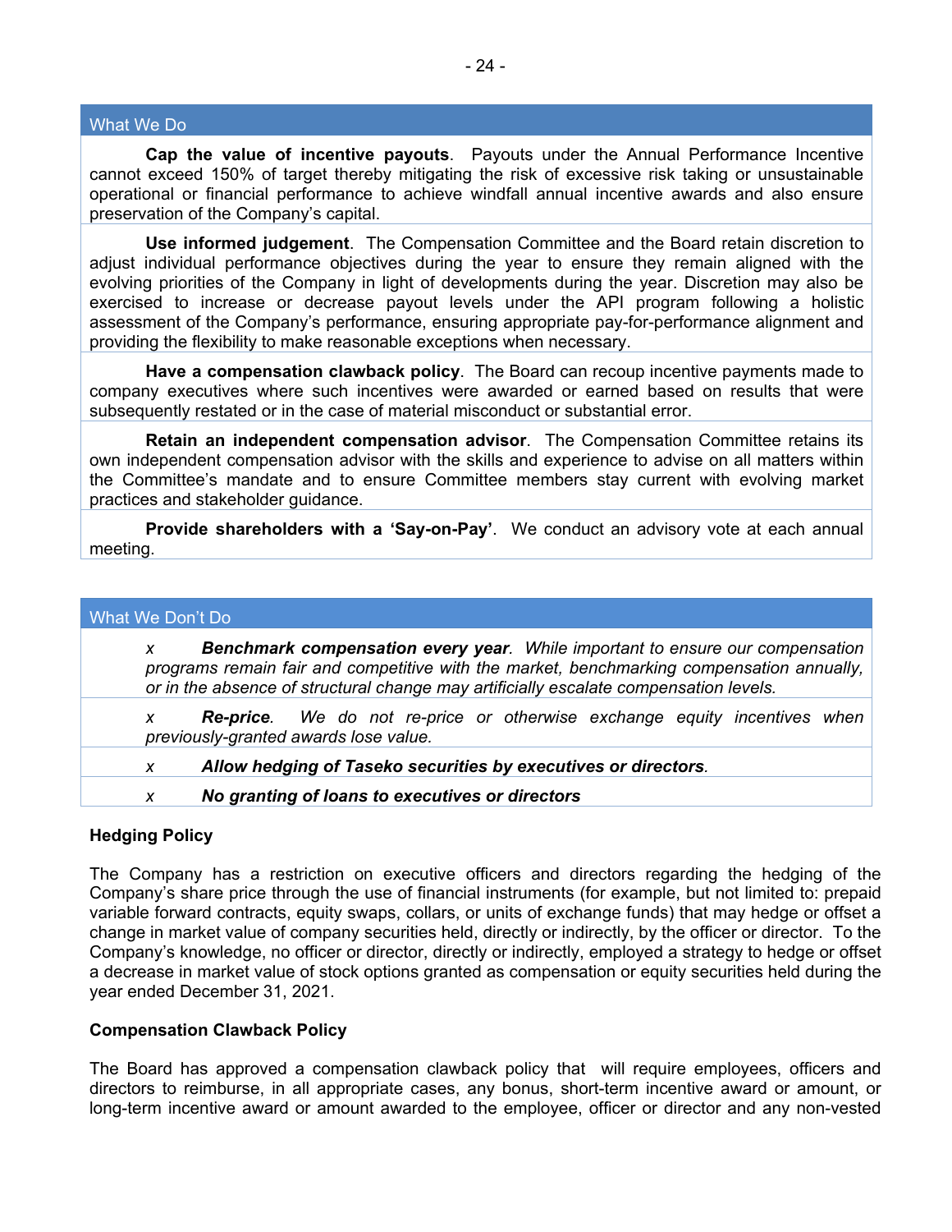| What We Do |
| --- |
| **Cap the value of incentive payouts**. Payouts under the Annual Performance Incentive cannot exceed 150% of target thereby mitigating the risk of excessive risk taking or unsustainable operational or financial performance to achieve windfall annual incentive awards and also ensure preservation of the Company's capital. |
| **Use informed judgement**. The Compensation Committee and the Board retain discretion to adjust individual performance objectives during the year to ensure they remain aligned with the evolving priorities of the Company in light of developments during the year. Discretion may also be exercised to increase or decrease payout levels under the API program following a holistic assessment of the Company's performance, ensuring appropriate pay-for-performance alignment and providing the flexibility to make reasonable exceptions when necessary. |
| **Have a compensation clawback policy**. The Board can recoup incentive payments made to company executives where such incentives were awarded or earned based on results that were subsequently restated or in the case of material misconduct or substantial error. |
| **Retain an independent compensation advisor**. The Compensation Committee retains its own independent compensation advisor with the skills and experience to advise on all matters within the Committee's mandate and to ensure Committee members stay current with evolving market practices and stakeholder guidance. |
| **Provide shareholders with a 'Say-on-Pay'**. We conduct an advisory vote at each annual meeting. |

| What We Don't Do |
| --- |
| x ***Benchmark compensation every year***. *While important to ensure our compensation programs remain fair and competitive with the market, benchmarking compensation annually, or in the absence of structural change may artificially escalate compensation levels.* |
| x ***Re-price***. *We do not re-price or otherwise exchange equity incentives when previously-granted awards lose value.* |
| x ***Allow hedging of Taseko securities by executives or directors.*** |
| x ***No granting of loans to executives or directors*** |

**Hedging Policy**

The Company has a restriction on executive officers and directors regarding the hedging of the Company's share price through the use of financial instruments (for example, but not limited to: prepaid variable forward contracts, equity swaps, collars, or units of exchange funds) that may hedge or offset a change in market value of company securities held, directly or indirectly, by the officer or director. To the Company's knowledge, no officer or director, directly or indirectly, employed a strategy to hedge or offset a decrease in market value of stock options granted as compensation or equity securities held during the year ended December 31, 2021.

**Compensation Clawback Policy**

The Board has approved a compensation clawback policy that will require employees, officers and directors to reimburse, in all appropriate cases, any bonus, short-term incentive award or amount, or long-term incentive award or amount awarded to the employee, officer or director and any non-vested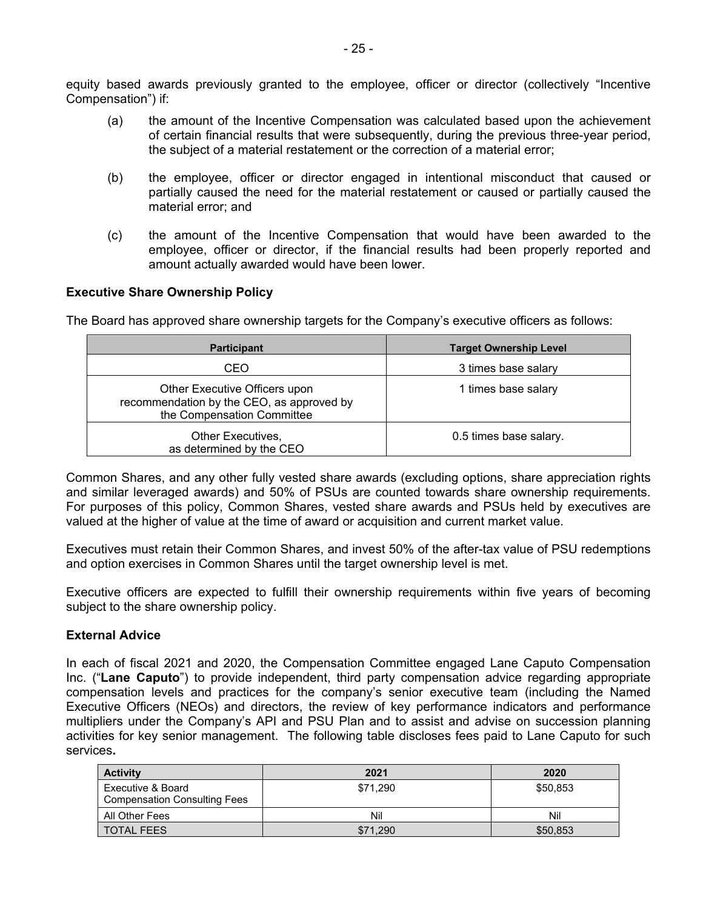equity based awards previously granted to the employee, officer or director (collectively "Incentive Compensation") if:

(a) the amount of the Incentive Compensation was calculated based upon the achievement of certain financial results that were subsequently, during the previous three-year period, the subject of a material restatement or the correction of a material error;

(b) the employee, officer or director engaged in intentional misconduct that caused or partially caused the need for the material restatement or caused or partially caused the material error; and

(c) the amount of the Incentive Compensation that would have been awarded to the employee, officer or director, if the financial results had been properly reported and amount actually awarded would have been lower.

**Executive Share Ownership Policy**

The Board has approved share ownership targets for the Company's executive officers as follows:

| Participant | Target Ownership Level |
|---|---|
| CEO | 3 times base salary |
| Other Executive Officers upon recommendation by the CEO, as approved by the Compensation Committee | 1 times base salary |
| Other Executives, as determined by the CEO | 0.5 times base salary. |

Common Shares, and any other fully vested share awards (excluding options, share appreciation rights and similar leveraged awards) and 50% of PSUs are counted towards share ownership requirements. For purposes of this policy, Common Shares, vested share awards and PSUs held by executives are valued at the higher of value at the time of award or acquisition and current market value.

Executives must retain their Common Shares, and invest 50% of the after-tax value of PSU redemptions and option exercises in Common Shares until the target ownership level is met.

Executive officers are expected to fulfill their ownership requirements within five years of becoming subject to the share ownership policy.

**External Advice**

In each of fiscal 2021 and 2020, the Compensation Committee engaged Lane Caputo Compensation Inc. ("**Lane Caputo**") to provide independent, third party compensation advice regarding appropriate compensation levels and practices for the company's senior executive team (including the Named Executive Officers (NEOs) and directors, the review of key performance indicators and performance multipliers under the Company's API and PSU Plan and to assist and advise on succession planning activities for key senior management. The following table discloses fees paid to Lane Caputo for such services**.**

| Activity | 2021 | 2020 |
|---|---|---|
| Executive & Board Compensation Consulting Fees | $71,290 | $50,853 |
| All Other Fees | Nil | Nil |
| TOTAL FEES | $71,290 | $50,853 |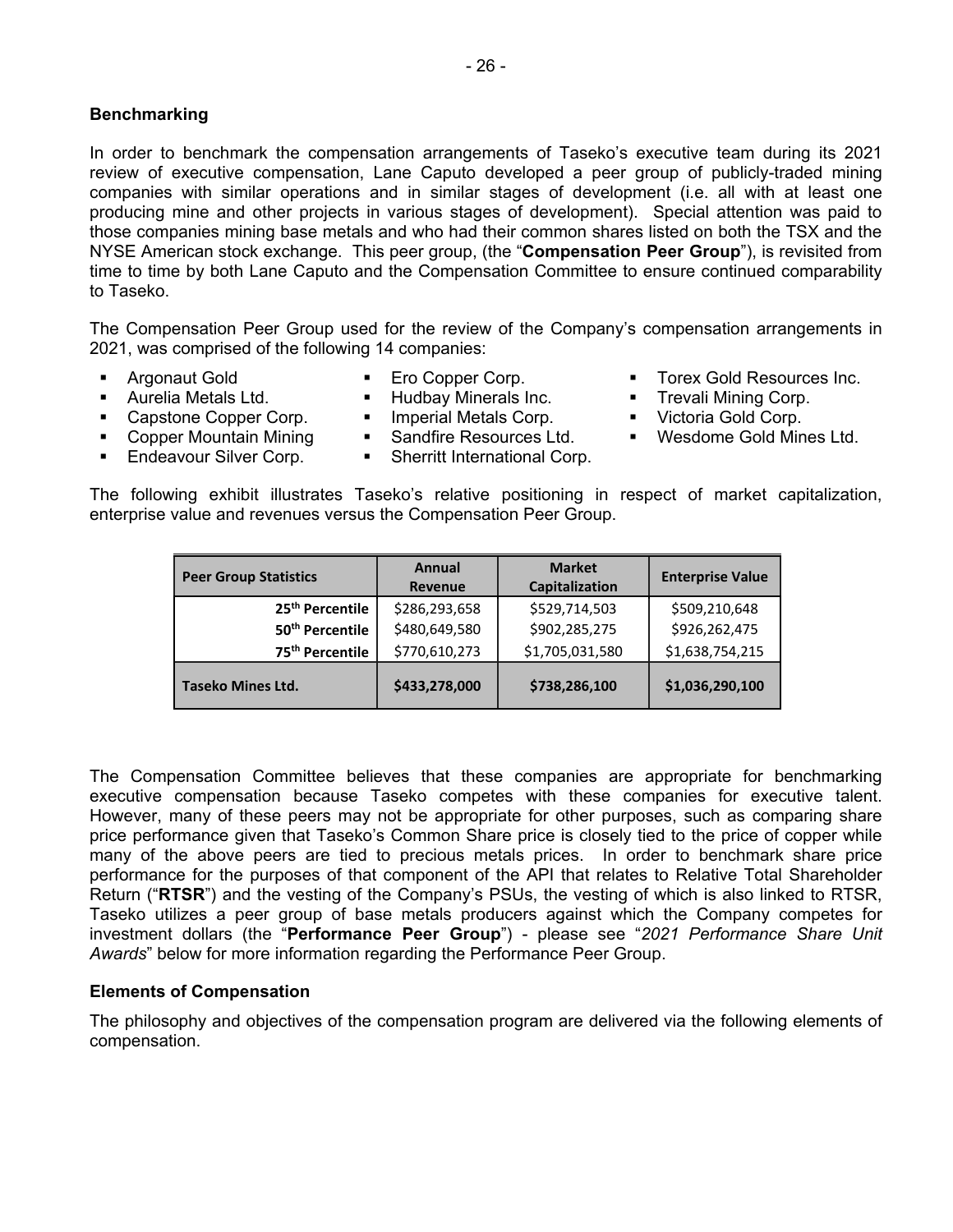### Benchmarking

In order to benchmark the compensation arrangements of Taseko's executive team during its 2021 review of executive compensation, Lane Caputo developed a peer group of publicly-traded mining companies with similar operations and in similar stages of development (i.e. all with at least one producing mine and other projects in various stages of development). Special attention was paid to those companies mining base metals and who had their common shares listed on both the TSX and the NYSE American stock exchange. This peer group, (the "**Compensation Peer Group**"), is revisited from time to time by both Lane Caputo and the Compensation Committee to ensure continued comparability to Taseko.

The Compensation Peer Group used for the review of the Company's compensation arrangements in 2021, was comprised of the following 14 companies:

- Argonaut Gold
- Aurelia Metals Ltd.
- Capstone Copper Corp.
- Copper Mountain Mining
- Endeavour Silver Corp.
- Ero Copper Corp.
- Hudbay Minerals Inc.
- Imperial Metals Corp.
- Sandfire Resources Ltd.
- Sherritt International Corp.
- Torex Gold Resources Inc.
- Trevali Mining Corp.
- Victoria Gold Corp.
- Wesdome Gold Mines Ltd.

The following exhibit illustrates Taseko's relative positioning in respect of market capitalization, enterprise value and revenues versus the Compensation Peer Group.

| Peer Group Statistics | Annual Revenue | Market Capitalization | Enterprise Value |
|---|---|---|---|
| 25th Percentile | \$286,293,658 | \$529,714,503 | \$509,210,648 |
| 50th Percentile | \$480,649,580 | \$902,285,275 | \$926,262,475 |
| 75th Percentile | \$770,610,273 | \$1,705,031,580 | \$1,638,754,215 |
| **Taseko Mines Ltd.** | **\$433,278,000** | **\$738,286,100** | **\$1,036,290,100** |

The Compensation Committee believes that these companies are appropriate for benchmarking executive compensation because Taseko competes with these companies for executive talent. However, many of these peers may not be appropriate for other purposes, such as comparing share price performance given that Taseko's Common Share price is closely tied to the price of copper while many of the above peers are tied to precious metals prices. In order to benchmark share price performance for the purposes of that component of the API that relates to Relative Total Shareholder Return ("**RTSR**") and the vesting of the Company's PSUs, the vesting of which is also linked to RTSR, Taseko utilizes a peer group of base metals producers against which the Company competes for investment dollars (the "**Performance Peer Group**") - please see "*2021 Performance Share Unit Awards*" below for more information regarding the Performance Peer Group.

### Elements of Compensation

The philosophy and objectives of the compensation program are delivered via the following elements of compensation.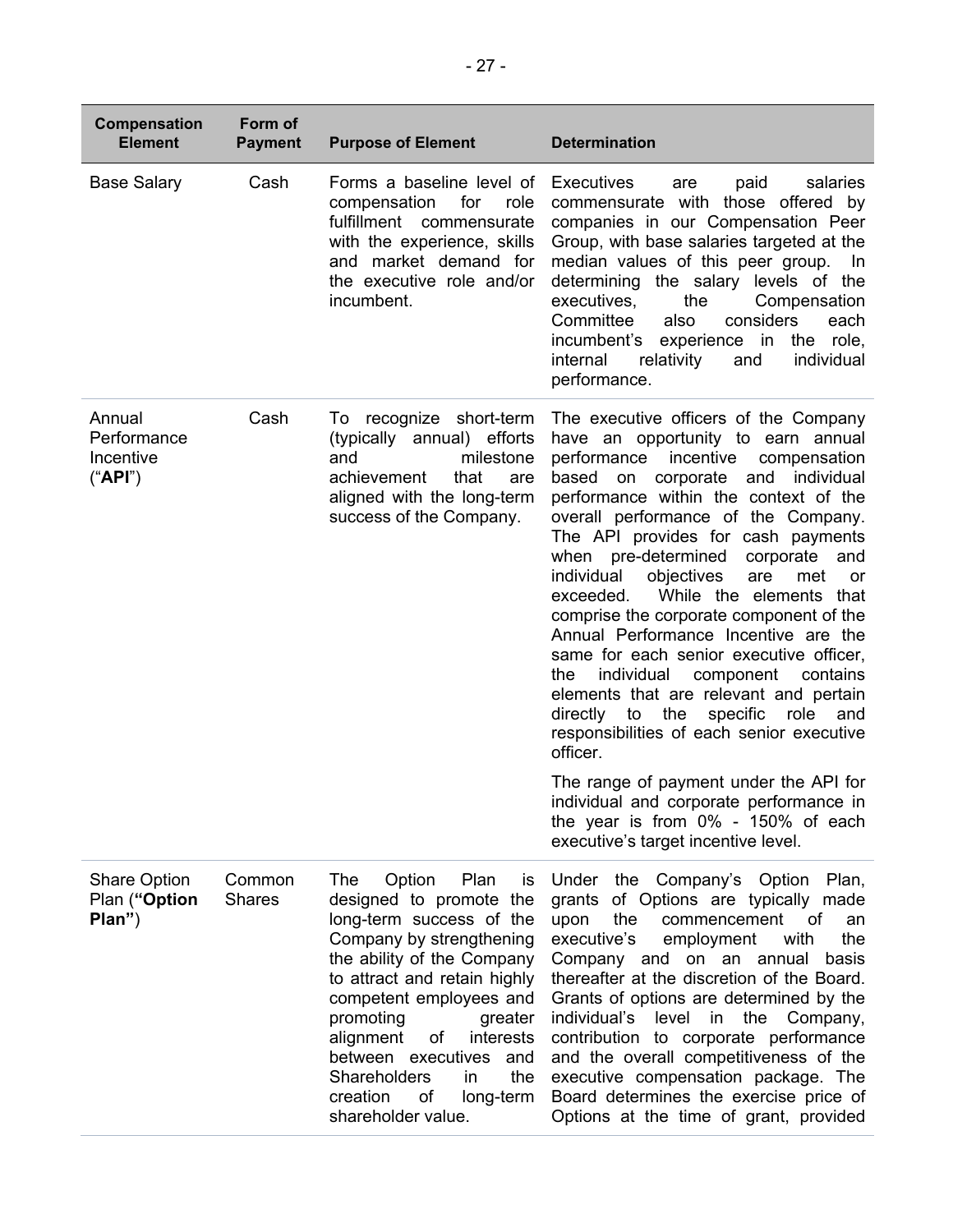| Compensation Element | Form of Payment | Purpose of Element | Determination |
|---|---|---|---|
| Base Salary | Cash | Forms a baseline level of compensation for role fulfillment commensurate with the experience, skills and market demand for the executive role and/or incumbent. | Executives are paid salaries commensurate with those offered by companies in our Compensation Peer Group, with base salaries targeted at the median values of this peer group. In determining the salary levels of the executives, the Compensation Committee also considers each incumbent's experience in the role, internal relativity and individual performance. |
| Annual Performance Incentive ("**API**") | Cash | To recognize short-term (typically annual) efforts and milestone achievement that are aligned with the long-term success of the Company. | The executive officers of the Company have an opportunity to earn annual performance incentive compensation based on corporate and individual performance within the context of the overall performance of the Company. The API provides for cash payments when pre-determined corporate and individual objectives are met or exceeded. While the elements that comprise the corporate component of the Annual Performance Incentive are the same for each senior executive officer, the individual component contains elements that are relevant and pertain directly to the specific role and responsibilities of each senior executive officer.<br><br>The range of payment under the API for individual and corporate performance in the year is from 0% - 150% of each executive's target incentive level. |
| Share Option Plan (**"Option Plan"**) | Common Shares | The Option Plan is designed to promote the long-term success of the Company by strengthening the ability of the Company to attract and retain highly competent employees and promoting greater alignment of interests between executives and Shareholders in the creation of long-term shareholder value. | Under the Company's Option Plan, grants of Options are typically made upon the commencement of an executive's employment with the Company and on an annual basis thereafter at the discretion of the Board. Grants of options are determined by the individual's level in the Company, contribution to corporate performance and the overall competitiveness of the executive compensation package. The Board determines the exercise price of Options at the time of grant, provided |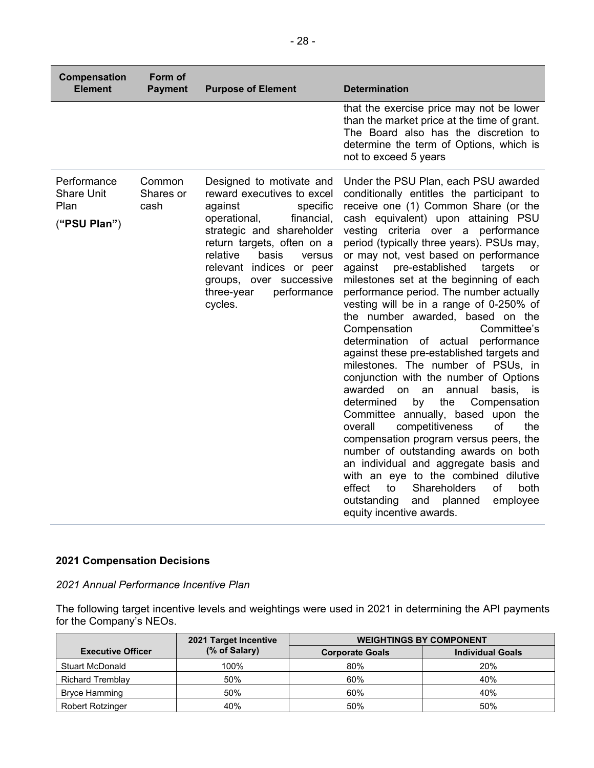| Compensation Element | Form of Payment | Purpose of Element | Determination |
|---|---|---|---|
| | | | that the exercise price may not be lower than the market price at the time of grant. The Board also has the discretion to determine the term of Options, which is not to exceed 5 years |
| Performance Share Unit Plan (**"PSU Plan"**) | Common Shares or cash | Designed to motivate and reward executives to excel against specific operational, financial, strategic and shareholder return targets, often on a relative basis versus relevant indices or peer groups, over successive three-year performance cycles. | Under the PSU Plan, each PSU awarded conditionally entitles the participant to receive one (1) Common Share (or the cash equivalent) upon attaining PSU vesting criteria over a performance period (typically three years). PSUs may, or may not, vest based on performance against pre-established targets or milestones set at the beginning of each performance period. The number actually vesting will be in a range of 0-250% of the number awarded, based on the Compensation Committee's determination of actual performance against these pre-established targets and milestones. The number of PSUs, in conjunction with the number of Options awarded on an annual basis, is determined by the Compensation Committee annually, based upon the overall competitiveness of the compensation program versus peers, the number of outstanding awards on both an individual and aggregate basis and with an eye to the combined dilutive effect to Shareholders of both outstanding and planned employee equity incentive awards. |

**2021 Compensation Decisions**

*2021 Annual Performance Incentive Plan*

The following target incentive levels and weightings were used in 2021 in determining the API payments for the Company's NEOs.

| Executive Officer | 2021 Target Incentive (% of Salary) | WEIGHTINGS BY COMPONENT | |
|---|---|---|---|
| | | Corporate Goals | Individual Goals |
| Stuart McDonald | 100% | 80% | 20% |
| Richard Tremblay | 50% | 60% | 40% |
| Bryce Hamming | 50% | 60% | 40% |
| Robert Rotzinger | 40% | 50% | 50% |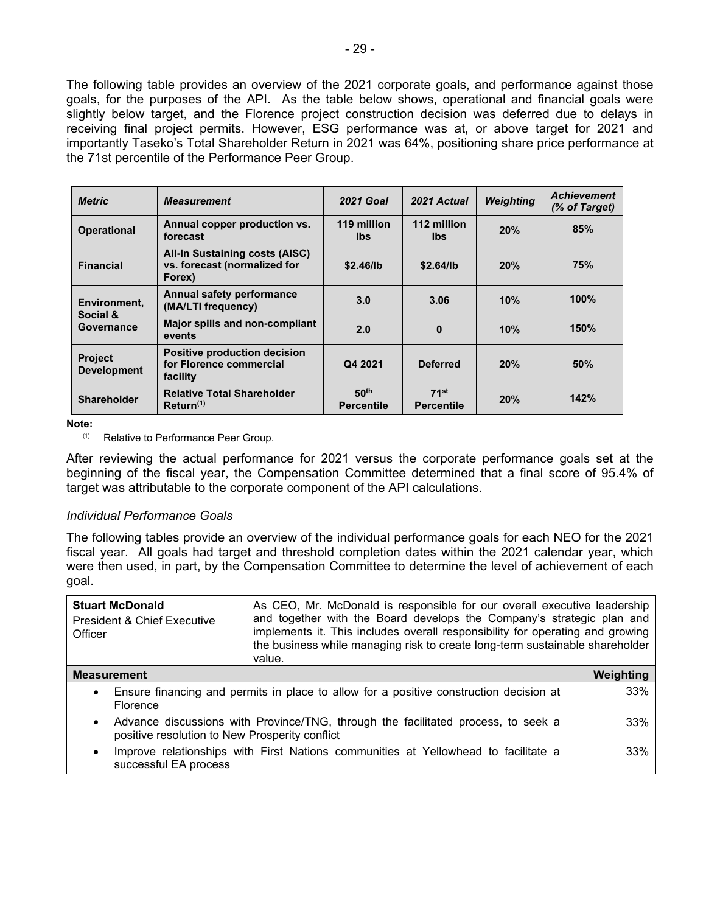The following table provides an overview of the 2021 corporate goals, and performance against those goals, for the purposes of the API. As the table below shows, operational and financial goals were slightly below target, and the Florence project construction decision was deferred due to delays in receiving final project permits. However, ESG performance was at, or above target for 2021 and importantly Taseko's Total Shareholder Return in 2021 was 64%, positioning share price performance at the 71st percentile of the Performance Peer Group.

| *Metric* | *Measurement* | *2021 Goal* | *2021 Actual* | *Weighting* | *Achievement (% of Target)* |
|---|---|---|---|---|---|
| **Operational** | **Annual copper production vs. forecast** | **119 million lbs** | **112 million lbs** | **20%** | **85%** |
| **Financial** | **All-In Sustaining costs (AISC) vs. forecast (normalized for Forex)** | **$2.46/lb** | **$2.64/lb** | **20%** | **75%** |
| **Environment, Social & Governance** | **Annual safety performance (MA/LTI frequency)** | **3.0** | **3.06** | **10%** | **100%** |
| | **Major spills and non-compliant events** | **2.0** | **0** | **10%** | **150%** |
| **Project Development** | **Positive production decision for Florence commercial facility** | **Q4 2021** | **Deferred** | **20%** | **50%** |
| **Shareholder** | **Relative Total Shareholder Return[(1)]** | **50th Percentile** | **71st Percentile** | **20%** | **142%** |

**Note:**

(1) Relative to Performance Peer Group.

After reviewing the actual performance for 2021 versus the corporate performance goals set at the beginning of the fiscal year, the Compensation Committee determined that a final score of 95.4% of target was attributable to the corporate component of the API calculations.

*Individual Performance Goals*

The following tables provide an overview of the individual performance goals for each NEO for the 2021 fiscal year. All goals had target and threshold completion dates within the 2021 calendar year, which were then used, in part, by the Compensation Committee to determine the level of achievement of each goal.

| **Stuart McDonald** President & Chief Executive Officer | As CEO, Mr. McDonald is responsible for our overall executive leadership and together with the Board develops the Company's strategic plan and implements it. This includes overall responsibility for operating and growing the business while managing risk to create long-term sustainable shareholder value. |
|---|---|
| **Measurement** | **Weighting** |
| • Ensure financing and permits in place to allow for a positive construction decision at Florence | 33% |
| • Advance discussions with Province/TNG, through the facilitated process, to seek a positive resolution to New Prosperity conflict | 33% |
| • Improve relationships with First Nations communities at Yellowhead to facilitate a successful EA process | 33% |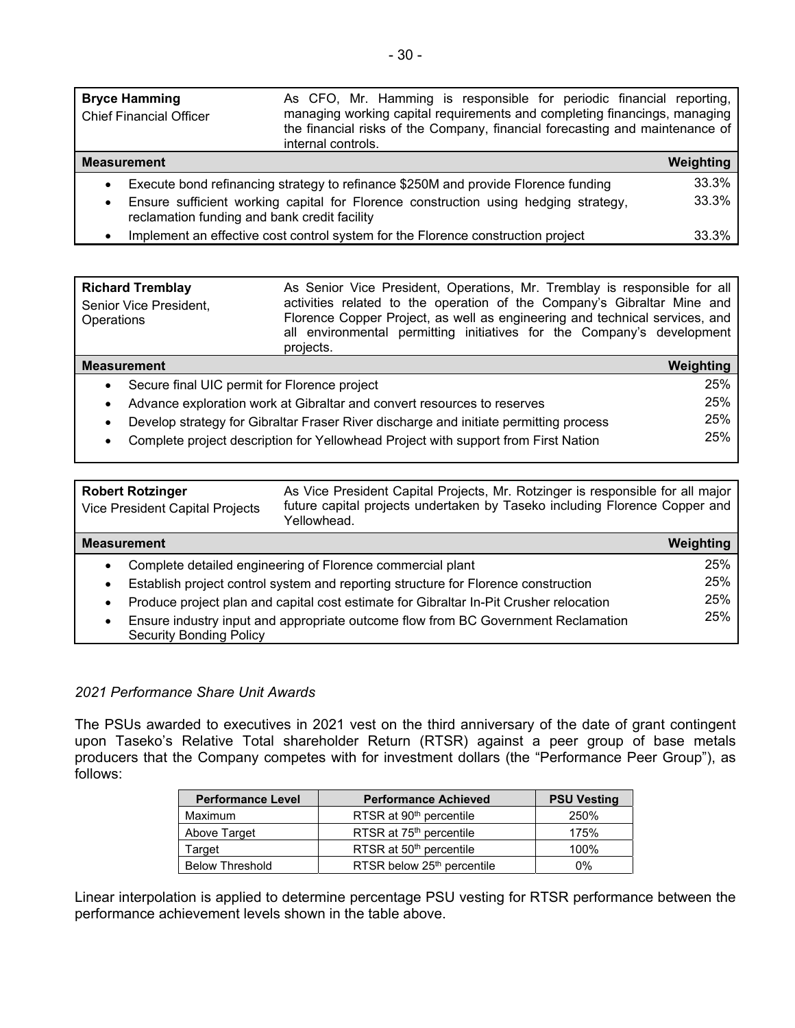| **Bryce Hamming**<br>Chief Financial Officer | As CFO, Mr. Hamming is responsible for periodic financial reporting, managing working capital requirements and completing financings, managing the financial risks of the Company, financial forecasting and maintenance of internal controls. |
|---|---|
| **Measurement** | **Weighting** |
| • Execute bond refinancing strategy to refinance $250M and provide Florence funding | 33.3% |
| • Ensure sufficient working capital for Florence construction using hedging strategy, reclamation funding and bank credit facility | 33.3% |
| • Implement an effective cost control system for the Florence construction project | 33.3% |

| **Richard Tremblay**<br>Senior Vice President, Operations | As Senior Vice President, Operations, Mr. Tremblay is responsible for all activities related to the operation of the Company's Gibraltar Mine and Florence Copper Project, as well as engineering and technical services, and all environmental permitting initiatives for the Company's development projects. |
|---|---|
| **Measurement** | **Weighting** |
| • Secure final UIC permit for Florence project | 25% |
| • Advance exploration work at Gibraltar and convert resources to reserves | 25% |
| • Develop strategy for Gibraltar Fraser River discharge and initiate permitting process | 25% |
| • Complete project description for Yellowhead Project with support from First Nation | 25% |

| **Robert Rotzinger**<br>Vice President Capital Projects | As Vice President Capital Projects, Mr. Rotzinger is responsible for all major future capital projects undertaken by Taseko including Florence Copper and Yellowhead. |
|---|---|
| **Measurement** | **Weighting** |
| • Complete detailed engineering of Florence commercial plant | 25% |
| • Establish project control system and reporting structure for Florence construction | 25% |
| • Produce project plan and capital cost estimate for Gibraltar In-Pit Crusher relocation | 25% |
| • Ensure industry input and appropriate outcome flow from BC Government Reclamation Security Bonding Policy | 25% |

*2021 Performance Share Unit Awards*

The PSUs awarded to executives in 2021 vest on the third anniversary of the date of grant contingent upon Taseko's Relative Total shareholder Return (RTSR) against a peer group of base metals producers that the Company competes with for investment dollars (the "Performance Peer Group"), as follows:

| Performance Level | Performance Achieved | PSU Vesting |
|---|---|---|
| Maximum | RTSR at 90th percentile | 250% |
| Above Target | RTSR at 75th percentile | 175% |
| Target | RTSR at 50th percentile | 100% |
| Below Threshold | RTSR below 25th percentile | 0% |

Linear interpolation is applied to determine percentage PSU vesting for RTSR performance between the performance achievement levels shown in the table above.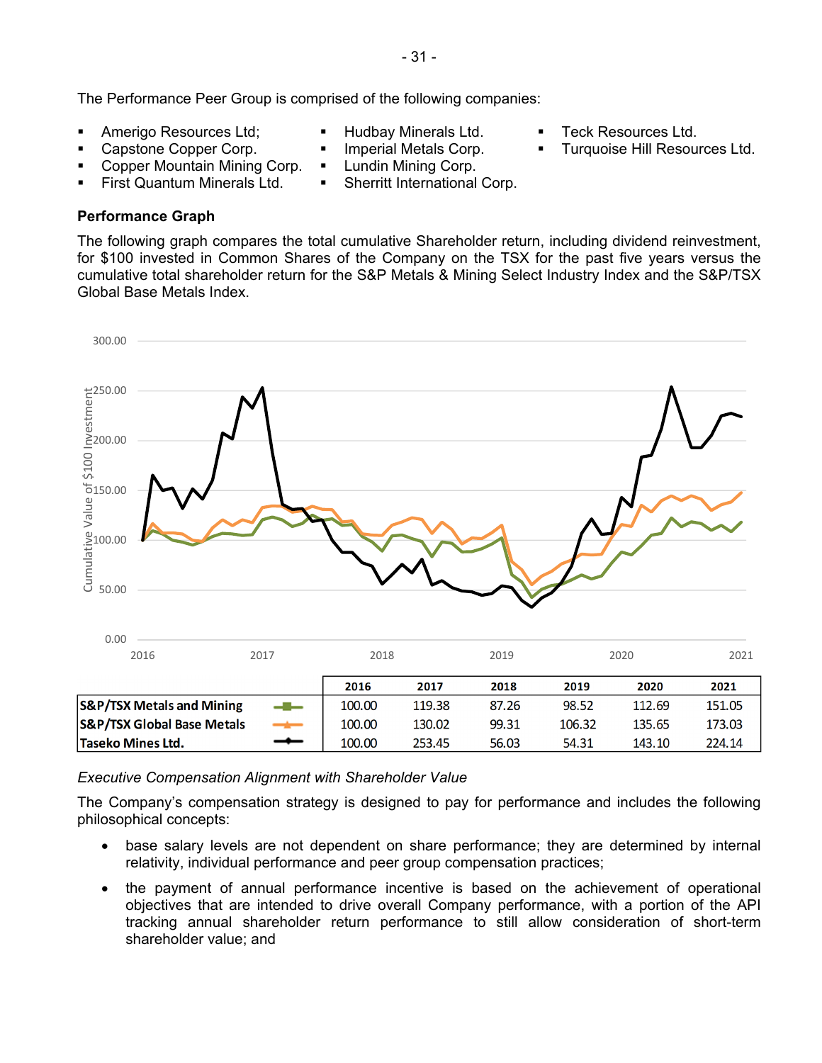The Performance Peer Group is comprised of the following companies:

- Amerigo Resources Ltd;
- Capstone Copper Corp.
- Copper Mountain Mining Corp.
- First Quantum Minerals Ltd.
- Hudbay Minerals Ltd.
- Imperial Metals Corp.
- Lundin Mining Corp.
- Sherritt International Corp.
- Teck Resources Ltd.
- Turquoise Hill Resources Ltd.

**Performance Graph**

The following graph compares the total cumulative Shareholder return, including dividend reinvestment, for $100 invested in Common Shares of the Company on the TSX for the past five years versus the cumulative total shareholder return for the S&P Metals & Mining Select Industry Index and the S&P/TSX Global Base Metals Index.

| | 2016 | 2017 | 2018 | 2019 | 2020 | 2021 |
|---|---|---|---|---|---|---|
| S&P/TSX Metals and Mining | 100.00 | 119.38 | 87.26 | 98.52 | 112.69 | 151.05 |
| S&P/TSX Global Base Metals | 100.00 | 130.02 | 99.31 | 106.32 | 135.65 | 173.03 |
| Taseko Mines Ltd. | 100.00 | 253.45 | 56.03 | 54.31 | 143.10 | 224.14 |

*Executive Compensation Alignment with Shareholder Value*

The Company's compensation strategy is designed to pay for performance and includes the following philosophical concepts:

- base salary levels are not dependent on share performance; they are determined by internal relativity, individual performance and peer group compensation practices;
- the payment of annual performance incentive is based on the achievement of operational objectives that are intended to drive overall Company performance, with a portion of the API tracking annual shareholder return performance to still allow consideration of short-term shareholder value; and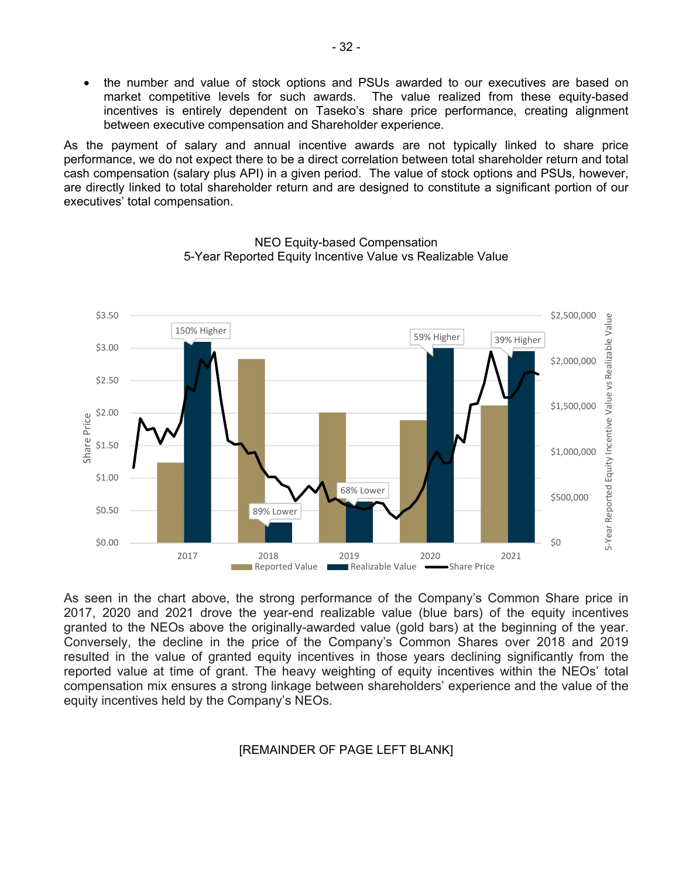- the number and value of stock options and PSUs awarded to our executives are based on market competitive levels for such awards. The value realized from these equity-based incentives is entirely dependent on Taseko's share price performance, creating alignment between executive compensation and Shareholder experience.

As the payment of salary and annual incentive awards are not typically linked to share price performance, we do not expect there to be a direct correlation between total shareholder return and total cash compensation (salary plus API) in a given period. The value of stock options and PSUs, however, are directly linked to total shareholder return and are designed to constitute a significant portion of our executives' total compensation.

NEO Equity-based Compensation
5-Year Reported Equity Incentive Value vs Realizable Value

As seen in the chart above, the strong performance of the Company's Common Share price in 2017, 2020 and 2021 drove the year-end realizable value (blue bars) of the equity incentives granted to the NEOs above the originally-awarded value (gold bars) at the beginning of the year. Conversely, the decline in the price of the Company's Common Shares over 2018 and 2019 resulted in the value of granted equity incentives in those years declining significantly from the reported value at time of grant. The heavy weighting of equity incentives within the NEOs' total compensation mix ensures a strong linkage between shareholders' experience and the value of the equity incentives held by the Company's NEOs.

[REMAINDER OF PAGE LEFT BLANK]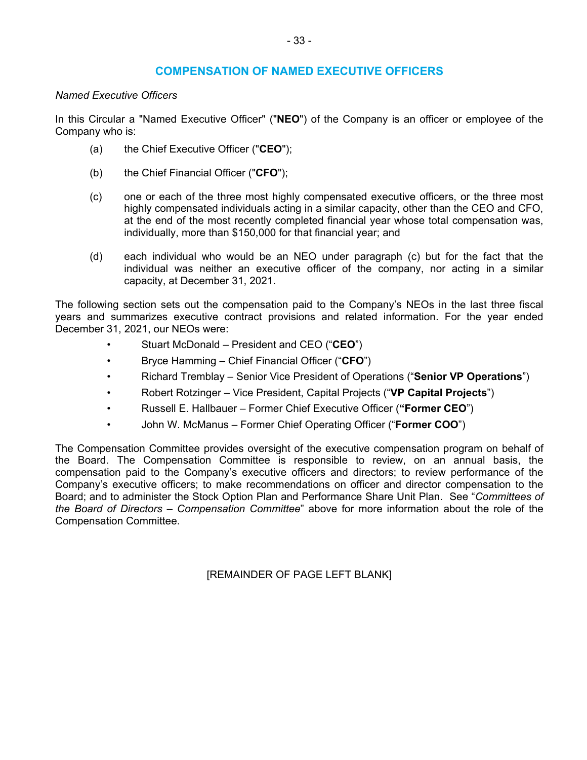## COMPENSATION OF NAMED EXECUTIVE OFFICERS

*Named Executive Officers*

In this Circular a "Named Executive Officer" ("**NEO**") of the Company is an officer or employee of the Company who is:

(a) the Chief Executive Officer ("**CEO**");

(b) the Chief Financial Officer ("**CFO**");

(c) one or each of the three most highly compensated executive officers, or the three most highly compensated individuals acting in a similar capacity, other than the CEO and CFO, at the end of the most recently completed financial year whose total compensation was, individually, more than $150,000 for that financial year; and

(d) each individual who would be an NEO under paragraph (c) but for the fact that the individual was neither an executive officer of the company, nor acting in a similar capacity, at December 31, 2021.

The following section sets out the compensation paid to the Company's NEOs in the last three fiscal years and summarizes executive contract provisions and related information. For the year ended December 31, 2021, our NEOs were:

- Stuart McDonald – President and CEO ("**CEO**")
- Bryce Hamming – Chief Financial Officer ("**CFO**")
- Richard Tremblay – Senior Vice President of Operations ("**Senior VP Operations**")
- Robert Rotzinger – Vice President, Capital Projects ("**VP Capital Projects**")
- Russell E. Hallbauer – Former Chief Executive Officer (**"Former CEO**")
- John W. McManus – Former Chief Operating Officer ("**Former COO**")

The Compensation Committee provides oversight of the executive compensation program on behalf of the Board. The Compensation Committee is responsible to review, on an annual basis, the compensation paid to the Company's executive officers and directors; to review performance of the Company's executive officers; to make recommendations on officer and director compensation to the Board; and to administer the Stock Option Plan and Performance Share Unit Plan. See "*Committees of the Board of Directors – Compensation Committee*" above for more information about the role of the Compensation Committee.

[REMAINDER OF PAGE LEFT BLANK]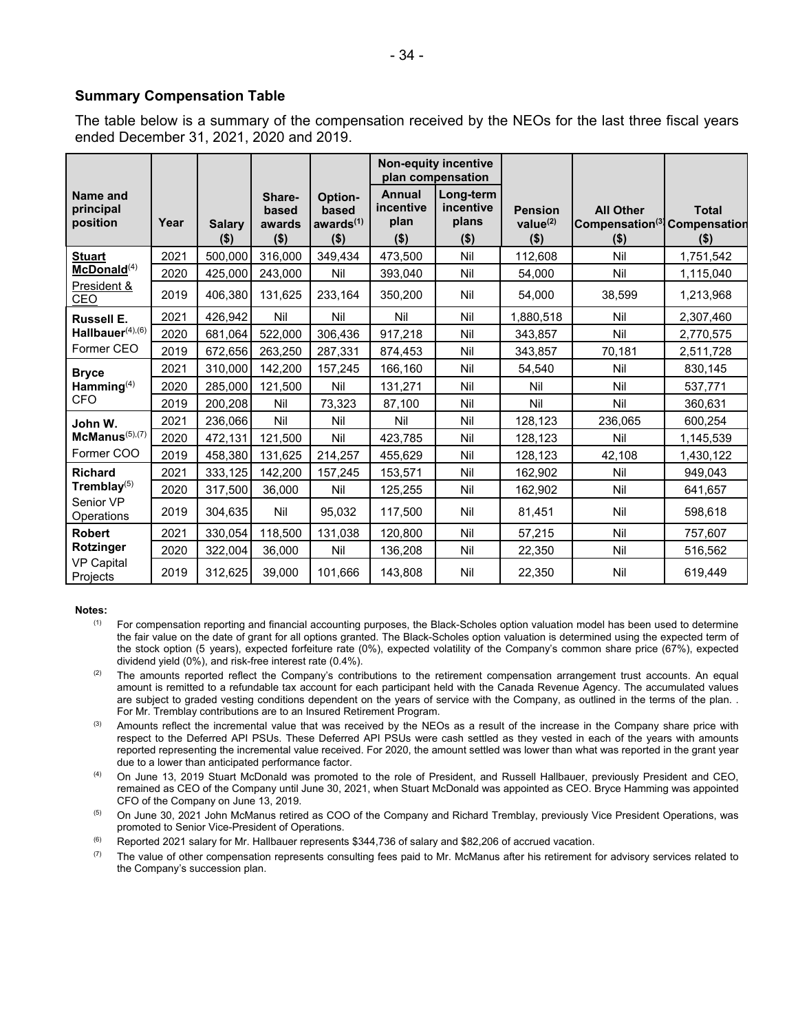## Summary Compensation Table

The table below is a summary of the compensation received by the NEOs for the last three fiscal years ended December 31, 2021, 2020 and 2019.

| Name and principal position | Year | Salary ($) | Share-based awards ($) | Option-based awards[(1)] ($) | Non-equity incentive plan compensation | | Pension value[(2)] ($) | All Other Compensation[(3)] ($) | Total Compensation ($) |
|---|---|---|---|---|---|---|---|---|---|
| | | | | | Annual incentive plan ($) | Long-term incentive plans ($) | | | |
| **Stuart McDonald**[(4)] President & CEO | 2021 | 500,000 | 316,000 | 349,434 | 473,500 | Nil | 112,608 | Nil | 1,751,542 |
| | 2020 | 425,000 | 243,000 | Nil | 393,040 | Nil | 54,000 | Nil | 1,115,040 |
| | 2019 | 406,380 | 131,625 | 233,164 | 350,200 | Nil | 54,000 | 38,599 | 1,213,968 |
| **Russell E. Hallbauer**[(4),(6)] Former CEO | 2021 | 426,942 | Nil | Nil | Nil | Nil | 1,880,518 | Nil | 2,307,460 |
| | 2020 | 681,064 | 522,000 | 306,436 | 917,218 | Nil | 343,857 | Nil | 2,770,575 |
| | 2019 | 672,656 | 263,250 | 287,331 | 874,453 | Nil | 343,857 | 70,181 | 2,511,728 |
| **Bryce Hamming**[(4)] CFO | 2021 | 310,000 | 142,200 | 157,245 | 166,160 | Nil | 54,540 | Nil | 830,145 |
| | 2020 | 285,000 | 121,500 | Nil | 131,271 | Nil | Nil | Nil | 537,771 |
| | 2019 | 200,208 | Nil | 73,323 | 87,100 | Nil | Nil | Nil | 360,631 |
| **John W. McManus**[(5),(7)] Former COO | 2021 | 236,066 | Nil | Nil | Nil | Nil | 128,123 | 236,065 | 600,254 |
| | 2020 | 472,131 | 121,500 | Nil | 423,785 | Nil | 128,123 | Nil | 1,145,539 |
| | 2019 | 458,380 | 131,625 | 214,257 | 455,629 | Nil | 128,123 | 42,108 | 1,430,122 |
| **Richard Tremblay**[(5)] Senior VP Operations | 2021 | 333,125 | 142,200 | 157,245 | 153,571 | Nil | 162,902 | Nil | 949,043 |
| | 2020 | 317,500 | 36,000 | Nil | 125,255 | Nil | 162,902 | Nil | 641,657 |
| | 2019 | 304,635 | Nil | 95,032 | 117,500 | Nil | 81,451 | Nil | 598,618 |
| **Robert Rotzinger** VP Capital Projects | 2021 | 330,054 | 118,500 | 131,038 | 120,800 | Nil | 57,215 | Nil | 757,607 |
| | 2020 | 322,004 | 36,000 | Nil | 136,208 | Nil | 22,350 | Nil | 516,562 |
| | 2019 | 312,625 | 39,000 | 101,666 | 143,808 | Nil | 22,350 | Nil | 619,449 |

**Notes:**

(1) For compensation reporting and financial accounting purposes, the Black-Scholes option valuation model has been used to determine the fair value on the date of grant for all options granted. The Black-Scholes option valuation is determined using the expected term of the stock option (5 years), expected forfeiture rate (0%), expected volatility of the Company's common share price (67%), expected dividend yield (0%), and risk-free interest rate (0.4%).

(2) The amounts reported reflect the Company's contributions to the retirement compensation arrangement trust accounts. An equal amount is remitted to a refundable tax account for each participant held with the Canada Revenue Agency. The accumulated values are subject to graded vesting conditions dependent on the years of service with the Company, as outlined in the terms of the plan. . For Mr. Tremblay contributions are to an Insured Retirement Program.

(3) Amounts reflect the incremental value that was received by the NEOs as a result of the increase in the Company share price with respect to the Deferred API PSUs. These Deferred API PSUs were cash settled as they vested in each of the years with amounts reported representing the incremental value received. For 2020, the amount settled was lower than what was reported in the grant year due to a lower than anticipated performance factor.

(4) On June 13, 2019 Stuart McDonald was promoted to the role of President, and Russell Hallbauer, previously President and CEO, remained as CEO of the Company until June 30, 2021, when Stuart McDonald was appointed as CEO. Bryce Hamming was appointed CFO of the Company on June 13, 2019.

(5) On June 30, 2021 John McManus retired as COO of the Company and Richard Tremblay, previously Vice President Operations, was promoted to Senior Vice-President of Operations.

(6) Reported 2021 salary for Mr. Hallbauer represents $344,736 of salary and $82,206 of accrued vacation.

(7) The value of other compensation represents consulting fees paid to Mr. McManus after his retirement for advisory services related to the Company's succession plan.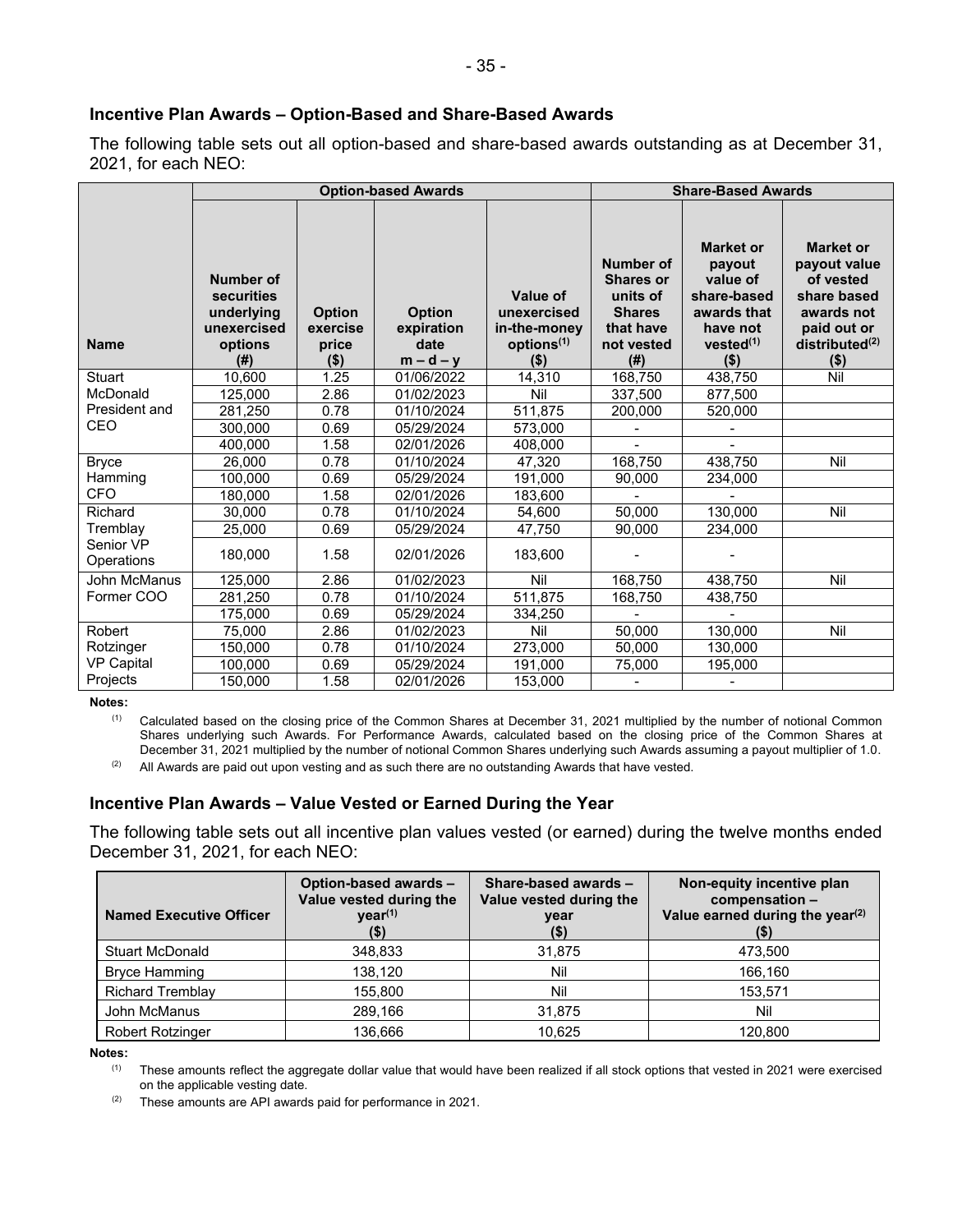### Incentive Plan Awards – Option-Based and Share-Based Awards

The following table sets out all option-based and share-based awards outstanding as at December 31, 2021, for each NEO:

| | Option-based Awards | | | | Share-Based Awards | | |
|---|---|---|---|---|---|---|---|
| **Name** | **Number of securities underlying unexercised options (#)** | **Option exercise price ($)** | **Option expiration date m – d – y** | **Value of unexercised in-the-money options[(1)] ($)** | **Number of Shares or units of Shares that have not vested (#)** | **Market or payout value of share-based awards that have not vested[(1)] ($)** | **Market or payout value of vested share based awards not paid out or distributed[(2)] ($)** |
| Stuart McDonald President and CEO | 10,600 | 1.25 | 01/06/2022 | 14,310 | 168,750 | 438,750 | Nil |
| | 125,000 | 2.86 | 01/02/2023 | Nil | 337,500 | 877,500 | |
| | 281,250 | 0.78 | 01/10/2024 | 511,875 | 200,000 | 520,000 | |
| | 300,000 | 0.69 | 05/29/2024 | 573,000 | - | - | |
| | 400,000 | 1.58 | 02/01/2026 | 408,000 | - | - | |
| Bryce Hamming CFO | 26,000 | 0.78 | 01/10/2024 | 47,320 | 168,750 | 438,750 | Nil |
| | 100,000 | 0.69 | 05/29/2024 | 191,000 | 90,000 | 234,000 | |
| | 180,000 | 1.58 | 02/01/2026 | 183,600 | - | - | |
| Richard Tremblay Senior VP Operations | 30,000 | 0.78 | 01/10/2024 | 54,600 | 50,000 | 130,000 | Nil |
| | 25,000 | 0.69 | 05/29/2024 | 47,750 | 90,000 | 234,000 | |
| | 180,000 | 1.58 | 02/01/2026 | 183,600 | - | - | |
| John McManus Former COO | 125,000 | 2.86 | 01/02/2023 | Nil | 168,750 | 438,750 | Nil |
| | 281,250 | 0.78 | 01/10/2024 | 511,875 | 168,750 | 438,750 | |
| | 175,000 | 0.69 | 05/29/2024 | 334,250 | - | - | |
| Robert Rotzinger VP Capital Projects | 75,000 | 2.86 | 01/02/2023 | Nil | 50,000 | 130,000 | Nil |
| | 150,000 | 0.78 | 01/10/2024 | 273,000 | 50,000 | 130,000 | |
| | 100,000 | 0.69 | 05/29/2024 | 191,000 | 75,000 | 195,000 | |
| | 150,000 | 1.58 | 02/01/2026 | 153,000 | - | - | |

**Notes:**

(1) Calculated based on the closing price of the Common Shares at December 31, 2021 multiplied by the number of notional Common Shares underlying such Awards. For Performance Awards, calculated based on the closing price of the Common Shares at December 31, 2021 multiplied by the number of notional Common Shares underlying such Awards assuming a payout multiplier of 1.0.

(2) All Awards are paid out upon vesting and as such there are no outstanding Awards that have vested.

### Incentive Plan Awards – Value Vested or Earned During the Year

The following table sets out all incentive plan values vested (or earned) during the twelve months ended December 31, 2021, for each NEO:

| Named Executive Officer | Option-based awards – Value vested during the year[(1)] ($) | Share-based awards – Value vested during the year ($) | Non-equity incentive plan compensation – Value earned during the year[(2)] ($) |
|---|---|---|---|
| Stuart McDonald | 348,833 | 31,875 | 473,500 |
| Bryce Hamming | 138,120 | Nil | 166,160 |
| Richard Tremblay | 155,800 | Nil | 153,571 |
| John McManus | 289,166 | 31,875 | Nil |
| Robert Rotzinger | 136,666 | 10,625 | 120,800 |

**Notes:**

(1) These amounts reflect the aggregate dollar value that would have been realized if all stock options that vested in 2021 were exercised on the applicable vesting date.

(2) These amounts are API awards paid for performance in 2021.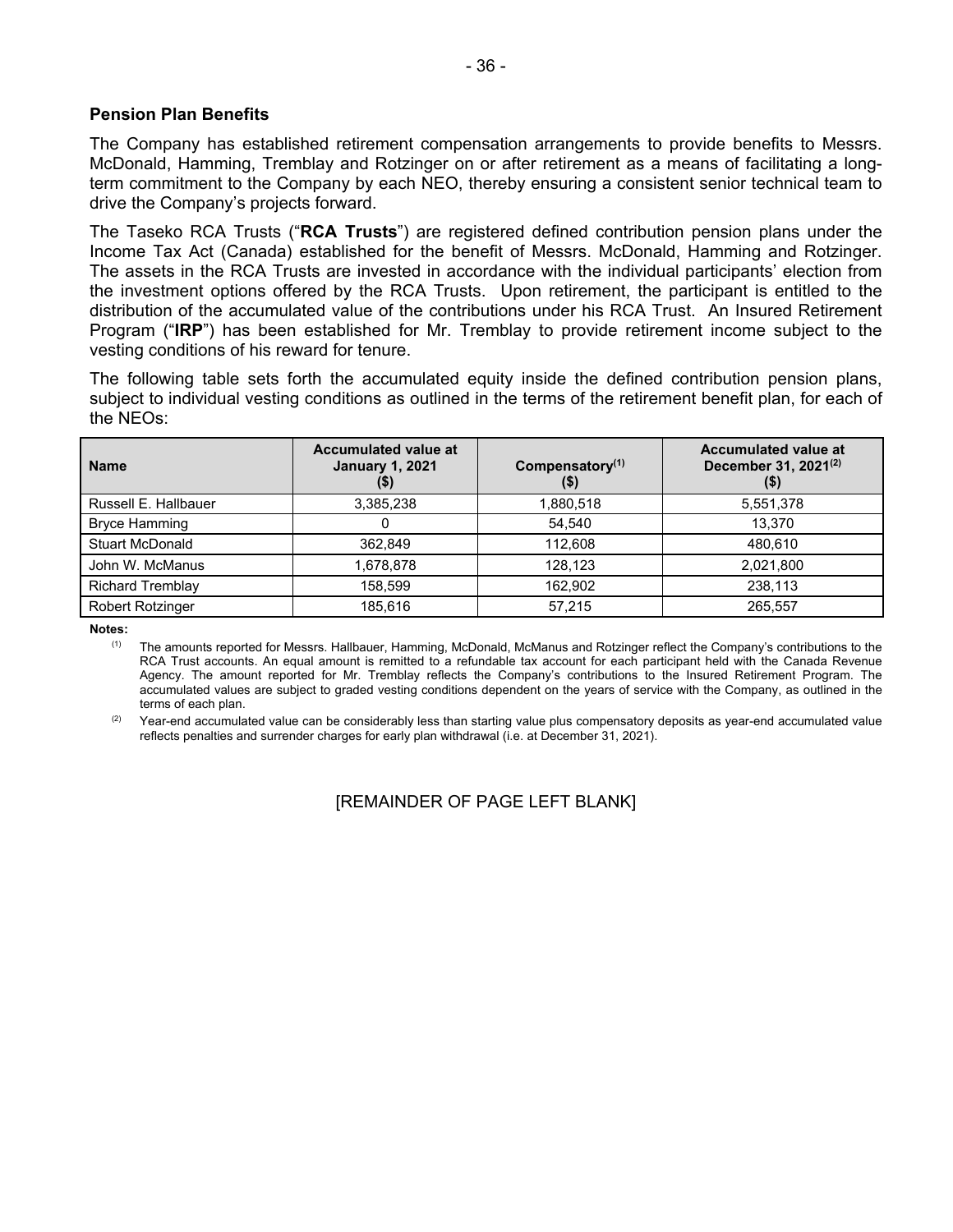## Pension Plan Benefits

The Company has established retirement compensation arrangements to provide benefits to Messrs. McDonald, Hamming, Tremblay and Rotzinger on or after retirement as a means of facilitating a long-term commitment to the Company by each NEO, thereby ensuring a consistent senior technical team to drive the Company's projects forward.

The Taseko RCA Trusts ("**RCA Trusts**") are registered defined contribution pension plans under the Income Tax Act (Canada) established for the benefit of Messrs. McDonald, Hamming and Rotzinger. The assets in the RCA Trusts are invested in accordance with the individual participants' election from the investment options offered by the RCA Trusts. Upon retirement, the participant is entitled to the distribution of the accumulated value of the contributions under his RCA Trust. An Insured Retirement Program ("**IRP**") has been established for Mr. Tremblay to provide retirement income subject to the vesting conditions of his reward for tenure.

The following table sets forth the accumulated equity inside the defined contribution pension plans, subject to individual vesting conditions as outlined in the terms of the retirement benefit plan, for each of the NEOs:

| Name | Accumulated value at January 1, 2021 ($) | Compensatory[(1)] ($) | Accumulated value at December 31, 2021[(2)] ($) |
|---|---|---|---|
| Russell E. Hallbauer | 3,385,238 | 1,880,518 | 5,551,378 |
| Bryce Hamming | 0 | 54,540 | 13,370 |
| Stuart McDonald | 362,849 | 112,608 | 480,610 |
| John W. McManus | 1,678,878 | 128,123 | 2,021,800 |
| Richard Tremblay | 158,599 | 162,902 | 238,113 |
| Robert Rotzinger | 185,616 | 57,215 | 265,557 |

**Notes:**

(1) The amounts reported for Messrs. Hallbauer, Hamming, McDonald, McManus and Rotzinger reflect the Company's contributions to the RCA Trust accounts. An equal amount is remitted to a refundable tax account for each participant held with the Canada Revenue Agency. The amount reported for Mr. Tremblay reflects the Company's contributions to the Insured Retirement Program. The accumulated values are subject to graded vesting conditions dependent on the years of service with the Company, as outlined in the terms of each plan.

(2) Year-end accumulated value can be considerably less than starting value plus compensatory deposits as year-end accumulated value reflects penalties and surrender charges for early plan withdrawal (i.e. at December 31, 2021).

[REMAINDER OF PAGE LEFT BLANK]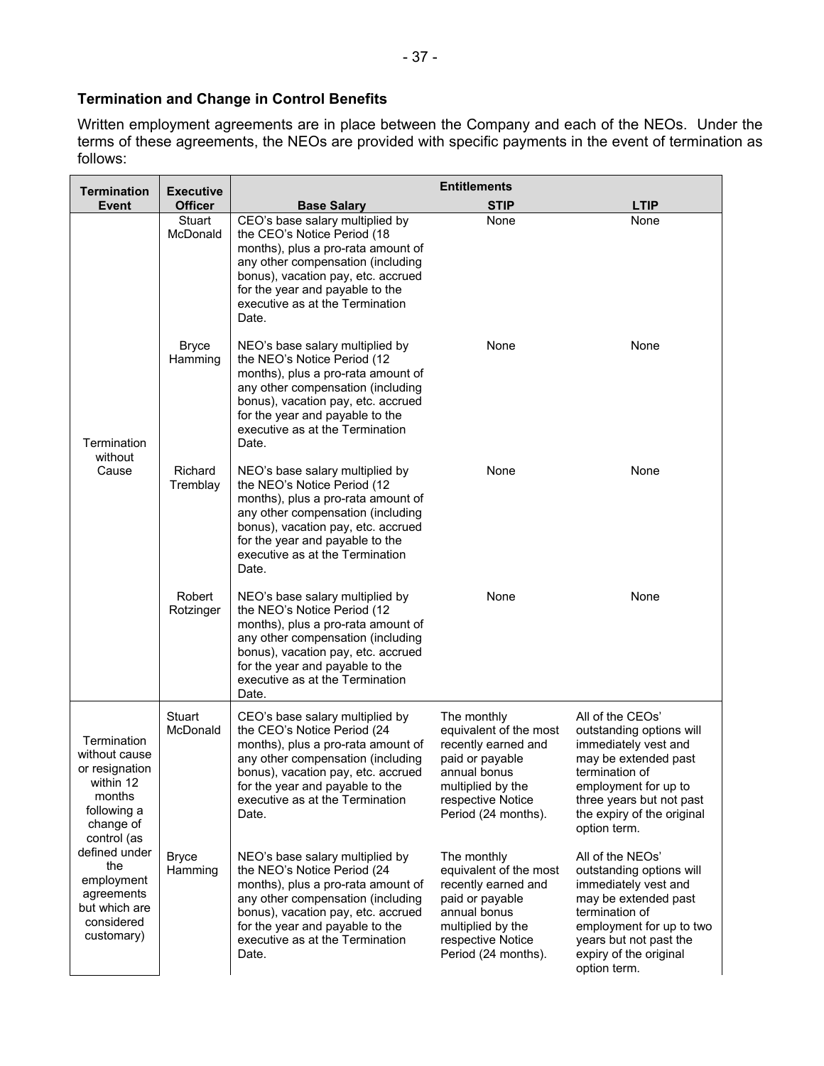## Termination and Change in Control Benefits

Written employment agreements are in place between the Company and each of the NEOs. Under the terms of these agreements, the NEOs are provided with specific payments in the event of termination as follows:

| Termination Event | Executive Officer | Entitlements | | |
|---|---|---|---|---|
| | | Base Salary | STIP | LTIP |
| Termination without Cause | Stuart McDonald | CEO's base salary multiplied by the CEO's Notice Period (18 months), plus a pro-rata amount of any other compensation (including bonus), vacation pay, etc. accrued for the year and payable to the executive as at the Termination Date. | None | None |
| | Bryce Hamming | NEO's base salary multiplied by the NEO's Notice Period (12 months), plus a pro-rata amount of any other compensation (including bonus), vacation pay, etc. accrued for the year and payable to the executive as at the Termination Date. | None | None |
| | Richard Tremblay | NEO's base salary multiplied by the NEO's Notice Period (12 months), plus a pro-rata amount of any other compensation (including bonus), vacation pay, etc. accrued for the year and payable to the executive as at the Termination Date. | None | None |
| | Robert Rotzinger | NEO's base salary multiplied by the NEO's Notice Period (12 months), plus a pro-rata amount of any other compensation (including bonus), vacation pay, etc. accrued for the year and payable to the executive as at the Termination Date. | None | None |
| Termination without cause or resignation within 12 months following a change of control (as defined under the employment agreements but which are considered customary) | Stuart McDonald | CEO's base salary multiplied by the CEO's Notice Period (24 months), plus a pro-rata amount of any other compensation (including bonus), vacation pay, etc. accrued for the year and payable to the executive as at the Termination Date. | The monthly equivalent of the most recently earned and paid or payable annual bonus multiplied by the respective Notice Period (24 months). | All of the CEOs' outstanding options will immediately vest and may be extended past termination of employment for up to three years but not past the expiry of the original option term. |
| | Bryce Hamming | NEO's base salary multiplied by the NEO's Notice Period (24 months), plus a pro-rata amount of any other compensation (including bonus), vacation pay, etc. accrued for the year and payable to the executive as at the Termination Date. | The monthly equivalent of the most recently earned and paid or payable annual bonus multiplied by the respective Notice Period (24 months). | All of the NEOs' outstanding options will immediately vest and may be extended past termination of employment for up to two years but not past the expiry of the original option term. |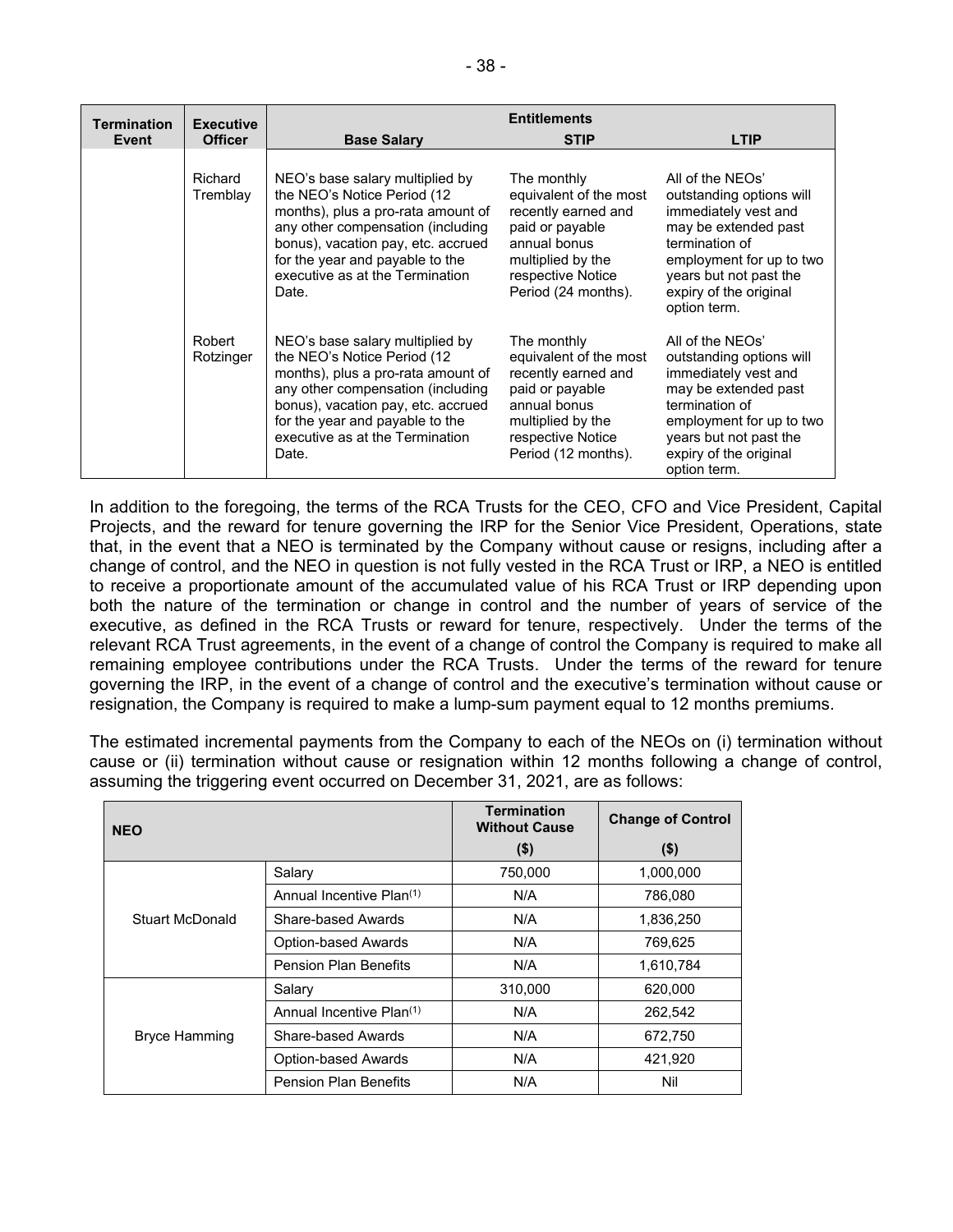| Termination Event | Executive Officer | Entitlements | | |
|---|---|---|---|---|
| | | **Base Salary** | **STIP** | **LTIP** |
| | Richard Tremblay | NEO's base salary multiplied by the NEO's Notice Period (12 months), plus a pro-rata amount of any other compensation (including bonus), vacation pay, etc. accrued for the year and payable to the executive as at the Termination Date. | The monthly equivalent of the most recently earned and paid or payable annual bonus multiplied by the respective Notice Period (24 months). | All of the NEOs' outstanding options will immediately vest and may be extended past termination of employment for up to two years but not past the expiry of the original option term. |
| | Robert Rotzinger | NEO's base salary multiplied by the NEO's Notice Period (12 months), plus a pro-rata amount of any other compensation (including bonus), vacation pay, etc. accrued for the year and payable to the executive as at the Termination Date. | The monthly equivalent of the most recently earned and paid or payable annual bonus multiplied by the respective Notice Period (12 months). | All of the NEOs' outstanding options will immediately vest and may be extended past termination of employment for up to two years but not past the expiry of the original option term. |

In addition to the foregoing, the terms of the RCA Trusts for the CEO, CFO and Vice President, Capital Projects, and the reward for tenure governing the IRP for the Senior Vice President, Operations, state that, in the event that a NEO is terminated by the Company without cause or resigns, including after a change of control, and the NEO in question is not fully vested in the RCA Trust or IRP, a NEO is entitled to receive a proportionate amount of the accumulated value of his RCA Trust or IRP depending upon both the nature of the termination or change in control and the number of years of service of the executive, as defined in the RCA Trusts or reward for tenure, respectively. Under the terms of the relevant RCA Trust agreements, in the event of a change of control the Company is required to make all remaining employee contributions under the RCA Trusts. Under the terms of the reward for tenure governing the IRP, in the event of a change of control and the executive's termination without cause or resignation, the Company is required to make a lump-sum payment equal to 12 months premiums.

The estimated incremental payments from the Company to each of the NEOs on (i) termination without cause or (ii) termination without cause or resignation within 12 months following a change of control, assuming the triggering event occurred on December 31, 2021, are as follows:

| NEO | | Termination Without Cause ($) | Change of Control ($) |
|---|---|---|---|
| Stuart McDonald | Salary | 750,000 | 1,000,000 |
| | Annual Incentive Plan[(1)] | N/A | 786,080 |
| | Share-based Awards | N/A | 1,836,250 |
| | Option-based Awards | N/A | 769,625 |
| | Pension Plan Benefits | N/A | 1,610,784 |
| Bryce Hamming | Salary | 310,000 | 620,000 |
| | Annual Incentive Plan[(1)] | N/A | 262,542 |
| | Share-based Awards | N/A | 672,750 |
| | Option-based Awards | N/A | 421,920 |
| | Pension Plan Benefits | N/A | Nil |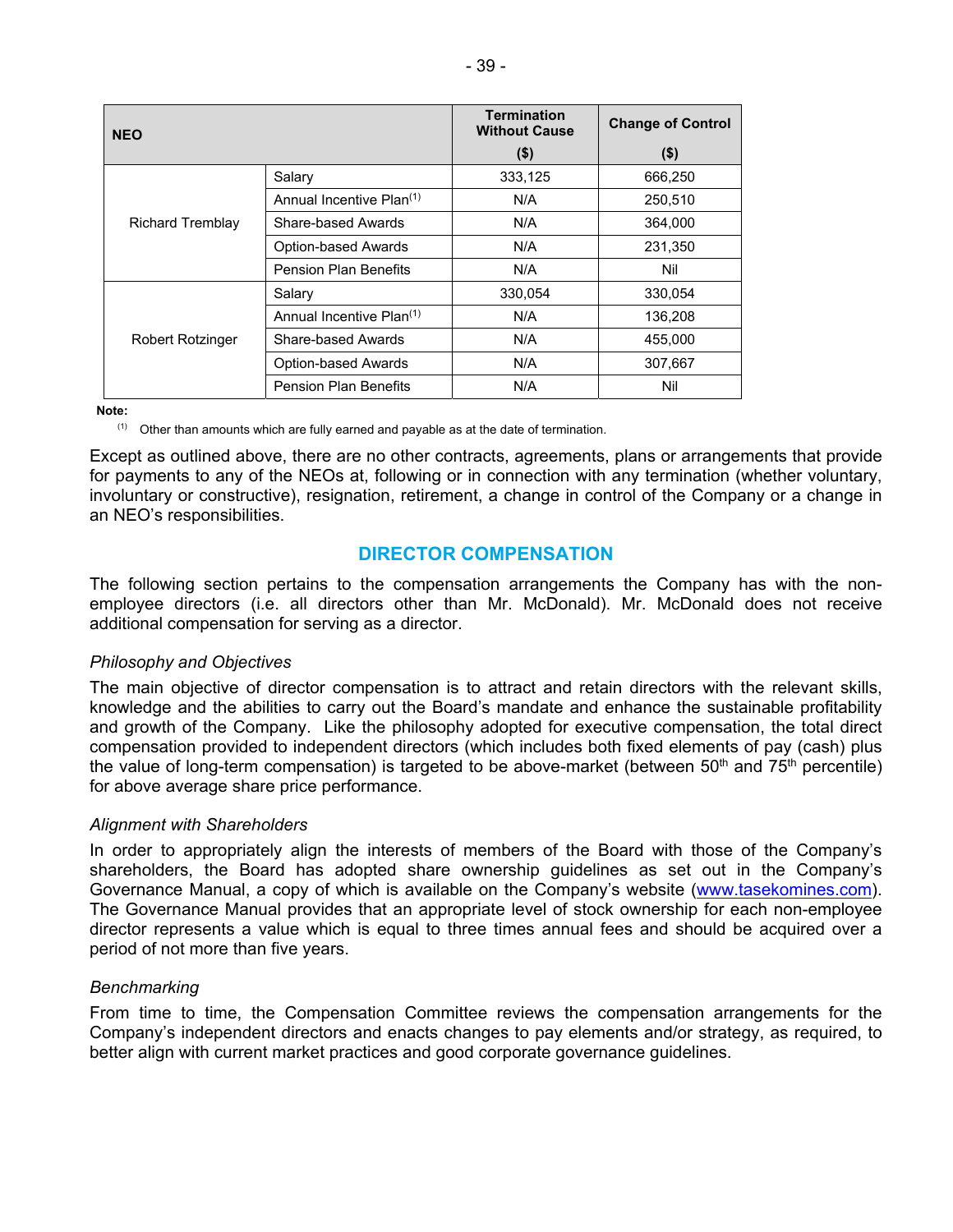| NEO | | Termination Without Cause ($) | Change of Control ($) |
|---|---|---|---|
| Richard Tremblay | Salary | 333,125 | 666,250 |
| | Annual Incentive Plan[(1)] | N/A | 250,510 |
| | Share-based Awards | N/A | 364,000 |
| | Option-based Awards | N/A | 231,350 |
| | Pension Plan Benefits | N/A | Nil |
| Robert Rotzinger | Salary | 330,054 | 330,054 |
| | Annual Incentive Plan[(1)] | N/A | 136,208 |
| | Share-based Awards | N/A | 455,000 |
| | Option-based Awards | N/A | 307,667 |
| | Pension Plan Benefits | N/A | Nil |

**Note:**

(1) Other than amounts which are fully earned and payable as at the date of termination.

Except as outlined above, there are no other contracts, agreements, plans or arrangements that provide for payments to any of the NEOs at, following or in connection with any termination (whether voluntary, involuntary or constructive), resignation, retirement, a change in control of the Company or a change in an NEO's responsibilities.

## DIRECTOR COMPENSATION

The following section pertains to the compensation arrangements the Company has with the non-employee directors (i.e. all directors other than Mr. McDonald). Mr. McDonald does not receive additional compensation for serving as a director.

*Philosophy and Objectives*

The main objective of director compensation is to attract and retain directors with the relevant skills, knowledge and the abilities to carry out the Board's mandate and enhance the sustainable profitability and growth of the Company. Like the philosophy adopted for executive compensation, the total direct compensation provided to independent directors (which includes both fixed elements of pay (cash) plus the value of long-term compensation) is targeted to be above-market (between 50th and 75th percentile) for above average share price performance.

*Alignment with Shareholders*

In order to appropriately align the interests of members of the Board with those of the Company's shareholders, the Board has adopted share ownership guidelines as set out in the Company's Governance Manual, a copy of which is available on the Company's website (www.tasekomines.com). The Governance Manual provides that an appropriate level of stock ownership for each non-employee director represents a value which is equal to three times annual fees and should be acquired over a period of not more than five years.

*Benchmarking*

From time to time, the Compensation Committee reviews the compensation arrangements for the Company's independent directors and enacts changes to pay elements and/or strategy, as required, to better align with current market practices and good corporate governance guidelines.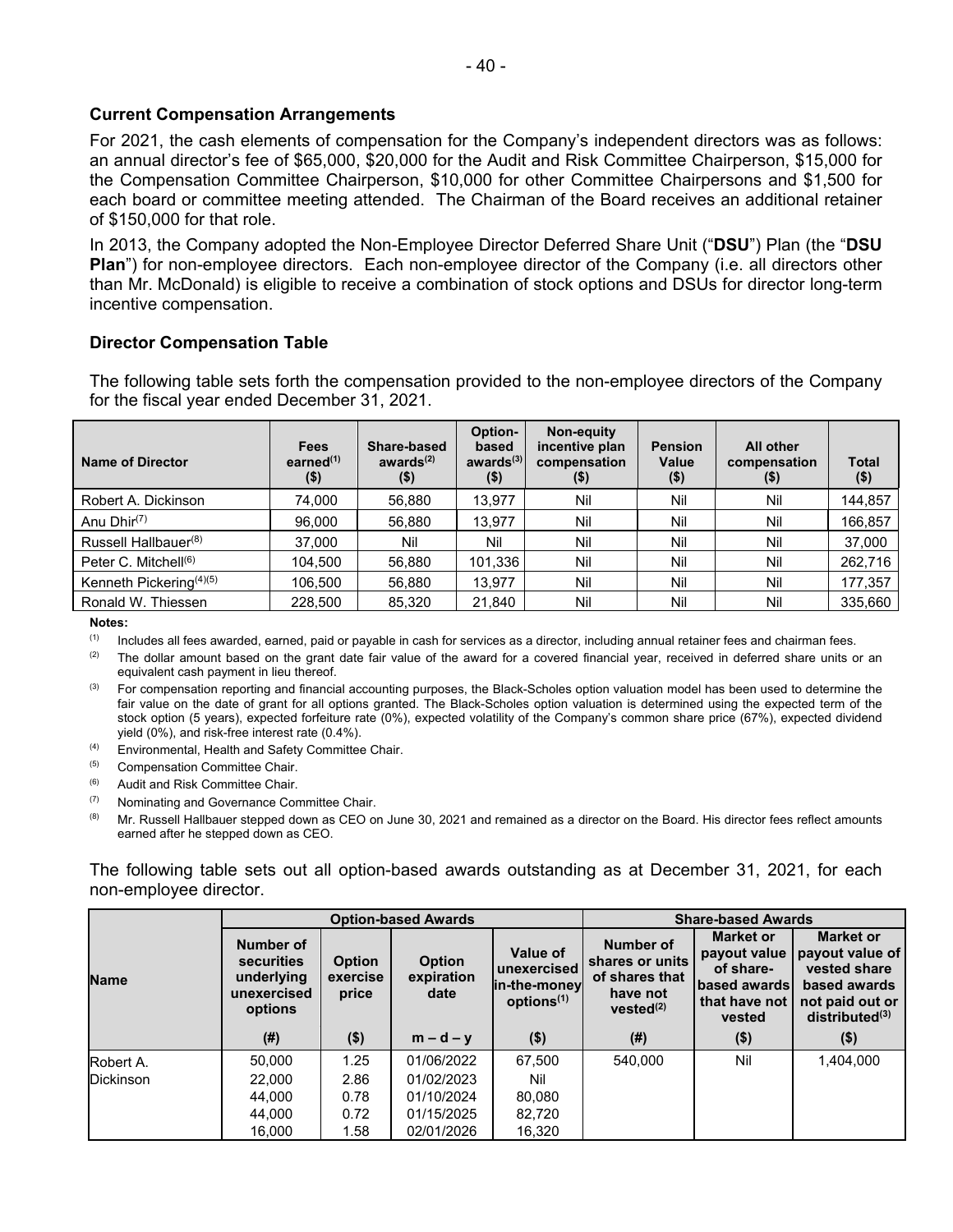### Current Compensation Arrangements

For 2021, the cash elements of compensation for the Company's independent directors was as follows: an annual director's fee of $65,000, $20,000 for the Audit and Risk Committee Chairperson, $15,000 for the Compensation Committee Chairperson, $10,000 for other Committee Chairpersons and $1,500 for each board or committee meeting attended. The Chairman of the Board receives an additional retainer of $150,000 for that role.

In 2013, the Company adopted the Non-Employee Director Deferred Share Unit ("**DSU**") Plan (the "**DSU Plan**") for non-employee directors. Each non-employee director of the Company (i.e. all directors other than Mr. McDonald) is eligible to receive a combination of stock options and DSUs for director long-term incentive compensation.

### Director Compensation Table

The following table sets forth the compensation provided to the non-employee directors of the Company for the fiscal year ended December 31, 2021.

| Name of Director | Fees earned[(1)] ($) | Share-based awards[(2)] ($) | Option-based awards[(3)] ($) | Non-equity incentive plan compensation ($) | Pension Value ($) | All other compensation ($) | Total ($) |
|---|---|---|---|---|---|---|---|
| Robert A. Dickinson | 74,000 | 56,880 | 13,977 | Nil | Nil | Nil | 144,857 |
| Anu Dhir[(7)] | 96,000 | 56,880 | 13,977 | Nil | Nil | Nil | 166,857 |
| Russell Hallbauer[(8)] | 37,000 | Nil | Nil | Nil | Nil | Nil | 37,000 |
| Peter C. Mitchell[(6)] | 104,500 | 56,880 | 101,336 | Nil | Nil | Nil | 262,716 |
| Kenneth Pickering[(4)(5)] | 106,500 | 56,880 | 13,977 | Nil | Nil | Nil | 177,357 |
| Ronald W. Thiessen | 228,500 | 85,320 | 21,840 | Nil | Nil | Nil | 335,660 |

**Notes:**

(1) Includes all fees awarded, earned, paid or payable in cash for services as a director, including annual retainer fees and chairman fees.

(2) The dollar amount based on the grant date fair value of the award for a covered financial year, received in deferred share units or an equivalent cash payment in lieu thereof.

(3) For compensation reporting and financial accounting purposes, the Black-Scholes option valuation model has been used to determine the fair value on the date of grant for all options granted. The Black-Scholes option valuation is determined using the expected term of the stock option (5 years), expected forfeiture rate (0%), expected volatility of the Company's common share price (67%), expected dividend yield (0%), and risk-free interest rate (0.4%).

(4) Environmental, Health and Safety Committee Chair.

(5) Compensation Committee Chair.

(6) Audit and Risk Committee Chair.

(7) Nominating and Governance Committee Chair.

(8) Mr. Russell Hallbauer stepped down as CEO on June 30, 2021 and remained as a director on the Board. His director fees reflect amounts earned after he stepped down as CEO.

The following table sets out all option-based awards outstanding as at December 31, 2021, for each non-employee director.

| Name | Option-based Awards | | | | Share-based Awards | | |
|---|---|---|---|---|---|---|---|
| | Number of securities underlying unexercised options (#) | Option exercise price ($) | Option expiration date m – d – y | Value of unexercised in-the-money options[(1)] ($) | Number of shares or units of shares that have not vested[(2)] (#) | Market or payout value of share-based awards that have not vested ($) | Market or payout value of vested share based awards not paid out or distributed[(3)] ($) |
| Robert A. Dickinson | 50,000 | 1.25 | 01/06/2022 | 67,500 | 540,000 | Nil | 1,404,000 |
| | 22,000 | 2.86 | 01/02/2023 | Nil | | | |
| | 44,000 | 0.78 | 01/10/2024 | 80,080 | | | |
| | 44,000 | 0.72 | 01/15/2025 | 82,720 | | | |
| | 16,000 | 1.58 | 02/01/2026 | 16,320 | | | |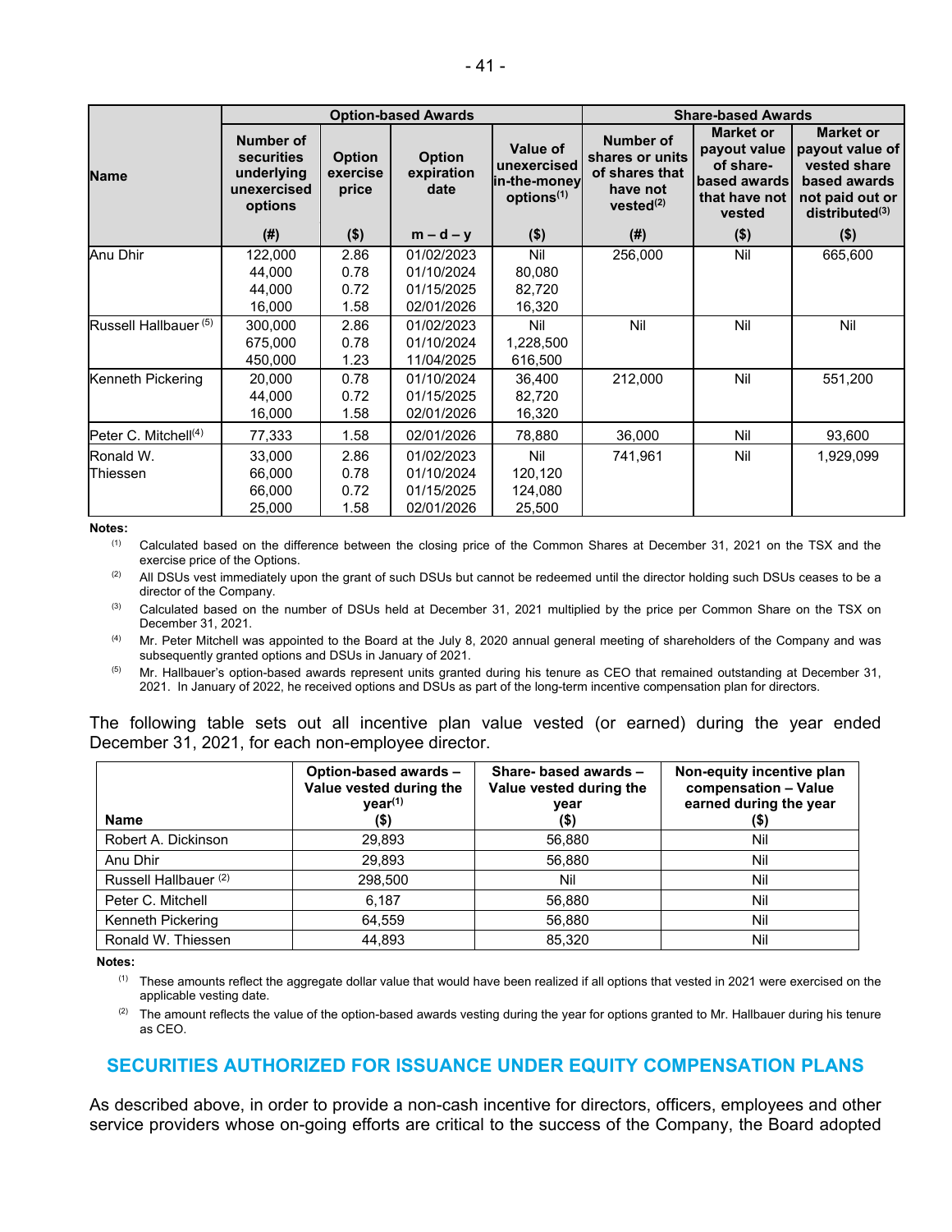| Name | Option-based Awards | | | | Share-based Awards | | |
|---|---|---|---|---|---|---|---|
| | Number of securities underlying unexercised options | Option exercise price | Option expiration date | Value of unexercised in-the-money options[1] | Number of shares or units of shares that have not vested[2] | Market or payout value of share-based awards that have not vested | Market or payout value of vested share based awards not paid out or distributed[3] |
| | (#) | ($) | m – d – y | ($) | (#) | ($) | ($) |
| Anu Dhir | 122,000<br>44,000<br>44,000<br>16,000 | 2.86<br>0.78<br>0.72<br>1.58 | 01/02/2023<br>01/10/2024<br>01/15/2025<br>02/01/2026 | Nil<br>80,080<br>82,720<br>16,320 | 256,000 | Nil | 665,600 |
| Russell Hallbauer [5] | 300,000<br>675,000<br>450,000 | 2.86<br>0.78<br>1.23 | 01/02/2023<br>01/10/2024<br>11/04/2025 | Nil<br>1,228,500<br>616,500 | Nil | Nil | Nil |
| Kenneth Pickering | 20,000<br>44,000<br>16,000 | 0.78<br>0.72<br>1.58 | 01/10/2024<br>01/15/2025<br>02/01/2026 | 36,400<br>82,720<br>16,320 | 212,000 | Nil | 551,200 |
| Peter C. Mitchell[4] | 77,333 | 1.58 | 02/01/2026 | 78,880 | 36,000 | Nil | 93,600 |
| Ronald W. Thiessen | 33,000<br>66,000<br>66,000<br>25,000 | 2.86<br>0.78<br>0.72<br>1.58 | 01/02/2023<br>01/10/2024<br>01/15/2025<br>02/01/2026 | Nil<br>120,120<br>124,080<br>25,500 | 741,961 | Nil | 1,929,099 |

**Notes:**

(1) Calculated based on the difference between the closing price of the Common Shares at December 31, 2021 on the TSX and the exercise price of the Options.

(2) All DSUs vest immediately upon the grant of such DSUs but cannot be redeemed until the director holding such DSUs ceases to be a director of the Company.

(3) Calculated based on the number of DSUs held at December 31, 2021 multiplied by the price per Common Share on the TSX on December 31, 2021.

(4) Mr. Peter Mitchell was appointed to the Board at the July 8, 2020 annual general meeting of shareholders of the Company and was subsequently granted options and DSUs in January of 2021.

(5) Mr. Hallbauer's option-based awards represent units granted during his tenure as CEO that remained outstanding at December 31, 2021. In January of 2022, he received options and DSUs as part of the long-term incentive compensation plan for directors.

The following table sets out all incentive plan value vested (or earned) during the year ended December 31, 2021, for each non-employee director.

| Name | Option-based awards – Value vested during the year[1] ($) | Share- based awards – Value vested during the year ($) | Non-equity incentive plan compensation – Value earned during the year ($) |
|---|---|---|---|
| Robert A. Dickinson | 29,893 | 56,880 | Nil |
| Anu Dhir | 29,893 | 56,880 | Nil |
| Russell Hallbauer [2] | 298,500 | Nil | Nil |
| Peter C. Mitchell | 6,187 | 56,880 | Nil |
| Kenneth Pickering | 64,559 | 56,880 | Nil |
| Ronald W. Thiessen | 44,893 | 85,320 | Nil |

**Notes:**

(1) These amounts reflect the aggregate dollar value that would have been realized if all options that vested in 2021 were exercised on the applicable vesting date.

(2) The amount reflects the value of the option-based awards vesting during the year for options granted to Mr. Hallbauer during his tenure as CEO.

## SECURITIES AUTHORIZED FOR ISSUANCE UNDER EQUITY COMPENSATION PLANS

As described above, in order to provide a non-cash incentive for directors, officers, employees and other service providers whose on-going efforts are critical to the success of the Company, the Board adopted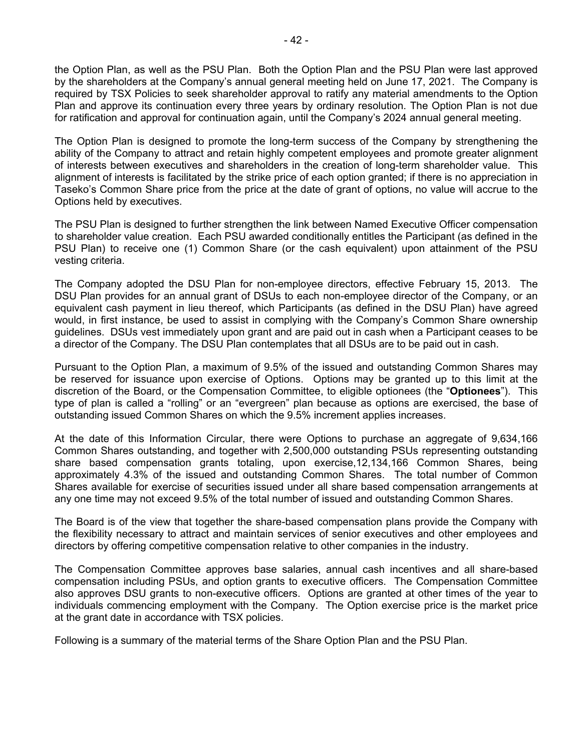the Option Plan, as well as the PSU Plan. Both the Option Plan and the PSU Plan were last approved by the shareholders at the Company's annual general meeting held on June 17, 2021. The Company is required by TSX Policies to seek shareholder approval to ratify any material amendments to the Option Plan and approve its continuation every three years by ordinary resolution. The Option Plan is not due for ratification and approval for continuation again, until the Company's 2024 annual general meeting.

The Option Plan is designed to promote the long-term success of the Company by strengthening the ability of the Company to attract and retain highly competent employees and promote greater alignment of interests between executives and shareholders in the creation of long-term shareholder value. This alignment of interests is facilitated by the strike price of each option granted; if there is no appreciation in Taseko's Common Share price from the price at the date of grant of options, no value will accrue to the Options held by executives.

The PSU Plan is designed to further strengthen the link between Named Executive Officer compensation to shareholder value creation. Each PSU awarded conditionally entitles the Participant (as defined in the PSU Plan) to receive one (1) Common Share (or the cash equivalent) upon attainment of the PSU vesting criteria.

The Company adopted the DSU Plan for non-employee directors, effective February 15, 2013. The DSU Plan provides for an annual grant of DSUs to each non-employee director of the Company, or an equivalent cash payment in lieu thereof, which Participants (as defined in the DSU Plan) have agreed would, in first instance, be used to assist in complying with the Company's Common Share ownership guidelines. DSUs vest immediately upon grant and are paid out in cash when a Participant ceases to be a director of the Company. The DSU Plan contemplates that all DSUs are to be paid out in cash.

Pursuant to the Option Plan, a maximum of 9.5% of the issued and outstanding Common Shares may be reserved for issuance upon exercise of Options. Options may be granted up to this limit at the discretion of the Board, or the Compensation Committee, to eligible optionees (the "**Optionees**"). This type of plan is called a "rolling" or an "evergreen" plan because as options are exercised, the base of outstanding issued Common Shares on which the 9.5% increment applies increases.

At the date of this Information Circular, there were Options to purchase an aggregate of 9,634,166 Common Shares outstanding, and together with 2,500,000 outstanding PSUs representing outstanding share based compensation grants totaling, upon exercise,12,134,166 Common Shares, being approximately 4.3% of the issued and outstanding Common Shares. The total number of Common Shares available for exercise of securities issued under all share based compensation arrangements at any one time may not exceed 9.5% of the total number of issued and outstanding Common Shares.

The Board is of the view that together the share-based compensation plans provide the Company with the flexibility necessary to attract and maintain services of senior executives and other employees and directors by offering competitive compensation relative to other companies in the industry.

The Compensation Committee approves base salaries, annual cash incentives and all share-based compensation including PSUs, and option grants to executive officers. The Compensation Committee also approves DSU grants to non-executive officers. Options are granted at other times of the year to individuals commencing employment with the Company. The Option exercise price is the market price at the grant date in accordance with TSX policies.

Following is a summary of the material terms of the Share Option Plan and the PSU Plan.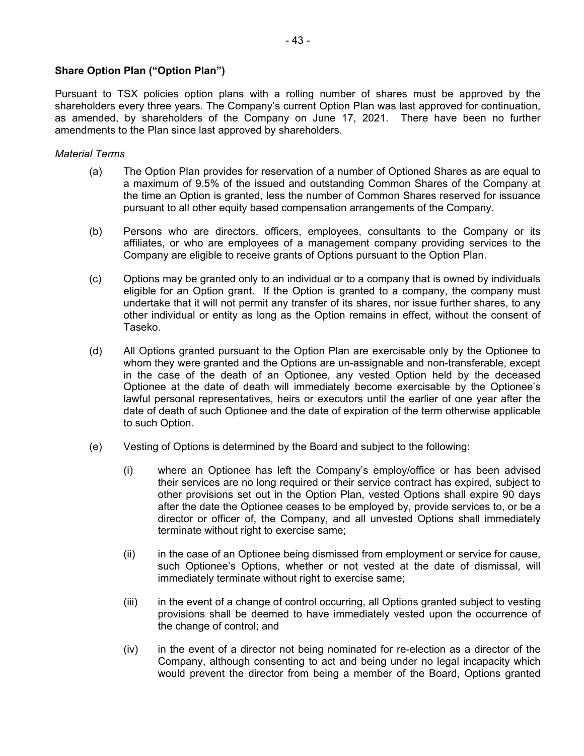**Share Option Plan ("Option Plan")**

Pursuant to TSX policies option plans with a rolling number of shares must be approved by the shareholders every three years. The Company's current Option Plan was last approved for continuation, as amended, by shareholders of the Company on June 17, 2021. There have been no further amendments to the Plan since last approved by shareholders.

*Material Terms*

(a) The Option Plan provides for reservation of a number of Optioned Shares as are equal to a maximum of 9.5% of the issued and outstanding Common Shares of the Company at the time an Option is granted, less the number of Common Shares reserved for issuance pursuant to all other equity based compensation arrangements of the Company.

(b) Persons who are directors, officers, employees, consultants to the Company or its affiliates, or who are employees of a management company providing services to the Company are eligible to receive grants of Options pursuant to the Option Plan.

(c) Options may be granted only to an individual or to a company that is owned by individuals eligible for an Option grant. If the Option is granted to a company, the company must undertake that it will not permit any transfer of its shares, nor issue further shares, to any other individual or entity as long as the Option remains in effect, without the consent of Taseko.

(d) All Options granted pursuant to the Option Plan are exercisable only by the Optionee to whom they were granted and the Options are un-assignable and non-transferable, except in the case of the death of an Optionee, any vested Option held by the deceased Optionee at the date of death will immediately become exercisable by the Optionee's lawful personal representatives, heirs or executors until the earlier of one year after the date of death of such Optionee and the date of expiration of the term otherwise applicable to such Option.

(e) Vesting of Options is determined by the Board and subject to the following:

(i) where an Optionee has left the Company's employ/office or has been advised their services are no long required or their service contract has expired, subject to other provisions set out in the Option Plan, vested Options shall expire 90 days after the date the Optionee ceases to be employed by, provide services to, or be a director or officer of, the Company, and all unvested Options shall immediately terminate without right to exercise same;

(ii) in the case of an Optionee being dismissed from employment or service for cause, such Optionee's Options, whether or not vested at the date of dismissal, will immediately terminate without right to exercise same;

(iii) in the event of a change of control occurring, all Options granted subject to vesting provisions shall be deemed to have immediately vested upon the occurrence of the change of control; and

(iv) in the event of a director not being nominated for re-election as a director of the Company, although consenting to act and being under no legal incapacity which would prevent the director from being a member of the Board, Options granted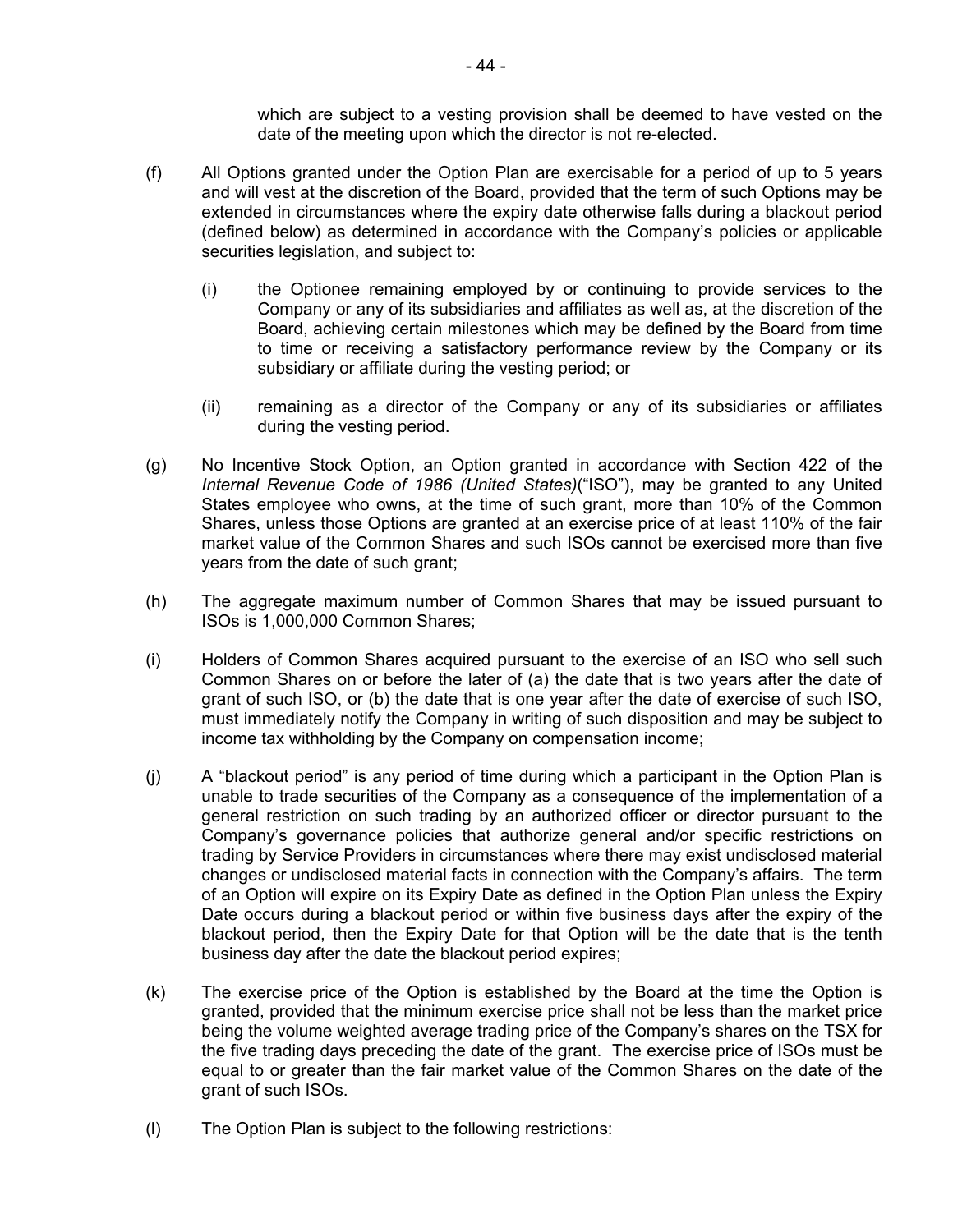which are subject to a vesting provision shall be deemed to have vested on the date of the meeting upon which the director is not re-elected.

(f) All Options granted under the Option Plan are exercisable for a period of up to 5 years and will vest at the discretion of the Board, provided that the term of such Options may be extended in circumstances where the expiry date otherwise falls during a blackout period (defined below) as determined in accordance with the Company's policies or applicable securities legislation, and subject to:

(i) the Optionee remaining employed by or continuing to provide services to the Company or any of its subsidiaries and affiliates as well as, at the discretion of the Board, achieving certain milestones which may be defined by the Board from time to time or receiving a satisfactory performance review by the Company or its subsidiary or affiliate during the vesting period; or

(ii) remaining as a director of the Company or any of its subsidiaries or affiliates during the vesting period.

(g) No Incentive Stock Option, an Option granted in accordance with Section 422 of the *Internal Revenue Code of 1986 (United States)*("ISO"), may be granted to any United States employee who owns, at the time of such grant, more than 10% of the Common Shares, unless those Options are granted at an exercise price of at least 110% of the fair market value of the Common Shares and such ISOs cannot be exercised more than five years from the date of such grant;

(h) The aggregate maximum number of Common Shares that may be issued pursuant to ISOs is 1,000,000 Common Shares;

(i) Holders of Common Shares acquired pursuant to the exercise of an ISO who sell such Common Shares on or before the later of (a) the date that is two years after the date of grant of such ISO, or (b) the date that is one year after the date of exercise of such ISO, must immediately notify the Company in writing of such disposition and may be subject to income tax withholding by the Company on compensation income;

(j) A "blackout period" is any period of time during which a participant in the Option Plan is unable to trade securities of the Company as a consequence of the implementation of a general restriction on such trading by an authorized officer or director pursuant to the Company's governance policies that authorize general and/or specific restrictions on trading by Service Providers in circumstances where there may exist undisclosed material changes or undisclosed material facts in connection with the Company's affairs. The term of an Option will expire on its Expiry Date as defined in the Option Plan unless the Expiry Date occurs during a blackout period or within five business days after the expiry of the blackout period, then the Expiry Date for that Option will be the date that is the tenth business day after the date the blackout period expires;

(k) The exercise price of the Option is established by the Board at the time the Option is granted, provided that the minimum exercise price shall not be less than the market price being the volume weighted average trading price of the Company's shares on the TSX for the five trading days preceding the date of the grant. The exercise price of ISOs must be equal to or greater than the fair market value of the Common Shares on the date of the grant of such ISOs.

(l) The Option Plan is subject to the following restrictions: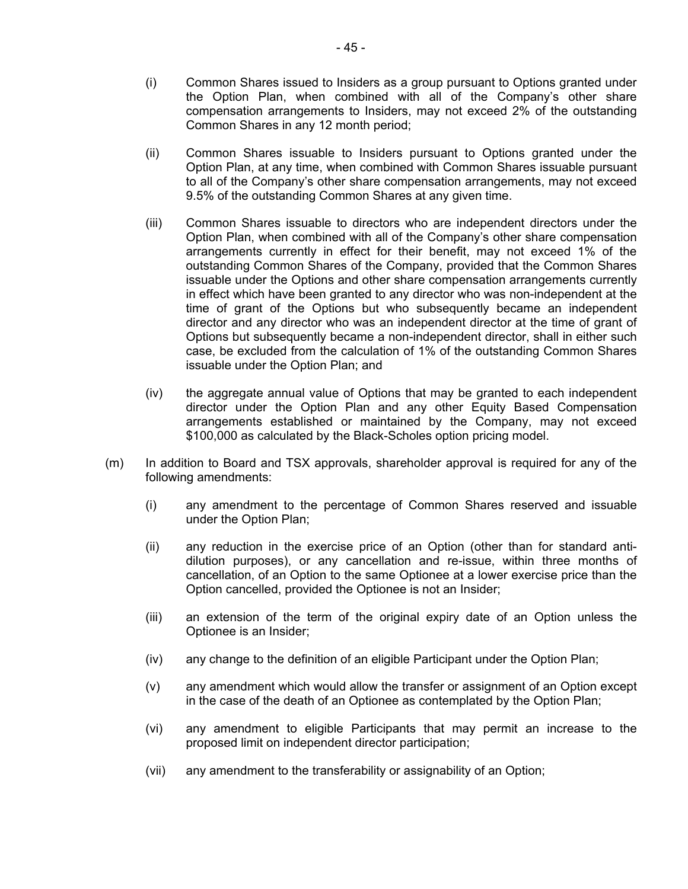(i) Common Shares issued to Insiders as a group pursuant to Options granted under the Option Plan, when combined with all of the Company's other share compensation arrangements to Insiders, may not exceed 2% of the outstanding Common Shares in any 12 month period;

(ii) Common Shares issuable to Insiders pursuant to Options granted under the Option Plan, at any time, when combined with Common Shares issuable pursuant to all of the Company's other share compensation arrangements, may not exceed 9.5% of the outstanding Common Shares at any given time.

(iii) Common Shares issuable to directors who are independent directors under the Option Plan, when combined with all of the Company's other share compensation arrangements currently in effect for their benefit, may not exceed 1% of the outstanding Common Shares of the Company, provided that the Common Shares issuable under the Options and other share compensation arrangements currently in effect which have been granted to any director who was non-independent at the time of grant of the Options but who subsequently became an independent director and any director who was an independent director at the time of grant of Options but subsequently became a non-independent director, shall in either such case, be excluded from the calculation of 1% of the outstanding Common Shares issuable under the Option Plan; and

(iv) the aggregate annual value of Options that may be granted to each independent director under the Option Plan and any other Equity Based Compensation arrangements established or maintained by the Company, may not exceed $100,000 as calculated by the Black-Scholes option pricing model.

(m) In addition to Board and TSX approvals, shareholder approval is required for any of the following amendments:

(i) any amendment to the percentage of Common Shares reserved and issuable under the Option Plan;

(ii) any reduction in the exercise price of an Option (other than for standard anti-dilution purposes), or any cancellation and re-issue, within three months of cancellation, of an Option to the same Optionee at a lower exercise price than the Option cancelled, provided the Optionee is not an Insider;

(iii) an extension of the term of the original expiry date of an Option unless the Optionee is an Insider;

(iv) any change to the definition of an eligible Participant under the Option Plan;

(v) any amendment which would allow the transfer or assignment of an Option except in the case of the death of an Optionee as contemplated by the Option Plan;

(vi) any amendment to eligible Participants that may permit an increase to the proposed limit on independent director participation;

(vii) any amendment to the transferability or assignability of an Option;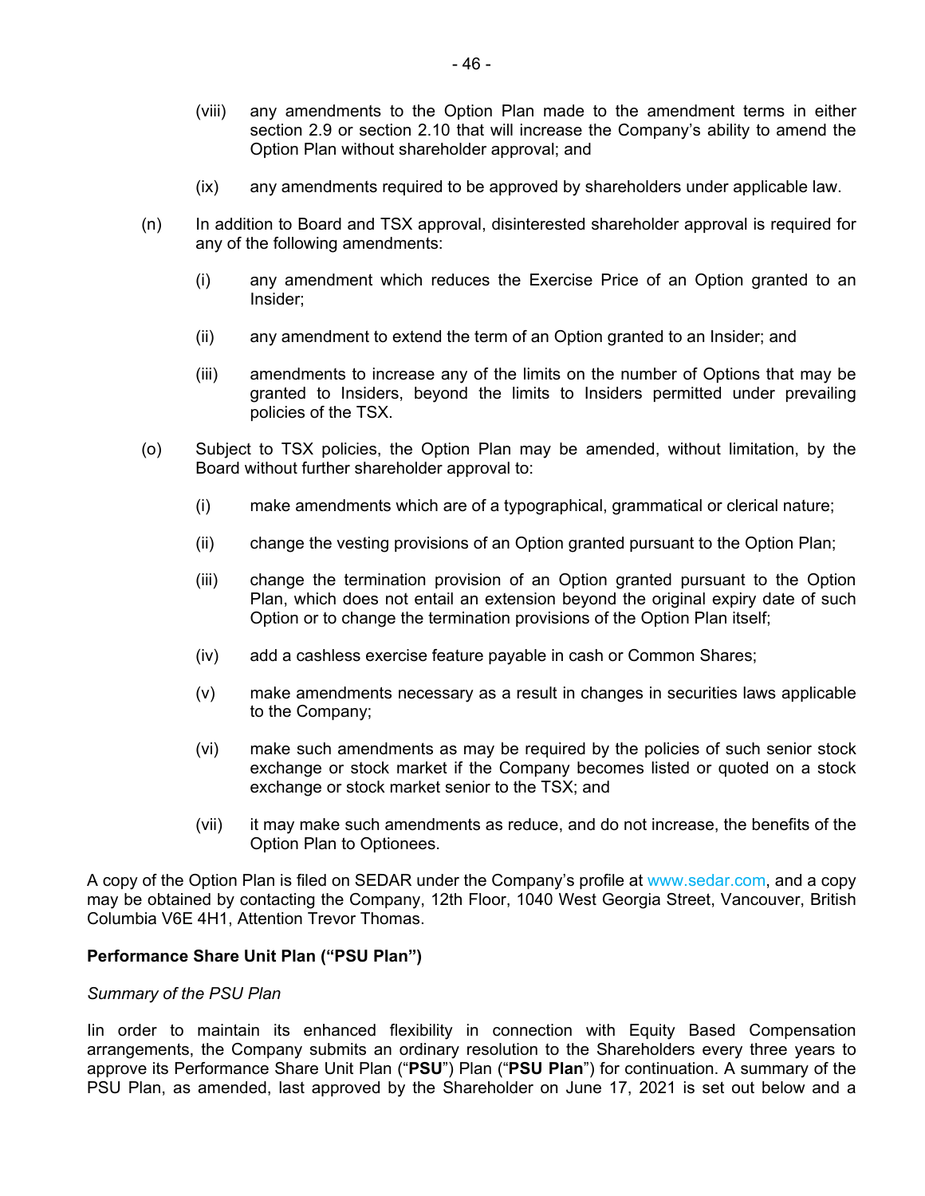(viii) any amendments to the Option Plan made to the amendment terms in either section 2.9 or section 2.10 that will increase the Company's ability to amend the Option Plan without shareholder approval; and

(ix) any amendments required to be approved by shareholders under applicable law.

(n) In addition to Board and TSX approval, disinterested shareholder approval is required for any of the following amendments:

(i) any amendment which reduces the Exercise Price of an Option granted to an Insider;

(ii) any amendment to extend the term of an Option granted to an Insider; and

(iii) amendments to increase any of the limits on the number of Options that may be granted to Insiders, beyond the limits to Insiders permitted under prevailing policies of the TSX.

(o) Subject to TSX policies, the Option Plan may be amended, without limitation, by the Board without further shareholder approval to:

(i) make amendments which are of a typographical, grammatical or clerical nature;

(ii) change the vesting provisions of an Option granted pursuant to the Option Plan;

(iii) change the termination provision of an Option granted pursuant to the Option Plan, which does not entail an extension beyond the original expiry date of such Option or to change the termination provisions of the Option Plan itself;

(iv) add a cashless exercise feature payable in cash or Common Shares;

(v) make amendments necessary as a result in changes in securities laws applicable to the Company;

(vi) make such amendments as may be required by the policies of such senior stock exchange or stock market if the Company becomes listed or quoted on a stock exchange or stock market senior to the TSX; and

(vii) it may make such amendments as reduce, and do not increase, the benefits of the Option Plan to Optionees.

A copy of the Option Plan is filed on SEDAR under the Company's profile at www.sedar.com, and a copy may be obtained by contacting the Company, 12th Floor, 1040 West Georgia Street, Vancouver, British Columbia V6E 4H1, Attention Trevor Thomas.

**Performance Share Unit Plan ("PSU Plan")**

*Summary of the PSU Plan*

Iin order to maintain its enhanced flexibility in connection with Equity Based Compensation arrangements, the Company submits an ordinary resolution to the Shareholders every three years to approve its Performance Share Unit Plan ("**PSU**") Plan ("**PSU Plan**") for continuation. A summary of the PSU Plan, as amended, last approved by the Shareholder on June 17, 2021 is set out below and a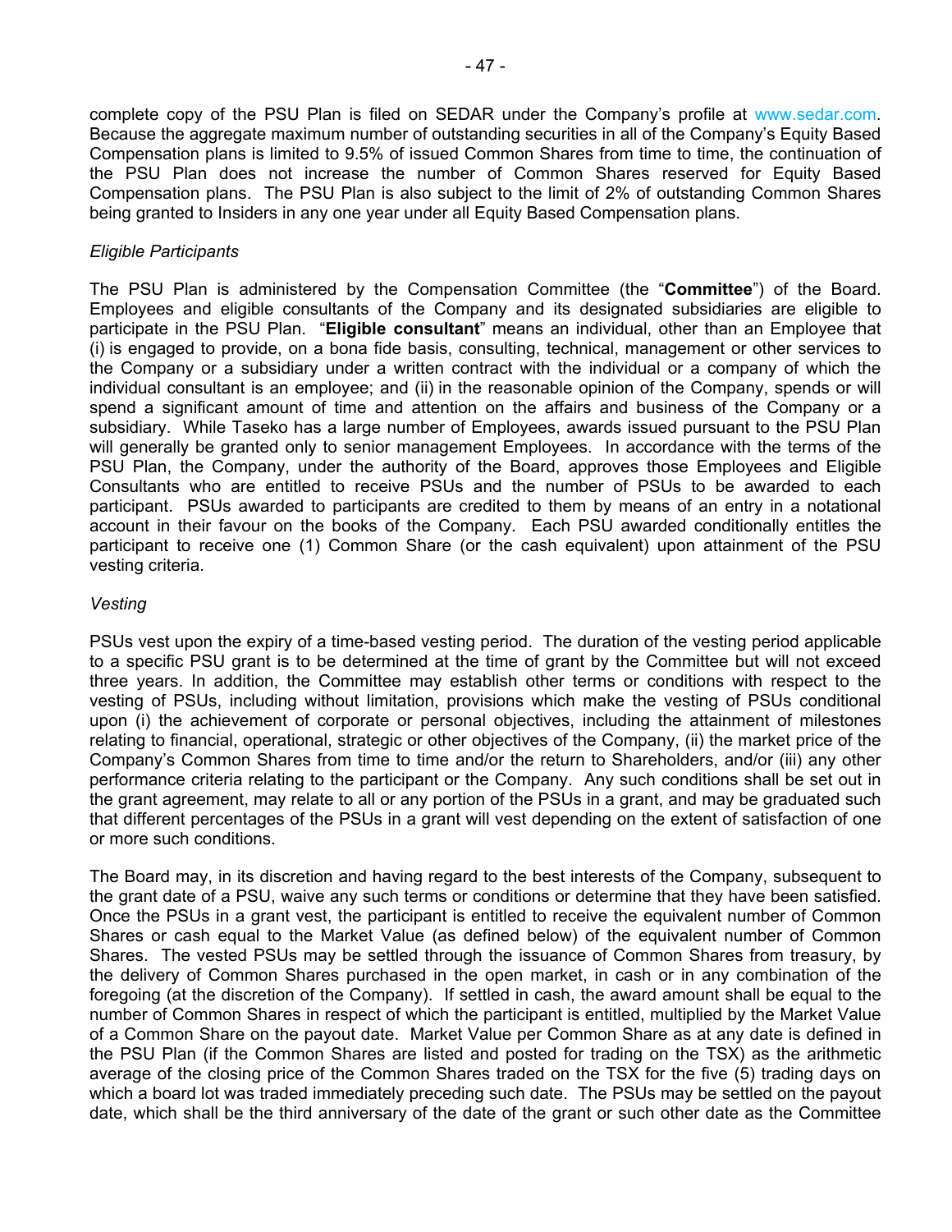complete copy of the PSU Plan is filed on SEDAR under the Company's profile at www.sedar.com. Because the aggregate maximum number of outstanding securities in all of the Company's Equity Based Compensation plans is limited to 9.5% of issued Common Shares from time to time, the continuation of the PSU Plan does not increase the number of Common Shares reserved for Equity Based Compensation plans. The PSU Plan is also subject to the limit of 2% of outstanding Common Shares being granted to Insiders in any one year under all Equity Based Compensation plans.

*Eligible Participants*

The PSU Plan is administered by the Compensation Committee (the "**Committee**") of the Board. Employees and eligible consultants of the Company and its designated subsidiaries are eligible to participate in the PSU Plan. "**Eligible consultant**" means an individual, other than an Employee that (i) is engaged to provide, on a bona fide basis, consulting, technical, management or other services to the Company or a subsidiary under a written contract with the individual or a company of which the individual consultant is an employee; and (ii) in the reasonable opinion of the Company, spends or will spend a significant amount of time and attention on the affairs and business of the Company or a subsidiary. While Taseko has a large number of Employees, awards issued pursuant to the PSU Plan will generally be granted only to senior management Employees. In accordance with the terms of the PSU Plan, the Company, under the authority of the Board, approves those Employees and Eligible Consultants who are entitled to receive PSUs and the number of PSUs to be awarded to each participant. PSUs awarded to participants are credited to them by means of an entry in a notational account in their favour on the books of the Company. Each PSU awarded conditionally entitles the participant to receive one (1) Common Share (or the cash equivalent) upon attainment of the PSU vesting criteria.

*Vesting*

PSUs vest upon the expiry of a time-based vesting period. The duration of the vesting period applicable to a specific PSU grant is to be determined at the time of grant by the Committee but will not exceed three years. In addition, the Committee may establish other terms or conditions with respect to the vesting of PSUs, including without limitation, provisions which make the vesting of PSUs conditional upon (i) the achievement of corporate or personal objectives, including the attainment of milestones relating to financial, operational, strategic or other objectives of the Company, (ii) the market price of the Company's Common Shares from time to time and/or the return to Shareholders, and/or (iii) any other performance criteria relating to the participant or the Company. Any such conditions shall be set out in the grant agreement, may relate to all or any portion of the PSUs in a grant, and may be graduated such that different percentages of the PSUs in a grant will vest depending on the extent of satisfaction of one or more such conditions.

The Board may, in its discretion and having regard to the best interests of the Company, subsequent to the grant date of a PSU, waive any such terms or conditions or determine that they have been satisfied. Once the PSUs in a grant vest, the participant is entitled to receive the equivalent number of Common Shares or cash equal to the Market Value (as defined below) of the equivalent number of Common Shares. The vested PSUs may be settled through the issuance of Common Shares from treasury, by the delivery of Common Shares purchased in the open market, in cash or in any combination of the foregoing (at the discretion of the Company). If settled in cash, the award amount shall be equal to the number of Common Shares in respect of which the participant is entitled, multiplied by the Market Value of a Common Share on the payout date. Market Value per Common Share as at any date is defined in the PSU Plan (if the Common Shares are listed and posted for trading on the TSX) as the arithmetic average of the closing price of the Common Shares traded on the TSX for the five (5) trading days on which a board lot was traded immediately preceding such date. The PSUs may be settled on the payout date, which shall be the third anniversary of the date of the grant or such other date as the Committee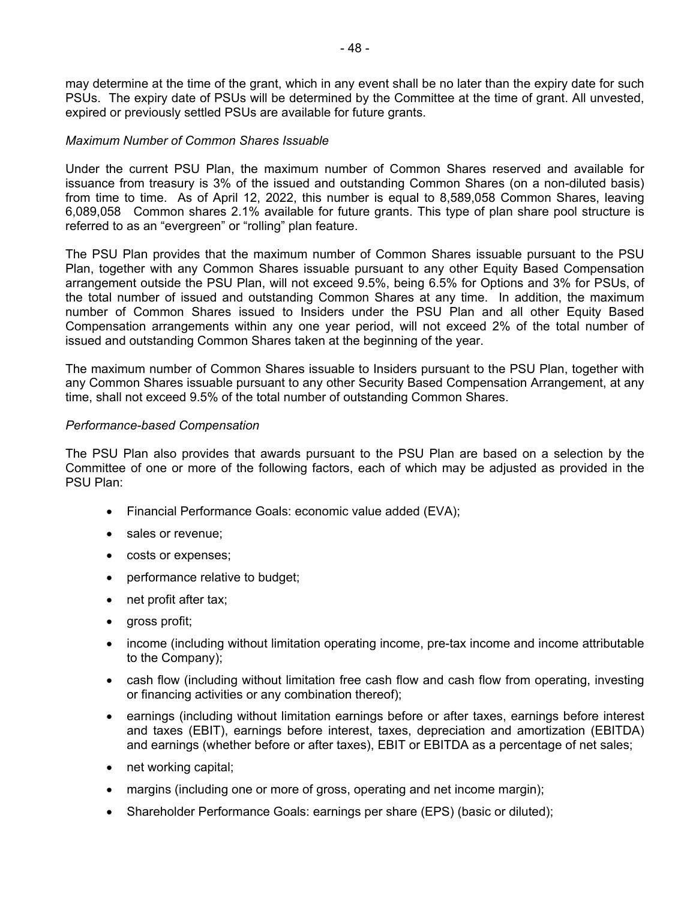may determine at the time of the grant, which in any event shall be no later than the expiry date for such PSUs. The expiry date of PSUs will be determined by the Committee at the time of grant. All unvested, expired or previously settled PSUs are available for future grants.

*Maximum Number of Common Shares Issuable*

Under the current PSU Plan, the maximum number of Common Shares reserved and available for issuance from treasury is 3% of the issued and outstanding Common Shares (on a non-diluted basis) from time to time. As of April 12, 2022, this number is equal to 8,589,058 Common Shares, leaving 6,089,058 Common shares 2.1% available for future grants. This type of plan share pool structure is referred to as an "evergreen" or "rolling" plan feature.

The PSU Plan provides that the maximum number of Common Shares issuable pursuant to the PSU Plan, together with any Common Shares issuable pursuant to any other Equity Based Compensation arrangement outside the PSU Plan, will not exceed 9.5%, being 6.5% for Options and 3% for PSUs, of the total number of issued and outstanding Common Shares at any time. In addition, the maximum number of Common Shares issued to Insiders under the PSU Plan and all other Equity Based Compensation arrangements within any one year period, will not exceed 2% of the total number of issued and outstanding Common Shares taken at the beginning of the year.

The maximum number of Common Shares issuable to Insiders pursuant to the PSU Plan, together with any Common Shares issuable pursuant to any other Security Based Compensation Arrangement, at any time, shall not exceed 9.5% of the total number of outstanding Common Shares.

*Performance-based Compensation*

The PSU Plan also provides that awards pursuant to the PSU Plan are based on a selection by the Committee of one or more of the following factors, each of which may be adjusted as provided in the PSU Plan:

- Financial Performance Goals: economic value added (EVA);
- sales or revenue;
- costs or expenses;
- performance relative to budget;
- net profit after tax;
- gross profit;
- income (including without limitation operating income, pre-tax income and income attributable to the Company);
- cash flow (including without limitation free cash flow and cash flow from operating, investing or financing activities or any combination thereof);
- earnings (including without limitation earnings before or after taxes, earnings before interest and taxes (EBIT), earnings before interest, taxes, depreciation and amortization (EBITDA) and earnings (whether before or after taxes), EBIT or EBITDA as a percentage of net sales;
- net working capital;
- margins (including one or more of gross, operating and net income margin);
- Shareholder Performance Goals: earnings per share (EPS) (basic or diluted);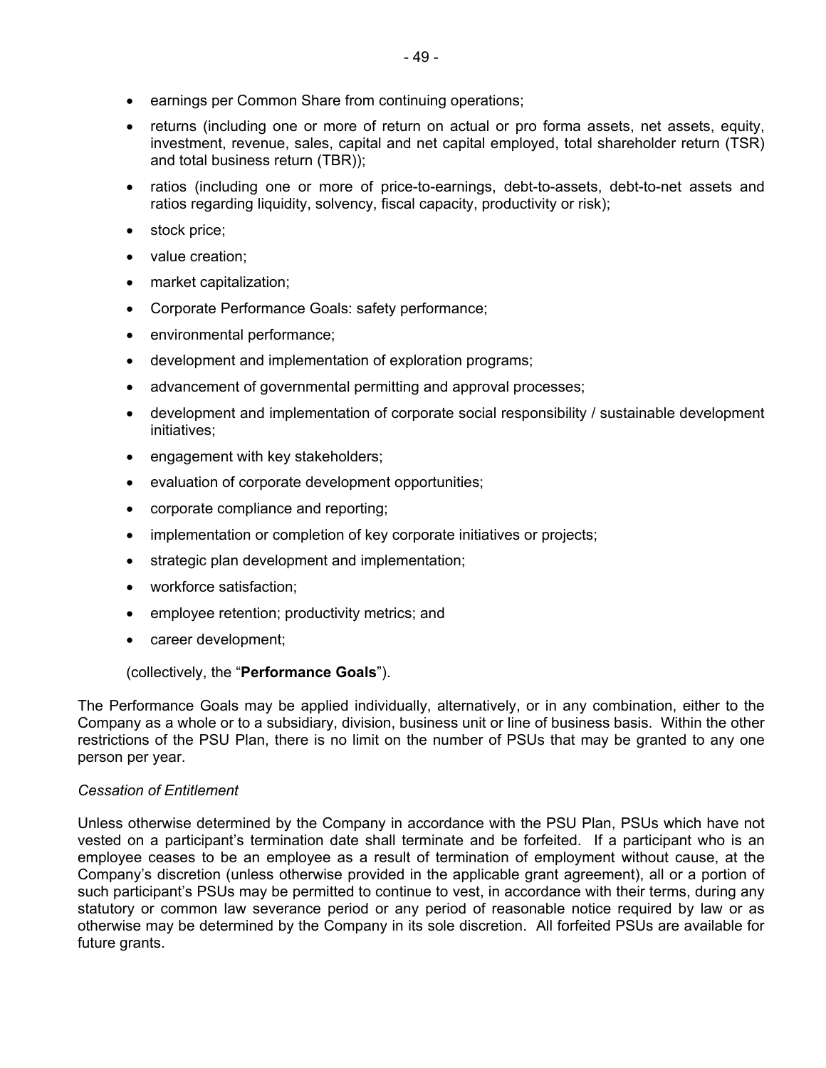- earnings per Common Share from continuing operations;
- returns (including one or more of return on actual or pro forma assets, net assets, equity, investment, revenue, sales, capital and net capital employed, total shareholder return (TSR) and total business return (TBR));
- ratios (including one or more of price-to-earnings, debt-to-assets, debt-to-net assets and ratios regarding liquidity, solvency, fiscal capacity, productivity or risk);
- stock price;
- value creation;
- market capitalization;
- Corporate Performance Goals: safety performance;
- environmental performance;
- development and implementation of exploration programs;
- advancement of governmental permitting and approval processes;
- development and implementation of corporate social responsibility / sustainable development initiatives;
- engagement with key stakeholders;
- evaluation of corporate development opportunities;
- corporate compliance and reporting;
- implementation or completion of key corporate initiatives or projects;
- strategic plan development and implementation;
- workforce satisfaction;
- employee retention; productivity metrics; and
- career development;

(collectively, the "**Performance Goals**").

The Performance Goals may be applied individually, alternatively, or in any combination, either to the Company as a whole or to a subsidiary, division, business unit or line of business basis. Within the other restrictions of the PSU Plan, there is no limit on the number of PSUs that may be granted to any one person per year.

*Cessation of Entitlement*

Unless otherwise determined by the Company in accordance with the PSU Plan, PSUs which have not vested on a participant's termination date shall terminate and be forfeited. If a participant who is an employee ceases to be an employee as a result of termination of employment without cause, at the Company's discretion (unless otherwise provided in the applicable grant agreement), all or a portion of such participant's PSUs may be permitted to continue to vest, in accordance with their terms, during any statutory or common law severance period or any period of reasonable notice required by law or as otherwise may be determined by the Company in its sole discretion. All forfeited PSUs are available for future grants.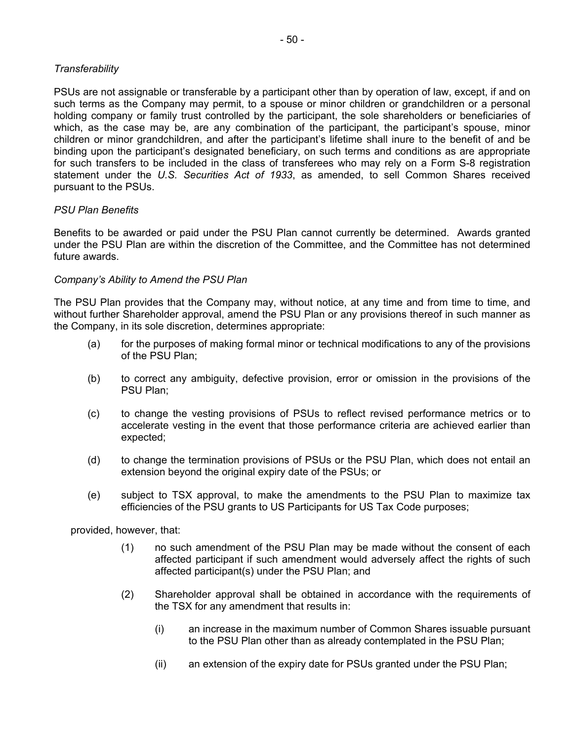*Transferability*

PSUs are not assignable or transferable by a participant other than by operation of law, except, if and on such terms as the Company may permit, to a spouse or minor children or grandchildren or a personal holding company or family trust controlled by the participant, the sole shareholders or beneficiaries of which, as the case may be, are any combination of the participant, the participant's spouse, minor children or minor grandchildren, and after the participant's lifetime shall inure to the benefit of and be binding upon the participant's designated beneficiary, on such terms and conditions as are appropriate for such transfers to be included in the class of transferees who may rely on a Form S-8 registration statement under the *U.S. Securities Act of 1933*, as amended, to sell Common Shares received pursuant to the PSUs.

*PSU Plan Benefits*

Benefits to be awarded or paid under the PSU Plan cannot currently be determined. Awards granted under the PSU Plan are within the discretion of the Committee, and the Committee has not determined future awards.

*Company's Ability to Amend the PSU Plan*

The PSU Plan provides that the Company may, without notice, at any time and from time to time, and without further Shareholder approval, amend the PSU Plan or any provisions thereof in such manner as the Company, in its sole discretion, determines appropriate:

(a) for the purposes of making formal minor or technical modifications to any of the provisions of the PSU Plan;

(b) to correct any ambiguity, defective provision, error or omission in the provisions of the PSU Plan;

(c) to change the vesting provisions of PSUs to reflect revised performance metrics or to accelerate vesting in the event that those performance criteria are achieved earlier than expected;

(d) to change the termination provisions of PSUs or the PSU Plan, which does not entail an extension beyond the original expiry date of the PSUs; or

(e) subject to TSX approval, to make the amendments to the PSU Plan to maximize tax efficiencies of the PSU grants to US Participants for US Tax Code purposes;

provided, however, that:

(1) no such amendment of the PSU Plan may be made without the consent of each affected participant if such amendment would adversely affect the rights of such affected participant(s) under the PSU Plan; and

(2) Shareholder approval shall be obtained in accordance with the requirements of the TSX for any amendment that results in:

(i) an increase in the maximum number of Common Shares issuable pursuant to the PSU Plan other than as already contemplated in the PSU Plan;

(ii) an extension of the expiry date for PSUs granted under the PSU Plan;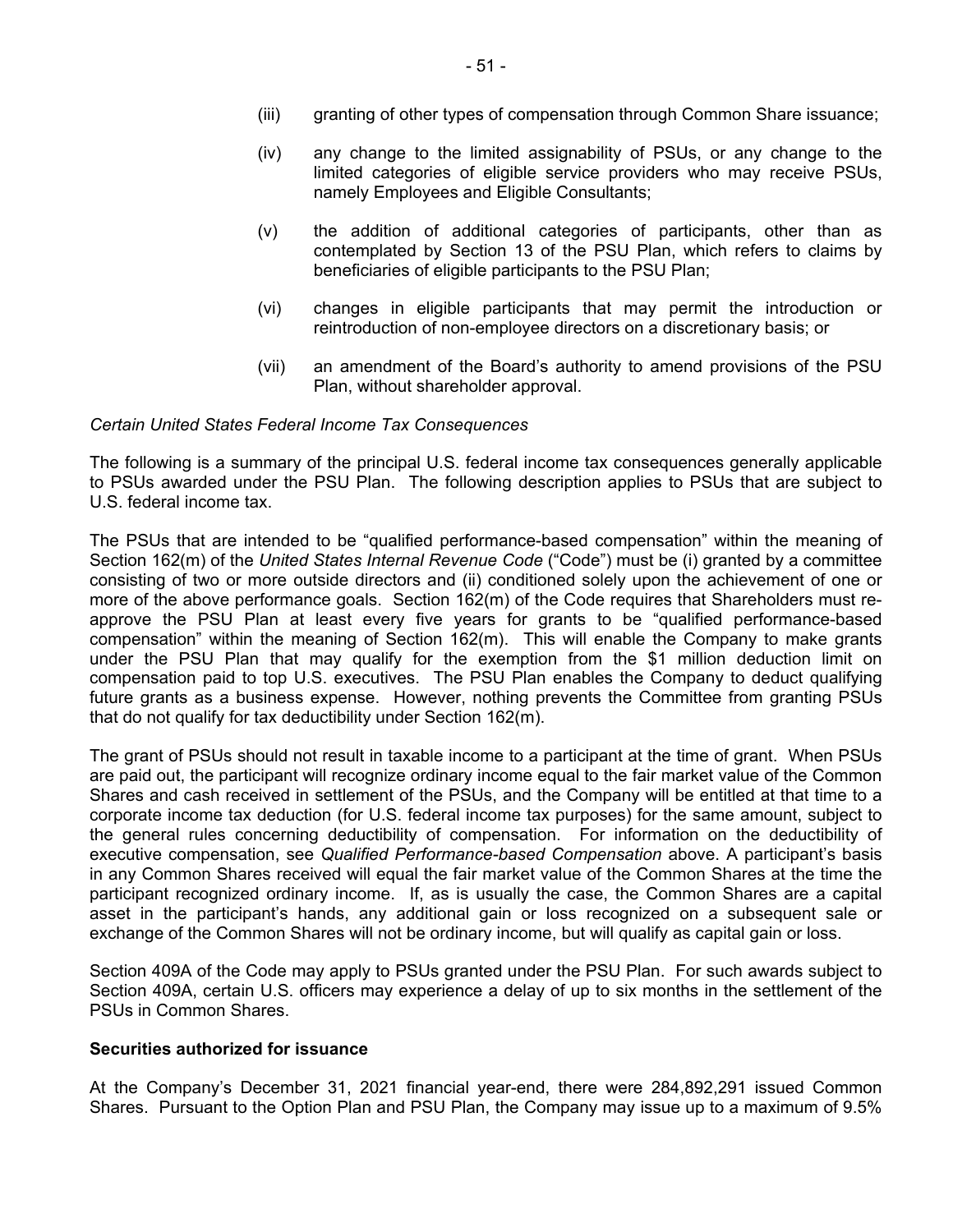(iii) granting of other types of compensation through Common Share issuance;

(iv) any change to the limited assignability of PSUs, or any change to the limited categories of eligible service providers who may receive PSUs, namely Employees and Eligible Consultants;

(v) the addition of additional categories of participants, other than as contemplated by Section 13 of the PSU Plan, which refers to claims by beneficiaries of eligible participants to the PSU Plan;

(vi) changes in eligible participants that may permit the introduction or reintroduction of non-employee directors on a discretionary basis; or

(vii) an amendment of the Board's authority to amend provisions of the PSU Plan, without shareholder approval.

*Certain United States Federal Income Tax Consequences*

The following is a summary of the principal U.S. federal income tax consequences generally applicable to PSUs awarded under the PSU Plan. The following description applies to PSUs that are subject to U.S. federal income tax.

The PSUs that are intended to be "qualified performance-based compensation" within the meaning of Section 162(m) of the *United States Internal Revenue Code* ("Code") must be (i) granted by a committee consisting of two or more outside directors and (ii) conditioned solely upon the achievement of one or more of the above performance goals. Section 162(m) of the Code requires that Shareholders must re-approve the PSU Plan at least every five years for grants to be "qualified performance-based compensation" within the meaning of Section 162(m). This will enable the Company to make grants under the PSU Plan that may qualify for the exemption from the $1 million deduction limit on compensation paid to top U.S. executives. The PSU Plan enables the Company to deduct qualifying future grants as a business expense. However, nothing prevents the Committee from granting PSUs that do not qualify for tax deductibility under Section 162(m).

The grant of PSUs should not result in taxable income to a participant at the time of grant. When PSUs are paid out, the participant will recognize ordinary income equal to the fair market value of the Common Shares and cash received in settlement of the PSUs, and the Company will be entitled at that time to a corporate income tax deduction (for U.S. federal income tax purposes) for the same amount, subject to the general rules concerning deductibility of compensation. For information on the deductibility of executive compensation, see *Qualified Performance-based Compensation* above. A participant's basis in any Common Shares received will equal the fair market value of the Common Shares at the time the participant recognized ordinary income. If, as is usually the case, the Common Shares are a capital asset in the participant's hands, any additional gain or loss recognized on a subsequent sale or exchange of the Common Shares will not be ordinary income, but will qualify as capital gain or loss.

Section 409A of the Code may apply to PSUs granted under the PSU Plan. For such awards subject to Section 409A, certain U.S. officers may experience a delay of up to six months in the settlement of the PSUs in Common Shares.

**Securities authorized for issuance**

At the Company's December 31, 2021 financial year-end, there were 284,892,291 issued Common Shares. Pursuant to the Option Plan and PSU Plan, the Company may issue up to a maximum of 9.5%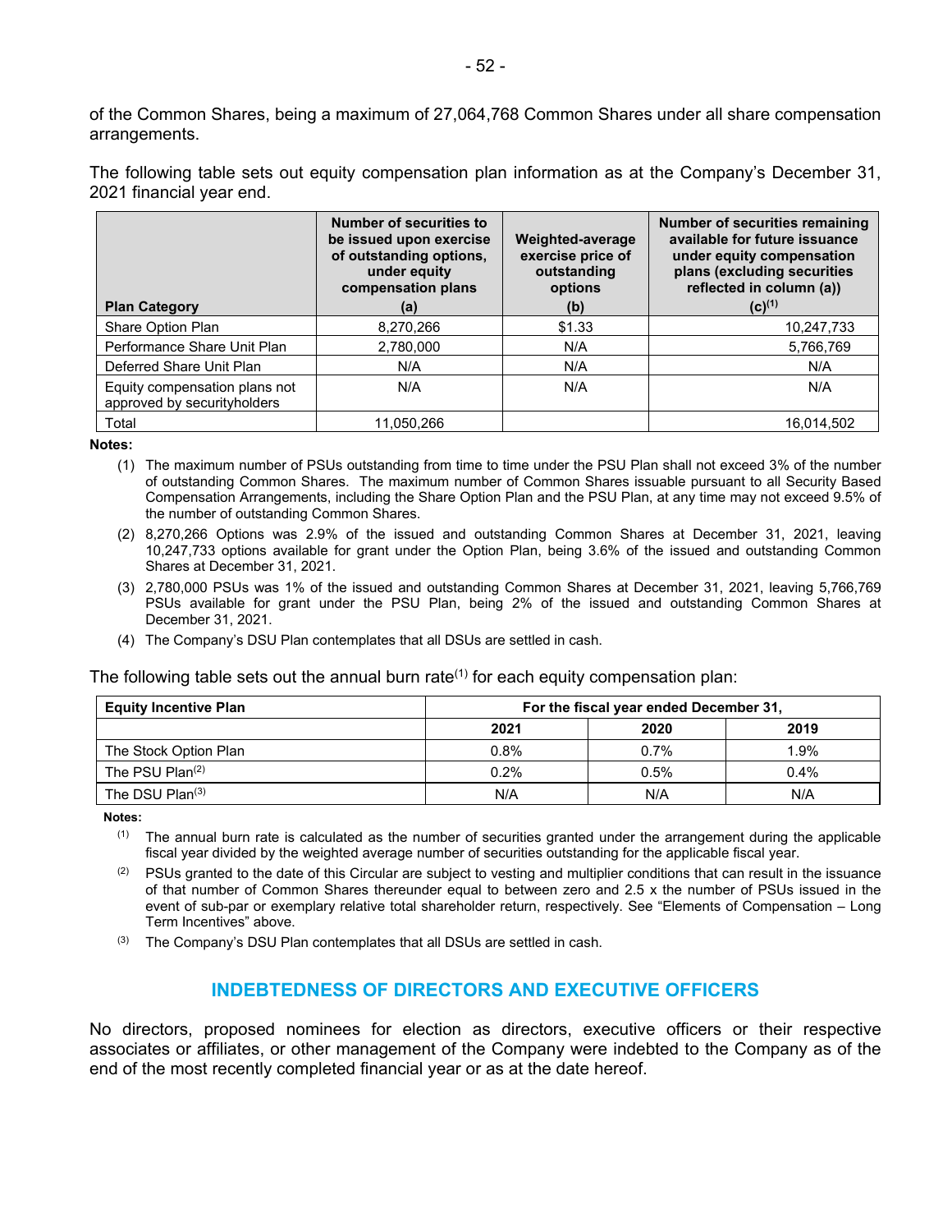of the Common Shares, being a maximum of 27,064,768 Common Shares under all share compensation arrangements.

The following table sets out equity compensation plan information as at the Company's December 31, 2021 financial year end.

| Plan Category | Number of securities to be issued upon exercise of outstanding options, under equity compensation plans (a) | Weighted-average exercise price of outstanding options (b) | Number of securities remaining available for future issuance under equity compensation plans (excluding securities reflected in column (a)) (c)[1] |
|---|---|---|---|
| Share Option Plan | 8,270,266 | $1.33 | 10,247,733 |
| Performance Share Unit Plan | 2,780,000 | N/A | 5,766,769 |
| Deferred Share Unit Plan | N/A | N/A | N/A |
| Equity compensation plans not approved by securityholders | N/A | N/A | N/A |
| Total | 11,050,266 | | 16,014,502 |

**Notes:**

(1) The maximum number of PSUs outstanding from time to time under the PSU Plan shall not exceed 3% of the number of outstanding Common Shares. The maximum number of Common Shares issuable pursuant to all Security Based Compensation Arrangements, including the Share Option Plan and the PSU Plan, at any time may not exceed 9.5% of the number of outstanding Common Shares.

(2) 8,270,266 Options was 2.9% of the issued and outstanding Common Shares at December 31, 2021, leaving 10,247,733 options available for grant under the Option Plan, being 3.6% of the issued and outstanding Common Shares at December 31, 2021.

(3) 2,780,000 PSUs was 1% of the issued and outstanding Common Shares at December 31, 2021, leaving 5,766,769 PSUs available for grant under the PSU Plan, being 2% of the issued and outstanding Common Shares at December 31, 2021.

(4) The Company's DSU Plan contemplates that all DSUs are settled in cash.

The following table sets out the annual burn rate[1] for each equity compensation plan:

| Equity Incentive Plan | For the fiscal year ended December 31, | | |
|---|---|---|---|
| | 2021 | 2020 | 2019 |
| The Stock Option Plan | 0.8% | 0.7% | 1.9% |
| The PSU Plan[2] | 0.2% | 0.5% | 0.4% |
| The DSU Plan[3] | N/A | N/A | N/A |

**Notes:**

(1) The annual burn rate is calculated as the number of securities granted under the arrangement during the applicable fiscal year divided by the weighted average number of securities outstanding for the applicable fiscal year.

(2) PSUs granted to the date of this Circular are subject to vesting and multiplier conditions that can result in the issuance of that number of Common Shares thereunder equal to between zero and 2.5 x the number of PSUs issued in the event of sub-par or exemplary relative total shareholder return, respectively. See "Elements of Compensation – Long Term Incentives" above.

(3) The Company's DSU Plan contemplates that all DSUs are settled in cash.

## INDEBTEDNESS OF DIRECTORS AND EXECUTIVE OFFICERS

No directors, proposed nominees for election as directors, executive officers or their respective associates or affiliates, or other management of the Company were indebted to the Company as of the end of the most recently completed financial year or as at the date hereof.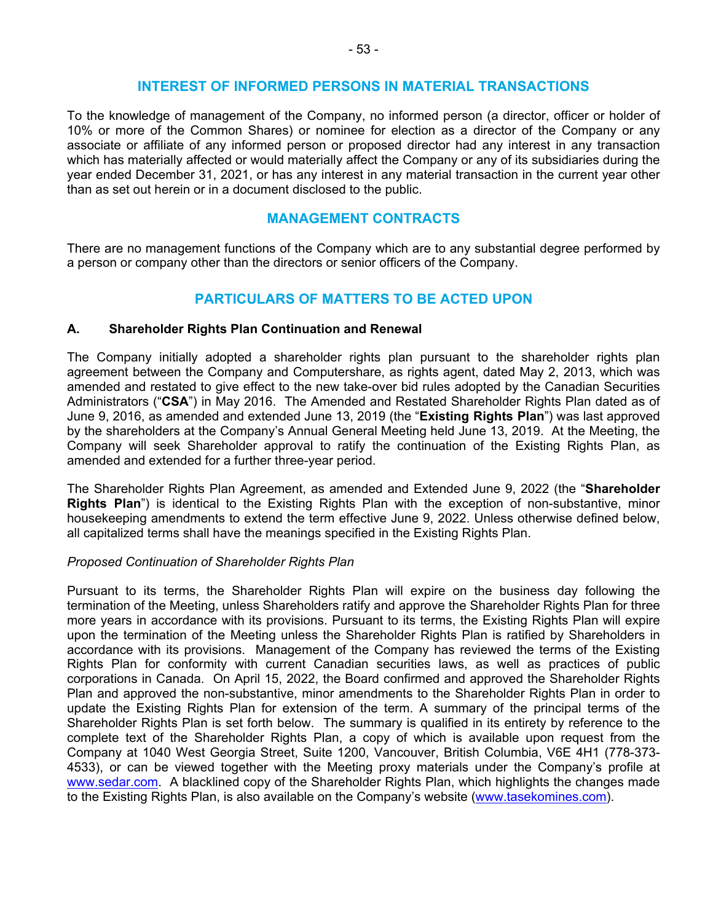## INTEREST OF INFORMED PERSONS IN MATERIAL TRANSACTIONS

To the knowledge of management of the Company, no informed person (a director, officer or holder of 10% or more of the Common Shares) or nominee for election as a director of the Company or any associate or affiliate of any informed person or proposed director had any interest in any transaction which has materially affected or would materially affect the Company or any of its subsidiaries during the year ended December 31, 2021, or has any interest in any material transaction in the current year other than as set out herein or in a document disclosed to the public.

## MANAGEMENT CONTRACTS

There are no management functions of the Company which are to any substantial degree performed by a person or company other than the directors or senior officers of the Company.

## PARTICULARS OF MATTERS TO BE ACTED UPON

### A. Shareholder Rights Plan Continuation and Renewal

The Company initially adopted a shareholder rights plan pursuant to the shareholder rights plan agreement between the Company and Computershare, as rights agent, dated May 2, 2013, which was amended and restated to give effect to the new take-over bid rules adopted by the Canadian Securities Administrators ("**CSA**") in May 2016. The Amended and Restated Shareholder Rights Plan dated as of June 9, 2016, as amended and extended June 13, 2019 (the "**Existing Rights Plan**") was last approved by the shareholders at the Company's Annual General Meeting held June 13, 2019. At the Meeting, the Company will seek Shareholder approval to ratify the continuation of the Existing Rights Plan, as amended and extended for a further three-year period.

The Shareholder Rights Plan Agreement, as amended and Extended June 9, 2022 (the "**Shareholder Rights Plan**") is identical to the Existing Rights Plan with the exception of non-substantive, minor housekeeping amendments to extend the term effective June 9, 2022. Unless otherwise defined below, all capitalized terms shall have the meanings specified in the Existing Rights Plan.

*Proposed Continuation of Shareholder Rights Plan*

Pursuant to its terms, the Shareholder Rights Plan will expire on the business day following the termination of the Meeting, unless Shareholders ratify and approve the Shareholder Rights Plan for three more years in accordance with its provisions. Pursuant to its terms, the Existing Rights Plan will expire upon the termination of the Meeting unless the Shareholder Rights Plan is ratified by Shareholders in accordance with its provisions. Management of the Company has reviewed the terms of the Existing Rights Plan for conformity with current Canadian securities laws, as well as practices of public corporations in Canada. On April 15, 2022, the Board confirmed and approved the Shareholder Rights Plan and approved the non-substantive, minor amendments to the Shareholder Rights Plan in order to update the Existing Rights Plan for extension of the term. A summary of the principal terms of the Shareholder Rights Plan is set forth below. The summary is qualified in its entirety by reference to the complete text of the Shareholder Rights Plan, a copy of which is available upon request from the Company at 1040 West Georgia Street, Suite 1200, Vancouver, British Columbia, V6E 4H1 (778-373-4533), or can be viewed together with the Meeting proxy materials under the Company's profile at www.sedar.com. A blacklined copy of the Shareholder Rights Plan, which highlights the changes made to the Existing Rights Plan, is also available on the Company's website (www.tasekomines.com).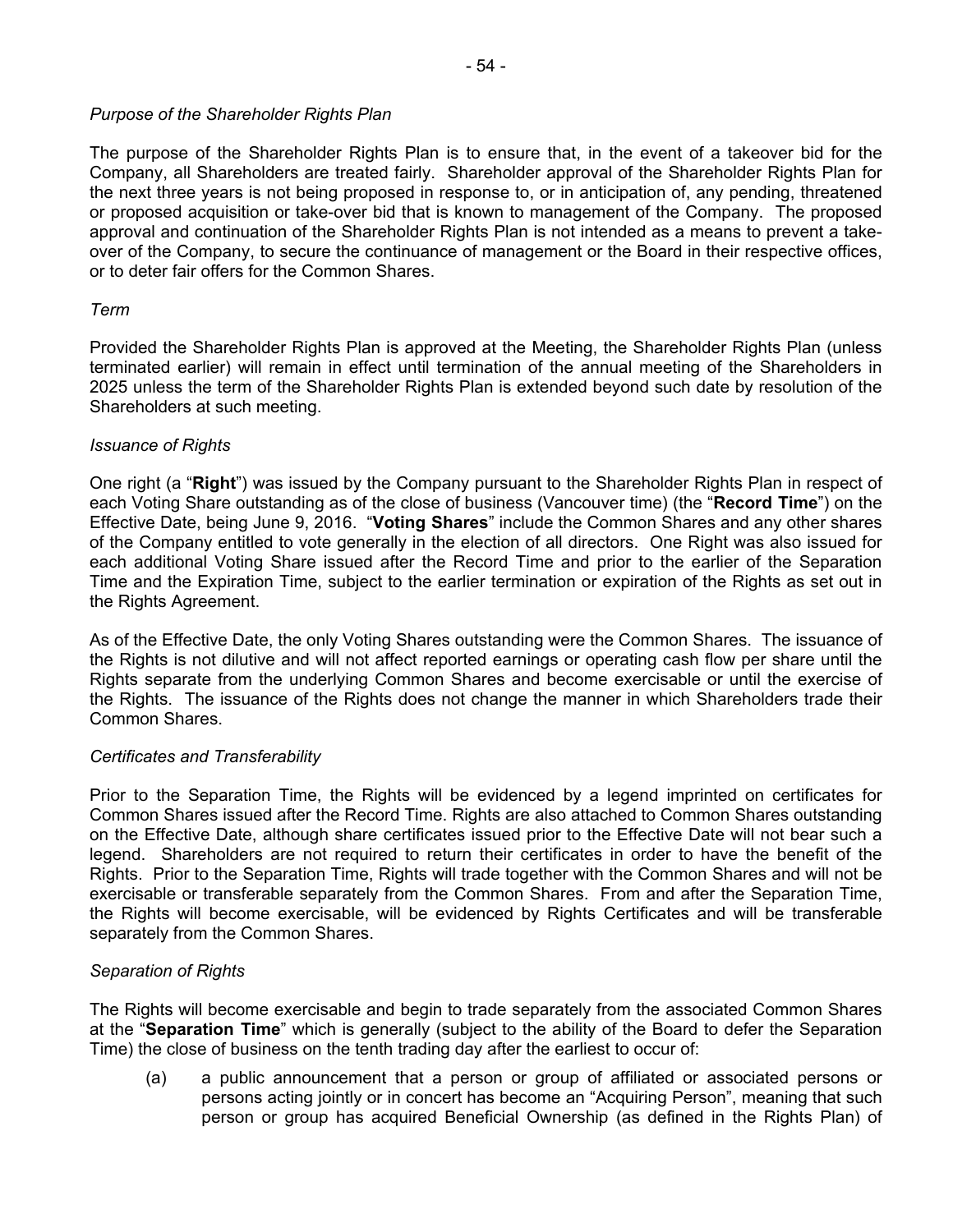*Purpose of the Shareholder Rights Plan*

The purpose of the Shareholder Rights Plan is to ensure that, in the event of a takeover bid for the Company, all Shareholders are treated fairly. Shareholder approval of the Shareholder Rights Plan for the next three years is not being proposed in response to, or in anticipation of, any pending, threatened or proposed acquisition or take-over bid that is known to management of the Company. The proposed approval and continuation of the Shareholder Rights Plan is not intended as a means to prevent a take-over of the Company, to secure the continuance of management or the Board in their respective offices, or to deter fair offers for the Common Shares.

*Term*

Provided the Shareholder Rights Plan is approved at the Meeting, the Shareholder Rights Plan (unless terminated earlier) will remain in effect until termination of the annual meeting of the Shareholders in 2025 unless the term of the Shareholder Rights Plan is extended beyond such date by resolution of the Shareholders at such meeting.

*Issuance of Rights*

One right (a "**Right**") was issued by the Company pursuant to the Shareholder Rights Plan in respect of each Voting Share outstanding as of the close of business (Vancouver time) (the "**Record Time**") on the Effective Date, being June 9, 2016. "**Voting Shares**" include the Common Shares and any other shares of the Company entitled to vote generally in the election of all directors. One Right was also issued for each additional Voting Share issued after the Record Time and prior to the earlier of the Separation Time and the Expiration Time, subject to the earlier termination or expiration of the Rights as set out in the Rights Agreement.

As of the Effective Date, the only Voting Shares outstanding were the Common Shares. The issuance of the Rights is not dilutive and will not affect reported earnings or operating cash flow per share until the Rights separate from the underlying Common Shares and become exercisable or until the exercise of the Rights. The issuance of the Rights does not change the manner in which Shareholders trade their Common Shares.

*Certificates and Transferability*

Prior to the Separation Time, the Rights will be evidenced by a legend imprinted on certificates for Common Shares issued after the Record Time. Rights are also attached to Common Shares outstanding on the Effective Date, although share certificates issued prior to the Effective Date will not bear such a legend. Shareholders are not required to return their certificates in order to have the benefit of the Rights. Prior to the Separation Time, Rights will trade together with the Common Shares and will not be exercisable or transferable separately from the Common Shares. From and after the Separation Time, the Rights will become exercisable, will be evidenced by Rights Certificates and will be transferable separately from the Common Shares.

*Separation of Rights*

The Rights will become exercisable and begin to trade separately from the associated Common Shares at the "**Separation Time**" which is generally (subject to the ability of the Board to defer the Separation Time) the close of business on the tenth trading day after the earliest to occur of:

(a) a public announcement that a person or group of affiliated or associated persons or persons acting jointly or in concert has become an "Acquiring Person", meaning that such person or group has acquired Beneficial Ownership (as defined in the Rights Plan) of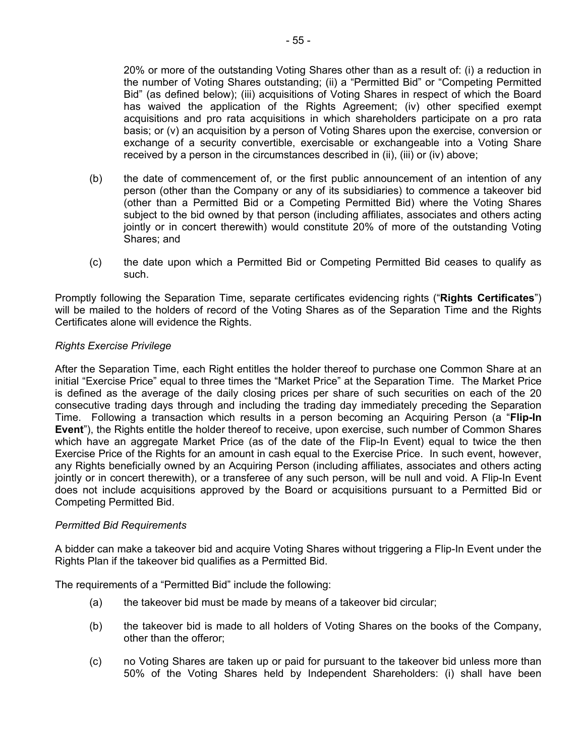20% or more of the outstanding Voting Shares other than as a result of: (i) a reduction in the number of Voting Shares outstanding; (ii) a "Permitted Bid" or "Competing Permitted Bid" (as defined below); (iii) acquisitions of Voting Shares in respect of which the Board has waived the application of the Rights Agreement; (iv) other specified exempt acquisitions and pro rata acquisitions in which shareholders participate on a pro rata basis; or (v) an acquisition by a person of Voting Shares upon the exercise, conversion or exchange of a security convertible, exercisable or exchangeable into a Voting Share received by a person in the circumstances described in (ii), (iii) or (iv) above;

(b) the date of commencement of, or the first public announcement of an intention of any person (other than the Company or any of its subsidiaries) to commence a takeover bid (other than a Permitted Bid or a Competing Permitted Bid) where the Voting Shares subject to the bid owned by that person (including affiliates, associates and others acting jointly or in concert therewith) would constitute 20% of more of the outstanding Voting Shares; and

(c) the date upon which a Permitted Bid or Competing Permitted Bid ceases to qualify as such.

Promptly following the Separation Time, separate certificates evidencing rights ("**Rights Certificates**") will be mailed to the holders of record of the Voting Shares as of the Separation Time and the Rights Certificates alone will evidence the Rights.

*Rights Exercise Privilege*

After the Separation Time, each Right entitles the holder thereof to purchase one Common Share at an initial "Exercise Price" equal to three times the "Market Price" at the Separation Time. The Market Price is defined as the average of the daily closing prices per share of such securities on each of the 20 consecutive trading days through and including the trading day immediately preceding the Separation Time. Following a transaction which results in a person becoming an Acquiring Person (a "**Flip-In Event**"), the Rights entitle the holder thereof to receive, upon exercise, such number of Common Shares which have an aggregate Market Price (as of the date of the Flip-In Event) equal to twice the then Exercise Price of the Rights for an amount in cash equal to the Exercise Price. In such event, however, any Rights beneficially owned by an Acquiring Person (including affiliates, associates and others acting jointly or in concert therewith), or a transferee of any such person, will be null and void. A Flip-In Event does not include acquisitions approved by the Board or acquisitions pursuant to a Permitted Bid or Competing Permitted Bid.

*Permitted Bid Requirements*

A bidder can make a takeover bid and acquire Voting Shares without triggering a Flip-In Event under the Rights Plan if the takeover bid qualifies as a Permitted Bid.

The requirements of a "Permitted Bid" include the following:

(a) the takeover bid must be made by means of a takeover bid circular;

(b) the takeover bid is made to all holders of Voting Shares on the books of the Company, other than the offeror;

(c) no Voting Shares are taken up or paid for pursuant to the takeover bid unless more than 50% of the Voting Shares held by Independent Shareholders: (i) shall have been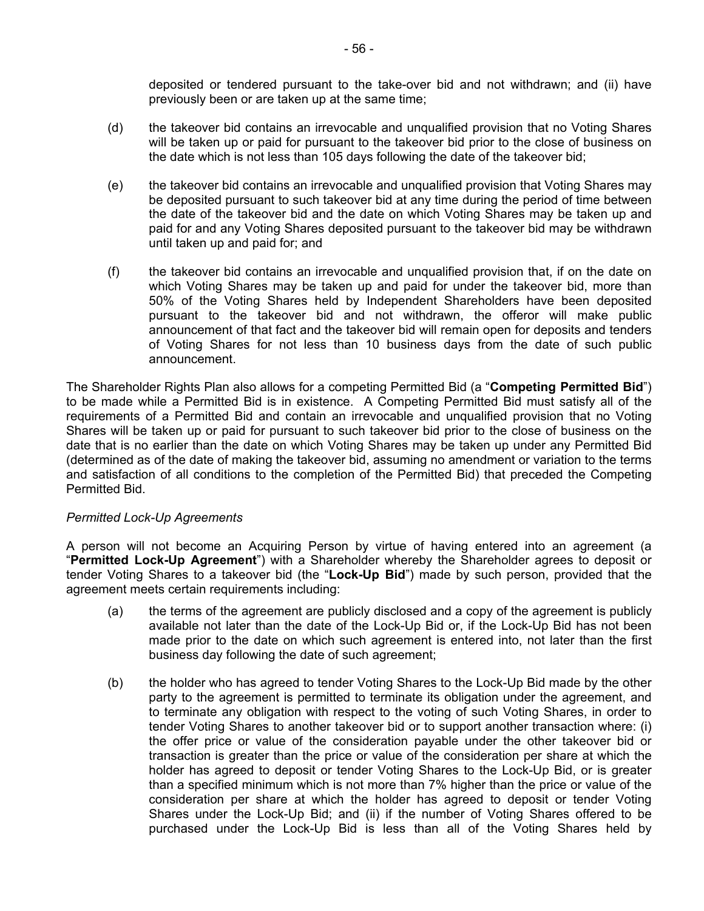deposited or tendered pursuant to the take-over bid and not withdrawn; and (ii) have previously been or are taken up at the same time;

(d) the takeover bid contains an irrevocable and unqualified provision that no Voting Shares will be taken up or paid for pursuant to the takeover bid prior to the close of business on the date which is not less than 105 days following the date of the takeover bid;

(e) the takeover bid contains an irrevocable and unqualified provision that Voting Shares may be deposited pursuant to such takeover bid at any time during the period of time between the date of the takeover bid and the date on which Voting Shares may be taken up and paid for and any Voting Shares deposited pursuant to the takeover bid may be withdrawn until taken up and paid for; and

(f) the takeover bid contains an irrevocable and unqualified provision that, if on the date on which Voting Shares may be taken up and paid for under the takeover bid, more than 50% of the Voting Shares held by Independent Shareholders have been deposited pursuant to the takeover bid and not withdrawn, the offeror will make public announcement of that fact and the takeover bid will remain open for deposits and tenders of Voting Shares for not less than 10 business days from the date of such public announcement.

The Shareholder Rights Plan also allows for a competing Permitted Bid (a "**Competing Permitted Bid**") to be made while a Permitted Bid is in existence. A Competing Permitted Bid must satisfy all of the requirements of a Permitted Bid and contain an irrevocable and unqualified provision that no Voting Shares will be taken up or paid for pursuant to such takeover bid prior to the close of business on the date that is no earlier than the date on which Voting Shares may be taken up under any Permitted Bid (determined as of the date of making the takeover bid, assuming no amendment or variation to the terms and satisfaction of all conditions to the completion of the Permitted Bid) that preceded the Competing Permitted Bid.

*Permitted Lock-Up Agreements*

A person will not become an Acquiring Person by virtue of having entered into an agreement (a "**Permitted Lock-Up Agreement**") with a Shareholder whereby the Shareholder agrees to deposit or tender Voting Shares to a takeover bid (the "**Lock-Up Bid**") made by such person, provided that the agreement meets certain requirements including:

(a) the terms of the agreement are publicly disclosed and a copy of the agreement is publicly available not later than the date of the Lock-Up Bid or, if the Lock-Up Bid has not been made prior to the date on which such agreement is entered into, not later than the first business day following the date of such agreement;

(b) the holder who has agreed to tender Voting Shares to the Lock-Up Bid made by the other party to the agreement is permitted to terminate its obligation under the agreement, and to terminate any obligation with respect to the voting of such Voting Shares, in order to tender Voting Shares to another takeover bid or to support another transaction where: (i) the offer price or value of the consideration payable under the other takeover bid or transaction is greater than the price or value of the consideration per share at which the holder has agreed to deposit or tender Voting Shares to the Lock-Up Bid, or is greater than a specified minimum which is not more than 7% higher than the price or value of the consideration per share at which the holder has agreed to deposit or tender Voting Shares under the Lock-Up Bid; and (ii) if the number of Voting Shares offered to be purchased under the Lock-Up Bid is less than all of the Voting Shares held by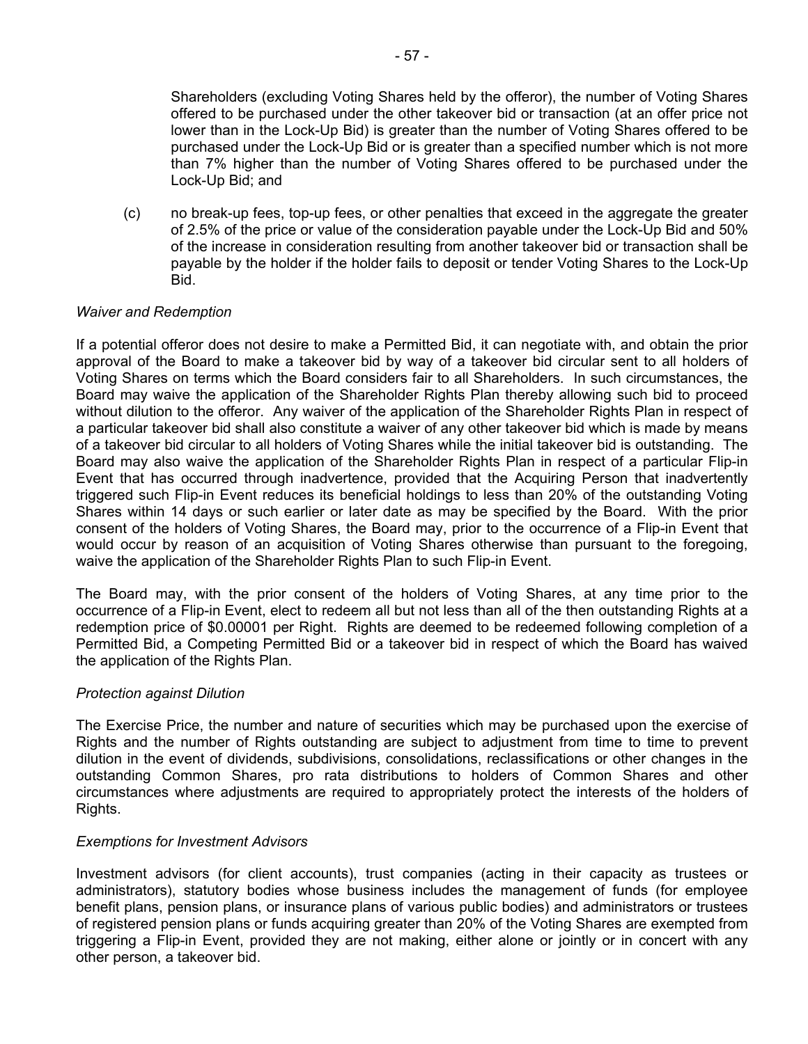Shareholders (excluding Voting Shares held by the offeror), the number of Voting Shares offered to be purchased under the other takeover bid or transaction (at an offer price not lower than in the Lock-Up Bid) is greater than the number of Voting Shares offered to be purchased under the Lock-Up Bid or is greater than a specified number which is not more than 7% higher than the number of Voting Shares offered to be purchased under the Lock-Up Bid; and

(c) no break-up fees, top-up fees, or other penalties that exceed in the aggregate the greater of 2.5% of the price or value of the consideration payable under the Lock-Up Bid and 50% of the increase in consideration resulting from another takeover bid or transaction shall be payable by the holder if the holder fails to deposit or tender Voting Shares to the Lock-Up Bid.

*Waiver and Redemption*

If a potential offeror does not desire to make a Permitted Bid, it can negotiate with, and obtain the prior approval of the Board to make a takeover bid by way of a takeover bid circular sent to all holders of Voting Shares on terms which the Board considers fair to all Shareholders. In such circumstances, the Board may waive the application of the Shareholder Rights Plan thereby allowing such bid to proceed without dilution to the offeror. Any waiver of the application of the Shareholder Rights Plan in respect of a particular takeover bid shall also constitute a waiver of any other takeover bid which is made by means of a takeover bid circular to all holders of Voting Shares while the initial takeover bid is outstanding. The Board may also waive the application of the Shareholder Rights Plan in respect of a particular Flip-in Event that has occurred through inadvertence, provided that the Acquiring Person that inadvertently triggered such Flip-in Event reduces its beneficial holdings to less than 20% of the outstanding Voting Shares within 14 days or such earlier or later date as may be specified by the Board. With the prior consent of the holders of Voting Shares, the Board may, prior to the occurrence of a Flip-in Event that would occur by reason of an acquisition of Voting Shares otherwise than pursuant to the foregoing, waive the application of the Shareholder Rights Plan to such Flip-in Event.

The Board may, with the prior consent of the holders of Voting Shares, at any time prior to the occurrence of a Flip-in Event, elect to redeem all but not less than all of the then outstanding Rights at a redemption price of $0.00001 per Right. Rights are deemed to be redeemed following completion of a Permitted Bid, a Competing Permitted Bid or a takeover bid in respect of which the Board has waived the application of the Rights Plan.

*Protection against Dilution*

The Exercise Price, the number and nature of securities which may be purchased upon the exercise of Rights and the number of Rights outstanding are subject to adjustment from time to time to prevent dilution in the event of dividends, subdivisions, consolidations, reclassifications or other changes in the outstanding Common Shares, pro rata distributions to holders of Common Shares and other circumstances where adjustments are required to appropriately protect the interests of the holders of Rights.

*Exemptions for Investment Advisors*

Investment advisors (for client accounts), trust companies (acting in their capacity as trustees or administrators), statutory bodies whose business includes the management of funds (for employee benefit plans, pension plans, or insurance plans of various public bodies) and administrators or trustees of registered pension plans or funds acquiring greater than 20% of the Voting Shares are exempted from triggering a Flip-in Event, provided they are not making, either alone or jointly or in concert with any other person, a takeover bid.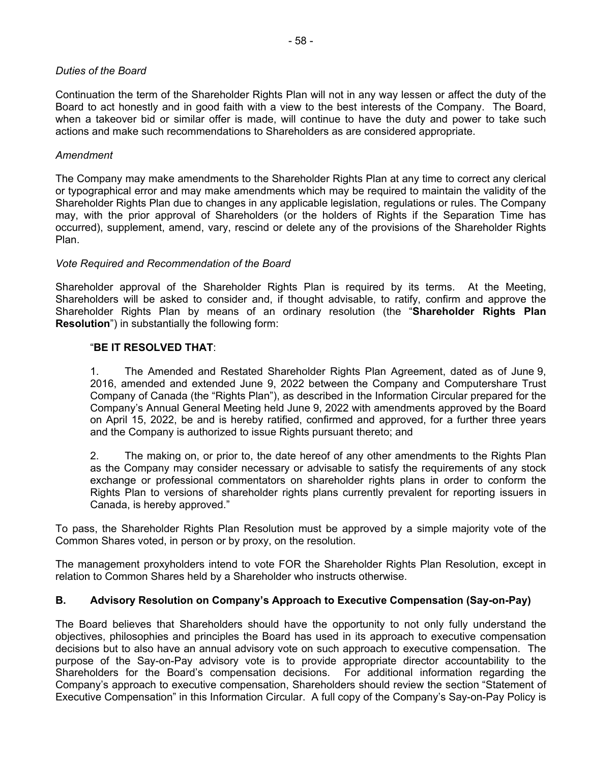*Duties of the Board*

Continuation the term of the Shareholder Rights Plan will not in any way lessen or affect the duty of the Board to act honestly and in good faith with a view to the best interests of the Company. The Board, when a takeover bid or similar offer is made, will continue to have the duty and power to take such actions and make such recommendations to Shareholders as are considered appropriate.

*Amendment*

The Company may make amendments to the Shareholder Rights Plan at any time to correct any clerical or typographical error and may make amendments which may be required to maintain the validity of the Shareholder Rights Plan due to changes in any applicable legislation, regulations or rules. The Company may, with the prior approval of Shareholders (or the holders of Rights if the Separation Time has occurred), supplement, amend, vary, rescind or delete any of the provisions of the Shareholder Rights Plan.

*Vote Required and Recommendation of the Board*

Shareholder approval of the Shareholder Rights Plan is required by its terms. At the Meeting, Shareholders will be asked to consider and, if thought advisable, to ratify, confirm and approve the Shareholder Rights Plan by means of an ordinary resolution (the "**Shareholder Rights Plan Resolution**") in substantially the following form:

> "**BE IT RESOLVED THAT**:
>
> 1. The Amended and Restated Shareholder Rights Plan Agreement, dated as of June 9, 2016, amended and extended June 9, 2022 between the Company and Computershare Trust Company of Canada (the "Rights Plan"), as described in the Information Circular prepared for the Company's Annual General Meeting held June 9, 2022 with amendments approved by the Board on April 15, 2022, be and is hereby ratified, confirmed and approved, for a further three years and the Company is authorized to issue Rights pursuant thereto; and
>
> 2. The making on, or prior to, the date hereof of any other amendments to the Rights Plan as the Company may consider necessary or advisable to satisfy the requirements of any stock exchange or professional commentators on shareholder rights plans in order to conform the Rights Plan to versions of shareholder rights plans currently prevalent for reporting issuers in Canada, is hereby approved."

To pass, the Shareholder Rights Plan Resolution must be approved by a simple majority vote of the Common Shares voted, in person or by proxy, on the resolution.

The management proxyholders intend to vote FOR the Shareholder Rights Plan Resolution, except in relation to Common Shares held by a Shareholder who instructs otherwise.

### B. Advisory Resolution on Company's Approach to Executive Compensation (Say-on-Pay)

The Board believes that Shareholders should have the opportunity to not only fully understand the objectives, philosophies and principles the Board has used in its approach to executive compensation decisions but to also have an annual advisory vote on such approach to executive compensation. The purpose of the Say-on-Pay advisory vote is to provide appropriate director accountability to the Shareholders for the Board's compensation decisions. For additional information regarding the Company's approach to executive compensation, Shareholders should review the section "Statement of Executive Compensation" in this Information Circular. A full copy of the Company's Say-on-Pay Policy is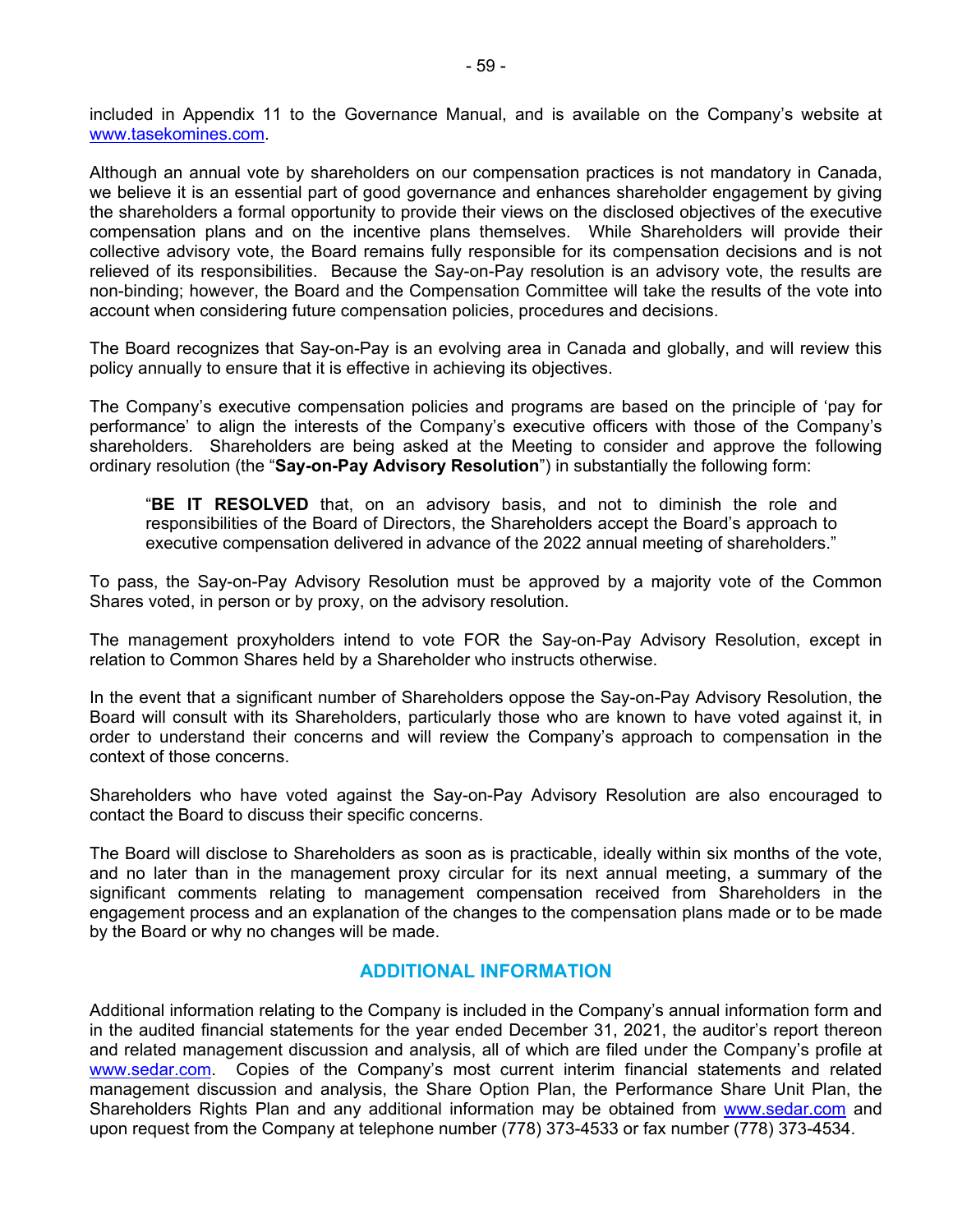included in Appendix 11 to the Governance Manual, and is available on the Company's website at [www.tasekomines.com](http://www.tasekomines.com).

Although an annual vote by shareholders on our compensation practices is not mandatory in Canada, we believe it is an essential part of good governance and enhances shareholder engagement by giving the shareholders a formal opportunity to provide their views on the disclosed objectives of the executive compensation plans and on the incentive plans themselves. While Shareholders will provide their collective advisory vote, the Board remains fully responsible for its compensation decisions and is not relieved of its responsibilities. Because the Say-on-Pay resolution is an advisory vote, the results are non-binding; however, the Board and the Compensation Committee will take the results of the vote into account when considering future compensation policies, procedures and decisions.

The Board recognizes that Say-on-Pay is an evolving area in Canada and globally, and will review this policy annually to ensure that it is effective in achieving its objectives.

The Company's executive compensation policies and programs are based on the principle of 'pay for performance' to align the interests of the Company's executive officers with those of the Company's shareholders. Shareholders are being asked at the Meeting to consider and approve the following ordinary resolution (the "**Say-on-Pay Advisory Resolution**") in substantially the following form:

> "**BE IT RESOLVED** that, on an advisory basis, and not to diminish the role and responsibilities of the Board of Directors, the Shareholders accept the Board's approach to executive compensation delivered in advance of the 2022 annual meeting of shareholders."

To pass, the Say-on-Pay Advisory Resolution must be approved by a majority vote of the Common Shares voted, in person or by proxy, on the advisory resolution.

The management proxyholders intend to vote FOR the Say-on-Pay Advisory Resolution, except in relation to Common Shares held by a Shareholder who instructs otherwise.

In the event that a significant number of Shareholders oppose the Say-on-Pay Advisory Resolution, the Board will consult with its Shareholders, particularly those who are known to have voted against it, in order to understand their concerns and will review the Company's approach to compensation in the context of those concerns.

Shareholders who have voted against the Say-on-Pay Advisory Resolution are also encouraged to contact the Board to discuss their specific concerns.

The Board will disclose to Shareholders as soon as is practicable, ideally within six months of the vote, and no later than in the management proxy circular for its next annual meeting, a summary of the significant comments relating to management compensation received from Shareholders in the engagement process and an explanation of the changes to the compensation plans made or to be made by the Board or why no changes will be made.

## ADDITIONAL INFORMATION

Additional information relating to the Company is included in the Company's annual information form and in the audited financial statements for the year ended December 31, 2021, the auditor's report thereon and related management discussion and analysis, all of which are filed under the Company's profile at [www.sedar.com](http://www.sedar.com). Copies of the Company's most current interim financial statements and related management discussion and analysis, the Share Option Plan, the Performance Share Unit Plan, the Shareholders Rights Plan and any additional information may be obtained from [www.sedar.com](http://www.sedar.com) and upon request from the Company at telephone number (778) 373-4533 or fax number (778) 373-4534.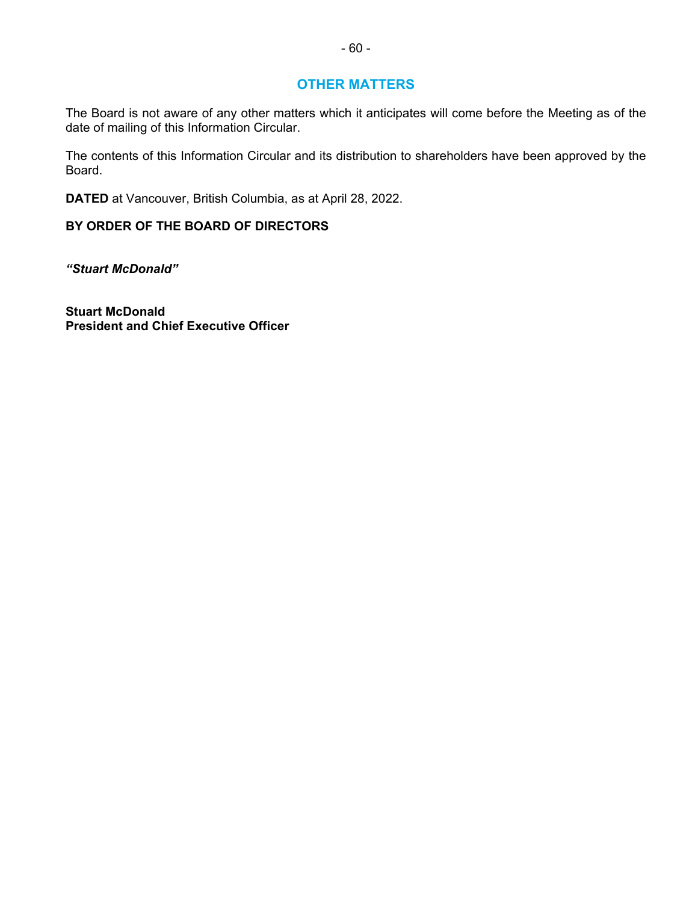## OTHER MATTERS

The Board is not aware of any other matters which it anticipates will come before the Meeting as of the date of mailing of this Information Circular.

The contents of this Information Circular and its distribution to shareholders have been approved by the Board.

**DATED** at Vancouver, British Columbia, as at April 28, 2022.

**BY ORDER OF THE BOARD OF DIRECTORS**

***"Stuart McDonald"***

**Stuart McDonald**
**President and Chief Executive Officer**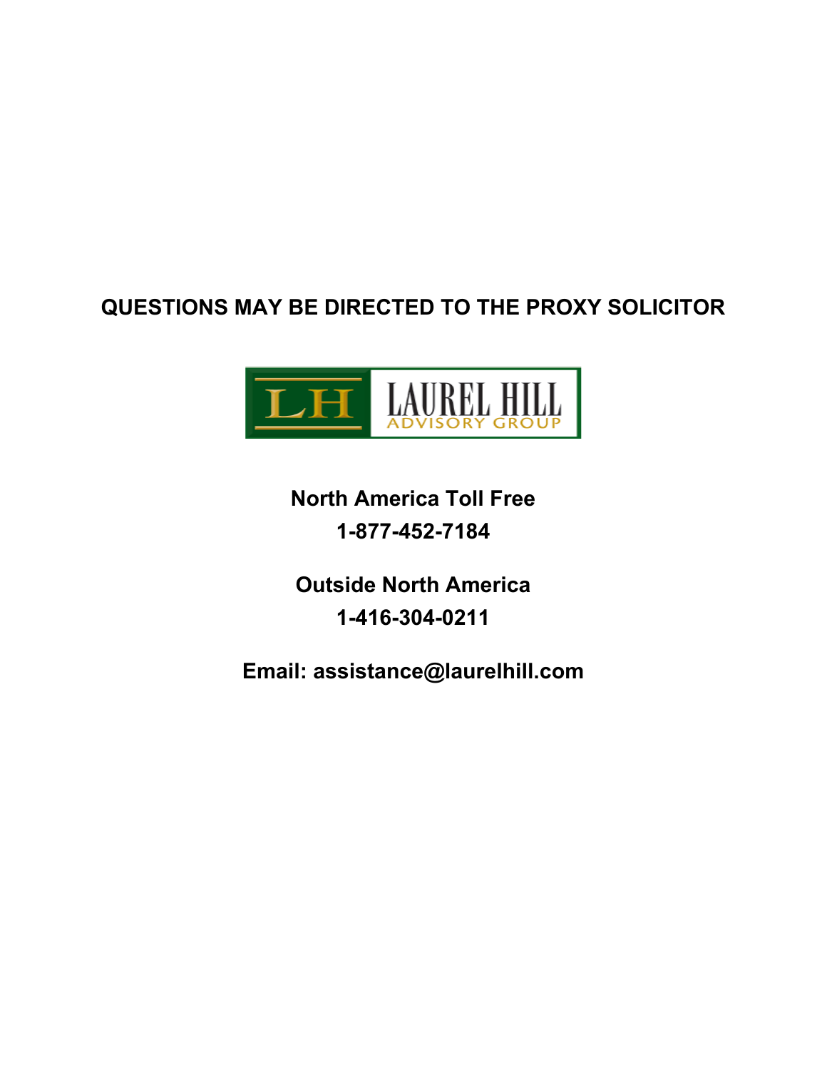**QUESTIONS MAY BE DIRECTED TO THE PROXY SOLICITOR**

LH LAUREL HILL ADVISORY GROUP

**North America Toll Free**

**1-877-452-7184**

**Outside North America**

**1-416-304-0211**

**Email: assistance@laurelhill.com**